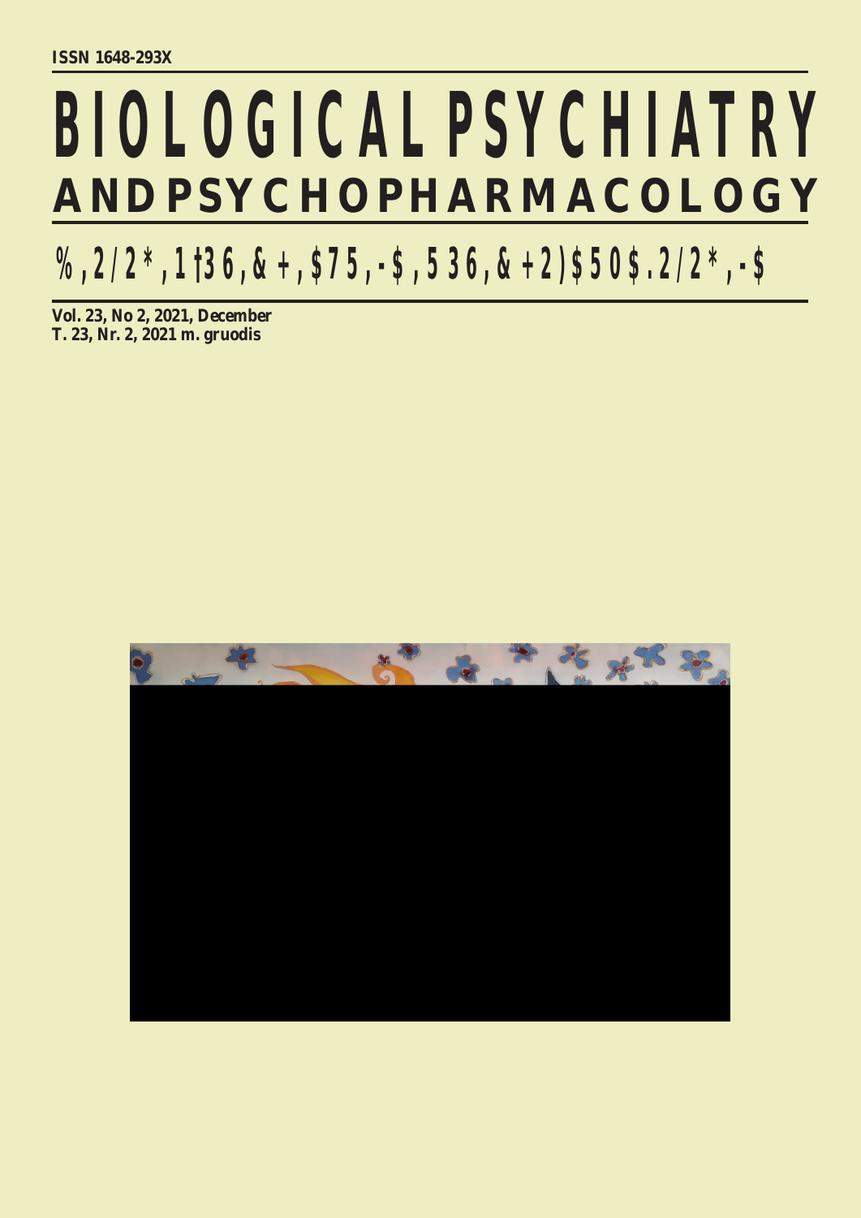ISSN 1648-293X

# BIOLOGICAL PSYCHIATRY AND PSYCHOPHARMACOLOGY

## %,2/2*,1‡36,&+,$75,-$,536,&+2)$50$.2/2*,-$

**Vol. 23, No 2, 2021, December**
**T. 23, Nr. 2, 2021 m. gruodis**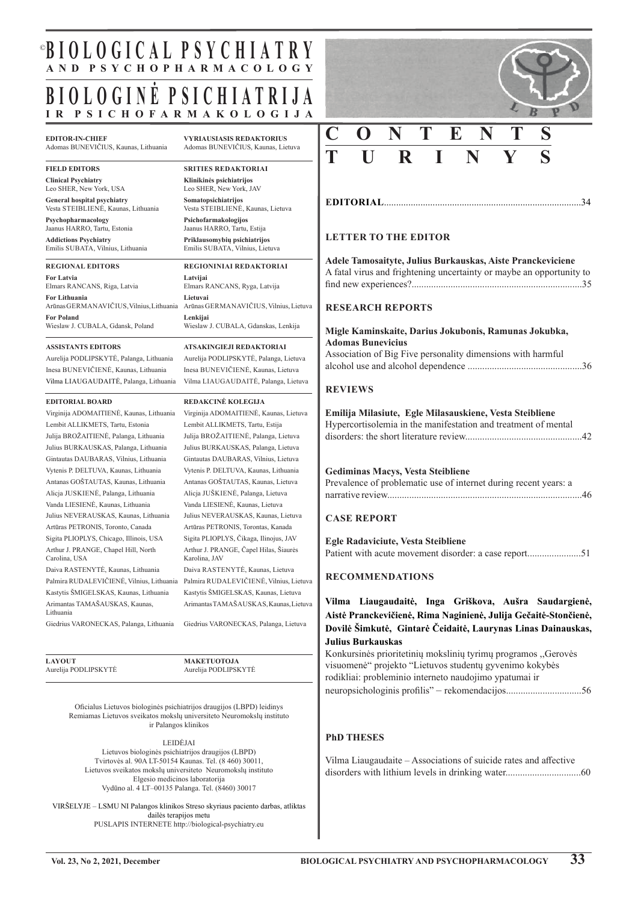# ©BIOLOGICAL PSYCHIATRY AND PSYCHOPHARMACOLOGY

# BIOLOGINĖ PSICHIATRIJA IR PSICHOFARMAKOLOGIJA

**EDITOR-IN-CHIEF**
Adomas BUNEVIČIUS, Kaunas, Lithuania

**VYRIAUSIASIS REDAKTORIUS**
Adomas BUNEVIČIUS, Kaunas, Lietuva

**FIELD EDITORS**

**Clinical Psychiatry**
Leo SHER, New York, USA

**General hospital psychiatry**
Vesta STEIBLIENĖ, Kaunas, Lithuania

**Psychopharmacology**
Jaanus HARRO, Tartu, Estonia

**Addictions Psychiatry**
Emilis SUBATA, Vilnius, Lithuania

**SRITIES REDAKTORIAI**

**Klinikinės psichiatrijos**
Leo SHER, New York, JAV

**Somatopsichiatrijos**
Vesta STEIBLIENĖ, Kaunas, Lietuva

**Psichofarmakologijos**
Jaanus HARRO, Tartu, Estija

**Priklausomybių psichiatrijos**
Emilis SUBATA, Vilnius, Lietuva

**REGIONAL EDITORS**

**For Latvia**
Elmars RANCANS, Riga, Latvia

**For Lithuania**
Arūnas GERMANAVIČIUS, Vilnius, Lithuania

**For Poland**
Wieslaw J. CUBALA, Gdansk, Poland

**REGIONINIAI REDAKTORIAI**

**Latvijai**
Elmars RANCANS, Ryga, Latvija

**Lietuvai**
Arūnas GERMANAVIČIUS, Vilnius, Lietuva

**Lenkijai**
Wieslaw J. CUBALA, Gdanskas, Lenkija

**ASSISTANTS EDITORS**
Aurelija PODLIPSKYTĖ, Palanga, Lithuania
Inesa BUNEVIČIENĖ, Kaunas, Lithuania
Vilma LIAUGAUDAITĖ, Palanga, Lithuania

**ATSAKINGIEJI REDAKTORIAI**
Aurelija PODLIPSKYTĖ, Palanga, Lietuva
Inesa BUNEVIČIENĖ, Kaunas, Lietuva
Vilma LIAUGAUDAITĖ, Palanga, Lietuva

**EDITORIAL BOARD**
Virginija ADOMAITIENĖ, Kaunas, Lithuania
Lembit ALLIKMETS, Tartu, Estonia
Julija BROŽAITIENĖ, Palanga, Lithuania
Julius BURKAUSKAS, Palanga, Lithuania
Gintautas DAUBARAS, Vilnius, Lithuania
Vytenis P. DELTUVA, Kaunas, Lithuania
Antanas GOŠTAUTAS, Kaunas, Lithuania
Alicja JUSKIENĖ, Palanga, Lithuania
Vanda LIESIENĖ, Kaunas, Lithuania
Julius NEVERAUSKAS, Kaunas, Lithuania
Artūras PETRONIS, Toronto, Canada
Sigita PLIOPLYS, Chicago, Illinois, USA
Arthur J. PRANGE, Chapel Hill, North Carolina, USA
Daiva RASTENYTĖ, Kaunas, Lithuania
Palmira RUDALEVIČIENĖ, Vilnius, Lithuania
Kastytis ŠMIGELSKAS, Kaunas, Lithuania
Arimantas TAMAŠAUSKAS, Kaunas, Lithuania
Giedrius VARONECKAS, Palanga, Lithuania

**REDAKCINĖ KOLEGIJA**
Virginija ADOMAITIENĖ, Kaunas, Lietuva
Lembit ALLIKMETS, Tartu, Estija
Julija BROŽAITIENĖ, Palanga, Lietuva
Julius BURKAUSKAS, Palanga, Lietuva
Gintautas DAUBARAS, Vilnius, Lietuva
Vytenis P. DELTUVA, Kaunas, Lithuania
Antanas GOŠTAUTAS, Kaunas, Lietuva
Alicja JUŠKIENĖ, Palanga, Lietuva
Vanda LIESIENĖ, Kaunas, Lietuva
Julius NEVERAUSKAS, Kaunas, Lietuva
Artūras PETRONIS, Torontas, Kanada
Sigita PLIOPLYS, Čikaga, Ilinojus, JAV
Arthur J. PRANGE, Čapel Hilas, Šiaurės Karolina, JAV
Daiva RASTENYTĖ, Kaunas, Lietuva
Palmira RUDALEVIČIENĖ, Vilnius, Lietuva
Kastytis ŠMIGELSKAS, Kaunas, Lietuva
Arimantas TAMAŠAUSKAS, Kaunas, Lietuva
Giedrius VARONECKAS, Palanga, Lietuva

**LAYOUT**
Aurelija PODLIPSKYTĖ

**MAKETUOTOJA**
Aurelija PODLIPSKYTĖ

Oficialus Lietuvos biologinės psichiatrijos draugijos (LBPD) leidinys
Remiamas Lietuvos sveikatos mokslų universiteto Neuromokslų instituto ir Palangos klinikos

LEIDĖJAI
Lietuvos biologinės psichiatrijos draugijos (LBPD)
Tvirtovės al. 90A LT-50154 Kaunas. Tel. (8 460) 30011,
Lietuvos sveikatos mokslų universiteto Neuromokslų instituto
Elgesio medicinos laboratorija
Vydūno al. 4 LT–00135 Palanga. Tel. (8460) 30017

VIRŠELYJE – LSMU NI Palangos klinikos Streso skyriaus paciento darbas, atliktas dailės terapijos metu
PUSLAPIS INTERNETE http://biological-psychiatry.eu

# CONTENTS

# TURINYS

**EDITORIAL**................................................................................34

## LETTER TO THE EDITOR

**Adele Tamosaityte, Julius Burkauskas, Aiste Pranckeviciene**
A fatal virus and frightening uncertainty or maybe an opportunity to find new experiences?......................................................................35

## RESEARCH REPORTS

**Migle Kaminskaite, Darius Jokubonis, Ramunas Jokubka, Adomas Bunevicius**
Association of Big Five personality dimensions with harmful alcohol use and alcohol dependence ..............................................36

## REVIEWS

**Emilija Milasiute, Egle Milasauskiene, Vesta Steibliene**
Hypercortisolemia in the manifestation and treatment of mental disorders: the short literature review................................................42

**Gediminas Macys, Vesta Steibliene**
Prevalence of problematic use of internet during recent years: a narrative review...............................................................................46

## CASE REPORT

**Egle Radaviciute, Vesta Steibliene**
Patient with acute movement disorder: a case report......................51

## RECOMMENDATIONS

**Vilma Liaugaudaitė, Inga Griškova, Aušra Saudargienė, Aistė Pranckevičienė, Rima Naginienė, Julija Gečaitė-Stončienė, Dovilė Šimkutė, Gintarė Čeidaitė, Laurynas Linas Dainauskas, Julius Burkauskas**
Konkursinės prioritetinių mokslinių tyrimų programos ,,Gerovės visuomenė" projekto "Lietuvos studentų gyvenimo kokybės rodikliai: probleminio interneto naudojimo ypatumai ir neuropsichologinis profilis" – rekomendacijos...............................56

## PhD THESES

Vilma Liaugaudaite – Associations of suicide rates and affective disorders with lithium levels in drinking water...............................60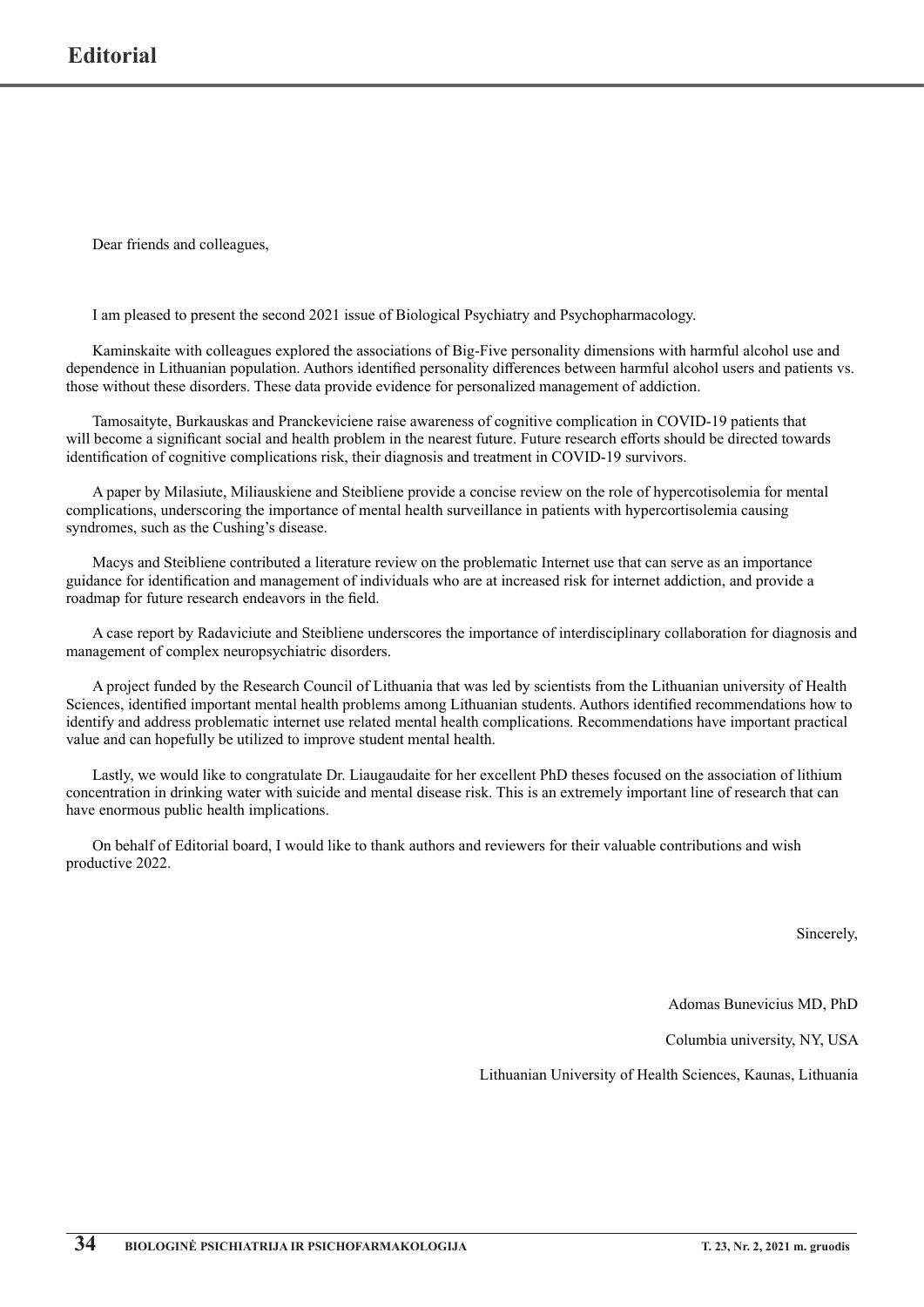# Editorial

Dear friends and colleagues,

I am pleased to present the second 2021 issue of Biological Psychiatry and Psychopharmacology.

Kaminskaite with colleagues explored the associations of Big-Five personality dimensions with harmful alcohol use and dependence in Lithuanian population. Authors identified personality differences between harmful alcohol users and patients vs. those without these disorders. These data provide evidence for personalized management of addiction.

Tamosaityte, Burkauskas and Pranckeviciene raise awareness of cognitive complication in COVID-19 patients that will become a significant social and health problem in the nearest future. Future research efforts should be directed towards identification of cognitive complications risk, their diagnosis and treatment in COVID-19 survivors.

A paper by Milasiute, Miliauskiene and Steibliene provide a concise review on the role of hypercotisolemia for mental complications, underscoring the importance of mental health surveillance in patients with hypercortisolemia causing syndromes, such as the Cushing's disease.

Macys and Steibliene contributed a literature review on the problematic Internet use that can serve as an importance guidance for identification and management of individuals who are at increased risk for internet addiction, and provide a roadmap for future research endeavors in the field.

A case report by Radaviciute and Steibliene underscores the importance of interdisciplinary collaboration for diagnosis and management of complex neuropsychiatric disorders.

A project funded by the Research Council of Lithuania that was led by scientists from the Lithuanian university of Health Sciences, identified important mental health problems among Lithuanian students. Authors identified recommendations how to identify and address problematic internet use related mental health complications. Recommendations have important practical value and can hopefully be utilized to improve student mental health.

Lastly, we would like to congratulate Dr. Liaugaudaite for her excellent PhD theses focused on the association of lithium concentration in drinking water with suicide and mental disease risk. This is an extremely important line of research that can have enormous public health implications.

On behalf of Editorial board, I would like to thank authors and reviewers for their valuable contributions and wish productive 2022.

Sincerely,

Adomas Bunevicius MD, PhD

Columbia university, NY, USA

Lithuanian University of Health Sciences, Kaunas, Lithuania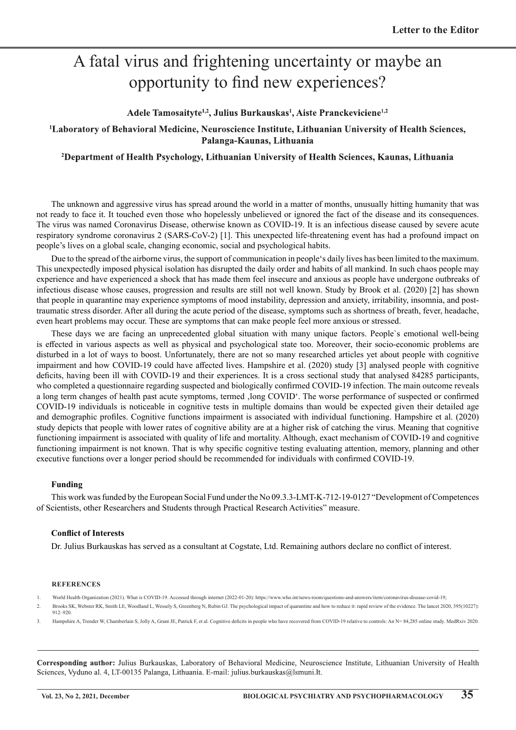Letter to the Editor

# A fatal virus and frightening uncertainty or maybe an opportunity to find new experiences?

**Adele Tamosaityte[1,2], Julius Burkauskas[1], Aiste Pranckeviciene[1,2]**

**[1]Laboratory of Behavioral Medicine, Neuroscience Institute, Lithuanian University of Health Sciences, Palanga-Kaunas, Lithuania**

**[2]Department of Health Psychology, Lithuanian University of Health Sciences, Kaunas, Lithuania**

The unknown and aggressive virus has spread around the world in a matter of months, unusually hitting humanity that was not ready to face it. It touched even those who hopelessly unbelieved or ignored the fact of the disease and its consequences. The virus was named Coronavirus Disease, otherwise known as COVID-19. It is an infectious disease caused by severe acute respiratory syndrome coronavirus 2 (SARS-CoV-2) [1]. This unexpected life-threatening event has had a profound impact on people's lives on a global scale, changing economic, social and psychological habits.

Due to the spread of the airborne virus, the support of communication in people's daily lives has been limited to the maximum. This unexpectedly imposed physical isolation has disrupted the daily order and habits of all mankind. In such chaos people may experience and have experienced a shock that has made them feel insecure and anxious as people have undergone outbreaks of infectious disease whose causes, progression and results are still not well known. Study by Brook et al. (2020) [2] has shown that people in quarantine may experience symptoms of mood instability, depression and anxiety, irritability, insomnia, and post-traumatic stress disorder. After all during the acute period of the disease, symptoms such as shortness of breath, fever, headache, even heart problems may occur. These are symptoms that can make people feel more anxious or stressed.

These days we are facing an unprecedented global situation with many unique factors. People`s emotional well-being is effected in various aspects as well as physical and psychological state too. Moreover, their socio-economic problems are disturbed in a lot of ways to boost. Unfortunately, there are not so many researched articles yet about people with cognitive impairment and how COVID-19 could have affected lives. Hampshire et al. (2020) study [3] analysed people with cognitive deficits, having been ill with COVID-19 and their experiences. It is a cross sectional study that analysed 84285 participants, who completed a questionnaire regarding suspected and biologically confirmed COVID-19 infection. The main outcome reveals a long term changes of health past acute symptoms, termed ‚long COVID'. The worse performance of suspected or confirmed COVID-19 individuals is noticeable in cognitive tests in multiple domains than would be expected given their detailed age and demographic profiles. Cognitive functions impairment is associated with individual functioning. Hampshire et al. (2020) study depicts that people with lower rates of cognitive ability are at a higher risk of catching the virus. Meaning that cognitive functioning impairment is associated with quality of life and mortality. Although, exact mechanism of COVID-19 and cognitive functioning impairment is not known. That is why specific cognitive testing evaluating attention, memory, planning and other executive functions over a longer period should be recommended for individuals with confirmed COVID-19.

#### Funding

This work was funded by the European Social Fund under the No 09.3.3-LMT-K-712-19-0127 "Development of Competences of Scientists, other Researchers and Students through Practical Research Activities" measure.

#### Conflict of Interests

Dr. Julius Burkauskas has served as a consultant at Cogstate, Ltd. Remaining authors declare no conflict of interest.

#### REFERENCES

1. World Health Organization (2021). What is COVID-19. Accessed through internet (2022-01-20): https://www.who.int/news-room/questions-and-answers/item/coronavirus-disease-covid-19;
2. Brooks SK, Webster RK, Smith LE, Woodland L, Wessely S, Greenberg N, Rubin GJ. The psychological impact of quarantine and how to reduce it: rapid review of the evidence. The lancet 2020, 395(10227): 912–920.
3. Hampshire A, Trender W, Chamberlain S, Jolly A, Grant JE, Patrick F, et al. Cognitive deficits in people who have recovered from COVID-19 relative to controls: An N= 84,285 online study. MedRxiv 2020.

**Corresponding author:** Julius Burkauskas, Laboratory of Behavioral Medicine, Neuroscience Institute, Lithuanian University of Health Sciences, Vyduno al. 4, LT-00135 Palanga, Lithuania. E-mail: julius.burkauskas@lsmuni.lt.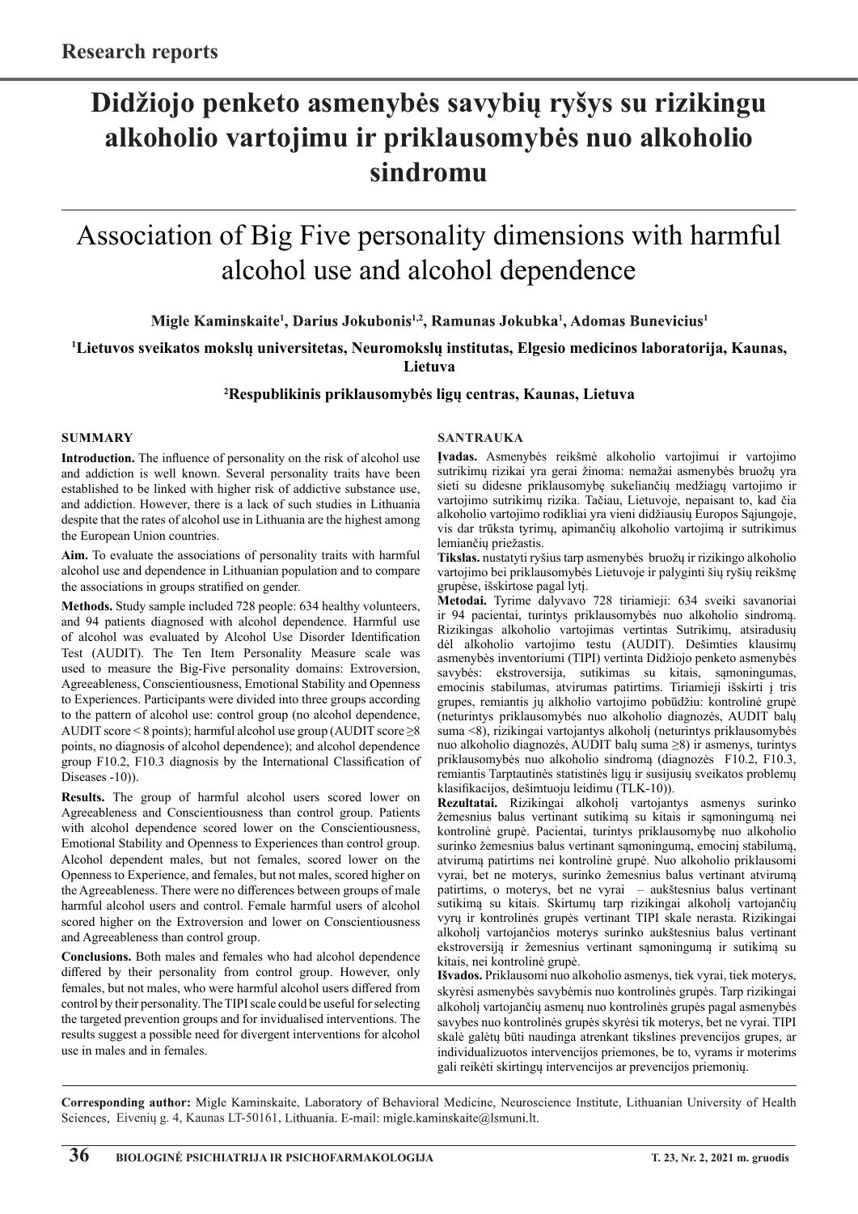**Research reports**

# Didžiojo penketo asmenybės savybių ryšys su rizikingu alkoholio vartojimu ir priklausomybės nuo alkoholio sindromu

# Association of Big Five personality dimensions with harmful alcohol use and alcohol dependence

**Migle Kaminskaite[1], Darius Jokubonis[1,2], Ramunas Jokubka[1], Adomas Bunevicius[1]**

**[1]Lietuvos sveikatos mokslų universitetas, Neuromokslų institutas, Elgesio medicinos laboratorija, Kaunas, Lietuva**

**[2]Respublikinis priklausomybės ligų centras, Kaunas, Lietuva**

## SUMMARY

**Introduction.** The influence of personality on the risk of alcohol use and addiction is well known. Several personality traits have been established to be linked with higher risk of addictive substance use, and addiction. However, there is a lack of such studies in Lithuania despite that the rates of alcohol use in Lithuania are the highest among the European Union countries.

**Aim.** To evaluate the associations of personality traits with harmful alcohol use and dependence in Lithuanian population and to compare the associations in groups stratified on gender.

**Methods.** Study sample included 728 people: 634 healthy volunteers, and 94 patients diagnosed with alcohol dependence. Harmful use of alcohol was evaluated by Alcohol Use Disorder Identification Test (AUDIT). The Ten Item Personality Measure scale was used to measure the Big-Five personality domains: Extroversion, Agreeableness, Conscientiousness, Emotional Stability and Openness to Experiences. Participants were divided into three groups according to the pattern of alcohol use: control group (no alcohol dependence, AUDIT score < 8 points); harmful alcohol use group (AUDIT score ≥8 points, no diagnosis of alcohol dependence); and alcohol dependence group F10.2, F10.3 diagnosis by the International Classification of Diseases -10)).

**Results.** The group of harmful alcohol users scored lower on Agreeableness and Conscientiousness than control group. Patients with alcohol dependence scored lower on the Conscientiousness, Emotional Stability and Openness to Experiences than control group. Alcohol dependent males, but not females, scored lower on the Openness to Experience, and females, but not males, scored higher on the Agreeableness. There were no differences between groups of male harmful alcohol users and control. Female harmful users of alcohol scored higher on the Extroversion and lower on Conscientiousness and Agreeableness than control group.

**Conclusions.** Both males and females who had alcohol dependence differed by their personality from control group. However, only females, but not males, who were harmful alcohol users differed from control by their personality. The TIPI scale could be useful for selecting the targeted prevention groups and for invidualised interventions. The results suggest a possible need for divergent interventions for alcohol use in males and in females.

## SANTRAUKA

**Įvadas.** Asmenybės reikšmė alkoholio vartojimui ir vartojimo sutrikimų rizikai yra gerai žinoma: nemažai asmenybės bruožų yra sieti su didesne priklausomybę sukeliančių medžiagų vartojimo ir vartojimo sutrikimų rizika. Tačiau, Lietuvoje, nepaisant to, kad čia alkoholio vartojimo rodikliai yra vieni didžiausių Europos Sąjungoje, vis dar trūksta tyrimų, apimančių alkoholio vartojimą ir sutrikimus lemiančių priežastis.

**Tikslas.** nustatyti ryšius tarp asmenybės bruožų ir rizikingo alkoholio vartojimo bei priklausomybės Lietuvoje ir palyginti šių ryšių reikšmę grupėse, išskirtose pagal lytį.

**Metodai.** Tyrime dalyvavo 728 tiriamieji: 634 sveiki savanoriai ir 94 pacientai, turintys priklausomybės nuo alkoholio sindromą. Rizikingas alkoholio vartojimas vertintas Sutrikimų, atsiradusių dėl alkoholio vartojimo testu (AUDIT). Dešimties klausimų asmenybės inventoriumi (TIPI) vertinta Didžiojo penketo asmenybės savybės: ekstroversija, sutikimas su kitais, sąmoningumas, emocinis stabilumas, atvirumas patirtims. Tiriamieji išskirti į tris grupes, remiantis jų alkholio vartojimo pobūdžiu: kontrolinė grupė (neturintys priklausomybės nuo alkoholio diagnozės, AUDIT balų suma <8), rizikingai vartojantys alkoholį (neturintys priklausomybės nuo alkoholio diagnozės, AUDIT balų suma ≥8) ir asmenys, turintys priklausomybės nuo alkoholio sindromą (diagnozės F10.2, F10.3, remiantis Tarptautinės statistinės ligų ir susijusių sveikatos problemų klasifikacijos, dešimtuoju leidimu (TLK-10)).

**Rezultatai.** Rizikingai alkoholį vartojantys asmenys surinko žemesnius balus vertinant sutikimą su kitais ir sąmoningumą nei kontrolinė grupė. Pacientai, turintys priklausomybę nuo alkoholio surinko žemesnius balus vertinant sąmoningumą, emocinį stabilumą, atvirumą patirtims nei kontrolinė grupė. Nuo alkoholio priklausomi vyrai, bet ne moterys, surinko žemesnius balus vertinant atvirumą patirtims, o moterys, bet ne vyrai – aukštesnius balus vertinant sutikimą su kitais. Skirtumų tarp rizikingai alkoholį vartojančių vyrų ir kontrolinės grupės vertinant TIPI skale nerasta. Rizikingai alkoholį vartojančios moterys surinko aukštesnius balus vertinant ekstroversiją ir žemesnius vertinant sąmoningumą ir sutikimą su kitais, nei kontrolinė grupė.

**Išvados.** Priklausomi nuo alkoholio asmenys, tiek vyrai, tiek moterys, skyrėsi asmenybės savybėmis nuo kontrolinės grupės. Tarp rizikingai alkoholį vartojančių asmenų nuo kontrolinės grupės pagal asmenybės savybes nuo kontrolinės grupės skyrėsi tik moterys, bet ne vyrai. TIPI skalė galėtų būti naudinga atrenkant tikslines prevencijos grupes, ar individualizuotos intervencijos priemones, be to, vyrams ir moterims gali reikėti skirtingų intervencijos ar prevencijos priemonių.

---

**Corresponding author:** Migle Kaminskaite, Laboratory of Behavioral Medicine, Neuroscience Institute, Lithuanian University of Health Sciences, Eivenių g. 4, Kaunas LT-50161, Lithuania. E-mail: migle.kaminskaite@lsmuni.lt.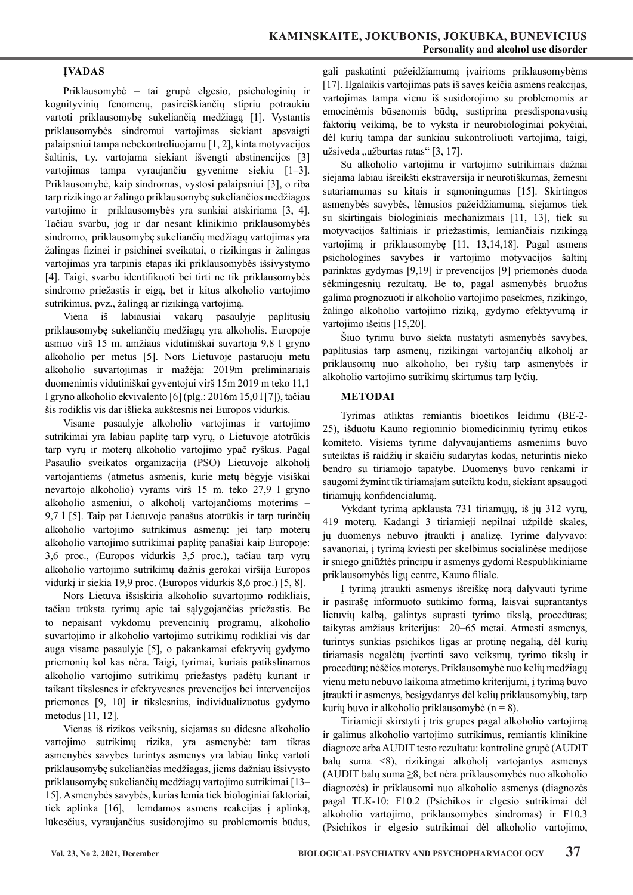## ĮVADAS

Priklausomybė – tai grupė elgesio, psichologinių ir kognityvinių fenomenų, pasireiškiančių stipriu potraukiu vartoti priklausomybę sukeliančią medžiagą [1]. Vystantis priklausomybės sindromui vartojimas siekiant apsvaigti palaipsniui tampa nebekontroliuojamu [1, 2], kinta motyvacijos šaltinis, t.y. vartojama siekiant išvengti abstinencijos [3] vartojimas tampa vyraujančiu gyvenime siekiu [1–3]. Priklausomybė, kaip sindromas, vystosi palaipsniui [3], o riba tarp rizikingo ar žalingo priklausomybę sukeliančios medžiagos vartojimo ir priklausomybės yra sunkiai atskiriama [3, 4]. Tačiau svarbu, jog ir dar nesant klinikinio priklausomybės sindromo, priklausomybę sukeliančių medžiagų vartojimas yra žalingas fizinei ir psichinei sveikatai, o rizikingas ir žalingas vartojimas yra tarpinis etapas iki priklausomybės išsivystymo [4]. Taigi, svarbu identifikuoti bei tirti ne tik priklausomybės sindromo priežastis ir eigą, bet ir kitus alkoholio vartojimo sutrikimus, pvz., žalingą ar rizikingą vartojimą.

Viena iš labiausiai vakarų pasaulyje paplitusių priklausomybę sukeliančių medžiagų yra alkoholis. Europoje asmuo virš 15 m. amžiaus vidutiniškai suvartoja 9,8 l gryno alkoholio per metus [5]. Nors Lietuvoje pastaruoju metu alkoholio suvartojimas ir mažėja: 2019m preliminariais duomenimis vidutiniškai gyventojui virš 15m 2019 m teko 11,1 l gryno alkoholio ekvivalento [6] (plg.: 2016m 15,0 l [7]), tačiau šis rodiklis vis dar išlieka aukštesnis nei Europos vidurkis.

Visame pasaulyje alkoholio vartojimas ir vartojimo sutrikimai yra labiau paplitę tarp vyrų, o Lietuvoje atotrūkis tarp vyrų ir moterų alkoholio vartojimo ypač ryškus. Pagal Pasaulio sveikatos organizacija (PSO) Lietuvoje alkoholį vartojantiems (atmetus asmenis, kurie metų bėgyje visiškai nevartojo alkoholio) vyrams virš 15 m. teko 27,9 l gryno alkoholio asmeniui, o alkoholį vartojančioms moterims – 9,7 l [5]. Taip pat Lietuvoje panašus atotrūkis ir tarp turinčių alkoholio vartojimo sutrikimus asmenų: jei tarp moterų alkoholio vartojimo sutrikimai paplitę panašiai kaip Europoje: 3,6 proc., (Europos vidurkis 3,5 proc.), tačiau tarp vyrų alkoholio vartojimo sutrikimų dažnis gerokai viršija Europos vidurkį ir siekia 19,9 proc. (Europos vidurkis 8,6 proc.) [5, 8].

Nors Lietuva išsiskiria alkoholio suvartojimo rodikliais, tačiau trūksta tyrimų apie tai sąlygojančias priežastis. Be to nepaisant vykdomų prevencinių programų, alkoholio suvartojimo ir alkoholio vartojimo sutrikimų rodikliai vis dar auga visame pasaulyje [5], o pakankamai efektyvių gydymo priemonių kol kas nėra. Taigi, tyrimai, kuriais patikslinamos alkoholio vartojimo sutrikimų priežastys padėtų kuriant ir taikant tikslesnes ir efektyvesnes prevencijos bei intervencijos priemones [9, 10] ir tikslesnius, individualizuotus gydymo metodus [11, 12].

Vienas iš rizikos veiksnių, siejamas su didesne alkoholio vartojimo sutrikimų rizika, yra asmenybė: tam tikras asmenybės savybes turintys asmenys yra labiau linkę vartoti priklausomybę sukeliančias medžiagas, jiems dažniau išsivysto priklausomybę sukeliančių medžiagų vartojimo sutrikimai [13–15]. Asmenybės savybės, kurias lemia tiek biologiniai faktoriai, tiek aplinka [16], lemdamos asmens reakcijas į aplinką, lūkesčius, vyraujančius susidorojimo su problemomis būdus, gali paskatinti pažeidžiamumą įvairioms priklausomybėms [17]. Ilgalaikis vartojimas pats iš savęs keičia asmens reakcijas, vartojimas tampa vienu iš susidorojimo su problemomis ar emocinėmis būsenomis būdų, sustiprina presdisponavusių faktorių veikimą, be to vyksta ir neurobiologiniai pokyčiai, dėl kurių tampa dar sunkiau sukontroliuoti vartojimą, taigi, užsiveda „užburtas ratas“ [3, 17].

Su alkoholio vartojimu ir vartojimo sutrikimais dažnai siejama labiau išreikšti ekstraversija ir neurotiškumas, žemesni sutariamumas su kitais ir sąmoningumas [15]. Skirtingos asmenybės savybės, lėmusios pažeidžiamumą, siejamos tiek su skirtingais biologiniais mechanizmais [11, 13], tiek su motyvacijos šaltiniais ir priežastimis, lemiančiais rizikingą vartojimą ir priklausomybę [11, 13,14,18]. Pagal asmens psichologines savybes ir vartojimo motyvacijos šaltinį parinktas gydymas [9,19] ir prevencijos [9] priemonės duoda sėkmingesnių rezultatų. Be to, pagal asmenybės bruožus galima prognozuoti ir alkoholio vartojimo pasekmes, rizikingo, žalingo alkoholio vartojimo riziką, gydymo efektyvumą ir vartojimo išeitis [15,20].

Šiuo tyrimu buvo siekta nustatyti asmenybės savybes, paplitusias tarp asmenų, rizikingai vartojančių alkoholį ar priklausomų nuo alkoholio, bei ryšių tarp asmenybės ir alkoholio vartojimo sutrikimų skirtumus tarp lyčių.

## METODAI

Tyrimas atliktas remiantis bioetikos leidimu (BE-2-25), išduotu Kauno regioninio biomedicininių tyrimų etikos komiteto. Visiems tyrime dalyvaujantiems asmenims buvo suteiktas iš raidžių ir skaičių sudarytas kodas, neturintis nieko bendro su tiriamojo tapatybe. Duomenys buvo renkami ir saugomi žymint tik tiriamajam suteiktu kodu, siekiant apsaugoti tiriamųjų konfidencialumą.

Vykdant tyrimą apklausta 731 tiriamųjų, iš jų 312 vyrų, 419 moterų. Kadangi 3 tiriamieji nepilnai užpildė skales, jų duomenys nebuvo įtraukti į analizę. Tyrime dalyvavo: savanoriai, į tyrimą kviesti per skelbimus socialinėse medijose ir sniego gniūžtės principu ir asmenys gydomi Respublikiniame priklausomybės ligų centre, Kauno filiale.

Į tyrimą įtraukti asmenys išreiškę norą dalyvauti tyrime ir pasirašę informuoto sutikimo formą, laisvai suprantantys lietuvių kalbą, galintys suprasti tyrimo tikslą, procedūras; taikytas amžiaus kriterijus: 20–65 metai. Atmesti asmenys, turintys sunkias psichikos ligas ar protinę negalią, dėl kurių tiriamasis negalėtų įvertinti savo veiksmų, tyrimo tikslų ir procedūrų; nėščios moterys. Priklausomybė nuo kelių medžiagų vienu metu nebuvo laikoma atmetimo kriterijumi, į tyrimą buvo įtraukti ir asmenys, besigydantys dėl kelių priklausomybių, tarp kurių buvo ir alkoholio priklausomybė (n = 8).

Tiriamieji skirstyti į tris grupes pagal alkoholio vartojimą ir galimus alkoholio vartojimo sutrikimus, remiantis klinikine diagnoze arba AUDIT testo rezultatu: kontrolinė grupė (AUDIT balų suma <8), rizikingai alkoholį vartojantys asmenys (AUDIT balų suma ≥8, bet nėra priklausomybės nuo alkoholio diagnozės) ir priklausomi nuo alkoholio asmenys (diagnozės pagal TLK-10: F10.2 (Psichikos ir elgesio sutrikimai dėl alkoholio vartojimo, priklausomybės sindromas) ir F10.3 (Psichikos ir elgesio sutrikimai dėl alkoholio vartojimo,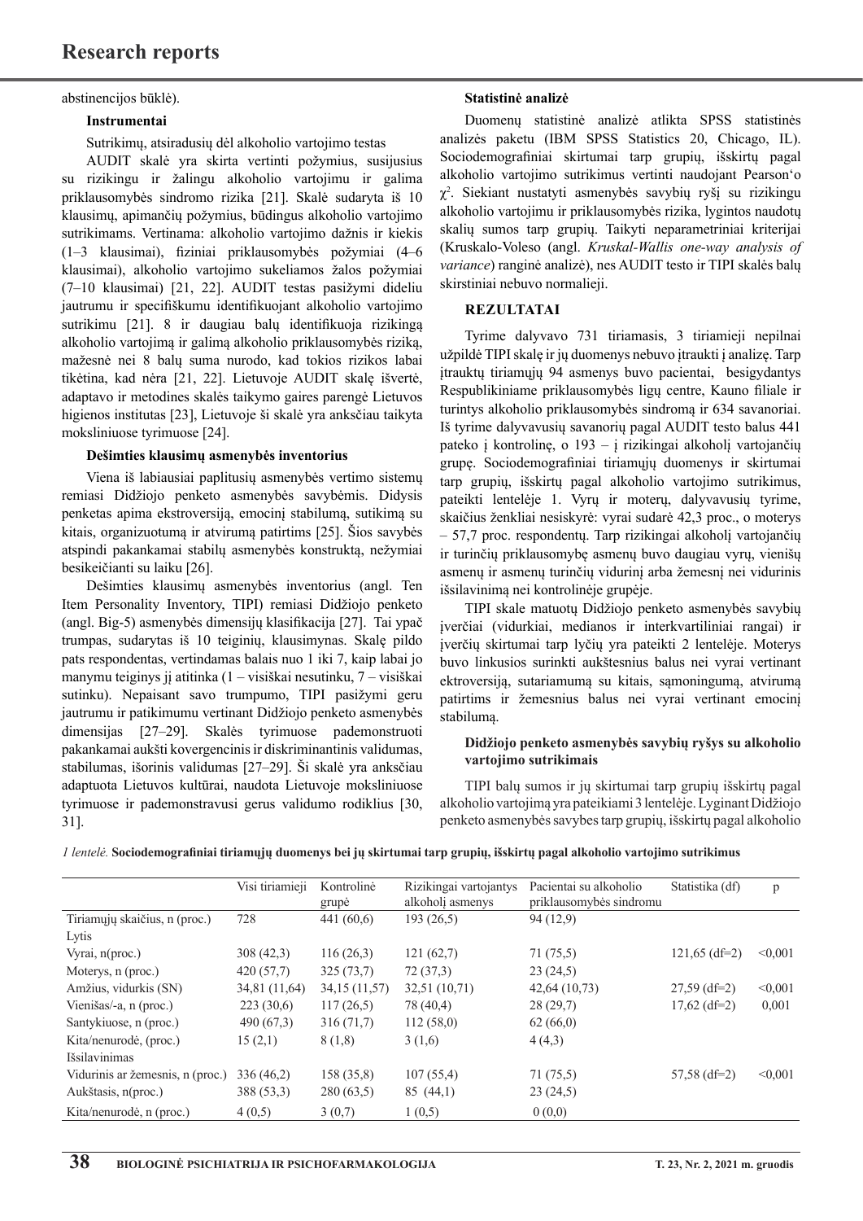abstinencijos būklė).

### Instrumentai

Sutrikimų, atsiradusių dėl alkoholio vartojimo testas

AUDIT skalė yra skirta vertinti požymius, susijusius su rizikingu ir žalingu alkoholio vartojimu ir galima priklausomybės sindromo rizika [21]. Skalė sudaryta iš 10 klausimų, apimančių požymius, būdingus alkoholio vartojimo sutrikimams. Vertinama: alkoholio vartojimo dažnis ir kiekis (1–3 klausimai), fiziniai priklausomybės požymiai (4–6 klausimai), alkoholio vartojimo sukeliamos žalos požymiai (7–10 klausimai) [21, 22]. AUDIT testas pasižymi dideliu jautrumu ir specifiškumu identifikuojant alkoholio vartojimo sutrikimu [21]. 8 ir daugiau balų identifikuoja rizikingą alkoholio vartojimą ir galimą alkoholio priklausomybės riziką, mažesnė nei 8 balų suma nurodo, kad tokios rizikos labai tikėtina, kad nėra [21, 22]. Lietuvoje AUDIT skalę išvertė, adaptavo ir metodines skalės taikymo gaires parengė Lietuvos higienos institutas [23], Lietuvoje ši skalė yra anksčiau taikyta moksliniuose tyrimuose [24].

### Dešimties klausimų asmenybės inventorius

Viena iš labiausiai paplitusių asmenybės vertimo sistemų remiasi Didžiojo penketo asmenybės savybėmis. Didysis penketas apima ekstroversiją, emocinį stabilumą, sutikimą su kitais, organizuotumą ir atvirumą patirtims [25]. Šios savybės atspindi pakankamai stabilų asmenybės konstruktą, nežymiai besikeičianti su laiku [26].

Dešimties klausimų asmenybės inventorius (angl. Ten Item Personality Inventory, TIPI) remiasi Didžiojo penketo (angl. Big-5) asmenybės dimensijų klasifikacija [27]. Tai ypač trumpas, sudarytas iš 10 teiginių, klausimynas. Skalę pildo pats respondentas, vertindamas balais nuo 1 iki 7, kaip labai jo manymu teiginys jį atitinka (1 – visiškai nesutinku, 7 – visiškai sutinku). Nepaisant savo trumpumo, TIPI pasižymi geru jautrumu ir patikimumu vertinant Didžiojo penketo asmenybės dimensijas [27–29]. Skalės tyrimuose pademonstruoti pakankamai aukšti kovergencinis ir diskriminantinis validumas, stabilumas, išorinis validumas [27–29]. Ši skalė yra anksčiau adaptuota Lietuvos kultūrai, naudota Lietuvoje moksliniuose tyrimuose ir pademonstravusi gerus validumo rodiklius [30, 31].

### Statistinė analizė

Duomenų statistinė analizė atlikta SPSS statistinės analizės paketu (IBM SPSS Statistics 20, Chicago, IL). Sociodemografiniai skirtumai tarp grupių, išskirtų pagal alkoholio vartojimo sutrikimus vertinti naudojant Pearson‘o $\chi^2$. Siekiant nustatyti asmenybės savybių ryšį su rizikingu alkoholio vartojimu ir priklausomybės rizika, lygintos naudotų skalių sumos tarp grupių. Taikyti neparametriniai kriterijai (Kruskalo-Voleso (angl. *Kruskal-Wallis one-way analysis of variance*) ranginė analizė), nes AUDIT testo ir TIPI skalės balų skirstiniai nebuvo normalieji.

## REZULTATAI

Tyrime dalyvavo 731 tiriamasis, 3 tiriamieji nepilnai užpildė TIPI skalę ir jų duomenys nebuvo įtraukti į analizę. Tarp įtrauktų tiriamųjų 94 asmenys buvo pacientai, besigydantys Respublikiniame priklausomybės ligų centre, Kauno filiale ir turintys alkoholio priklausomybės sindromą ir 634 savanoriai. Iš tyrime dalyvavusių savanorių pagal AUDIT testo balus 441 pateko į kontrolinę, o 193 – į rizikingai alkoholį vartojančių grupę. Sociodemografiniai tiriamųjų duomenys ir skirtumai tarp grupių, išskirtų pagal alkoholio vartojimo sutrikimus, pateikti lentelėje 1. Vyrų ir moterų, dalyvavusių tyrime, skaičius ženkliai nesiskyrė: vyrai sudarė 42,3 proc., o moterys – 57,7 proc. respondentų. Tarp rizikingai alkoholį vartojančių ir turinčių priklausomybę asmenų buvo daugiau vyrų, vienišų asmenų ir asmenų turinčių vidurinį arba žemesnį nei vidurinis išsilavinimą nei kontrolinėje grupėje.

TIPI skale matuotų Didžiojo penketo asmenybės savybių įverčiai (vidurkiai, medianos ir interkvartiliniai rangai) ir įverčių skirtumai tarp lyčių yra pateikti 2 lentelėje. Moterys buvo linkusios surinkti aukštesnius balus nei vyrai vertinant ektroversiją, sutariamumą su kitais, sąmoningumą, atvirumą patirtims ir žemesnius balus nei vyrai vertinant emocinį stabilumą.

### Didžiojo penketo asmenybės savybių ryšys su alkoholio vartojimo sutrikimais

TIPI balų sumos ir jų skirtumai tarp grupių išskirtų pagal alkoholio vartojimą yra pateikiami 3 lentelėje. Lyginant Didžiojo penketo asmenybės savybes tarp grupių, išskirtų pagal alkoholio

*1 lentelė.* **Sociodemografiniai tiriamųjų duomenys bei jų skirtumai tarp grupių, išskirtų pagal alkoholio vartojimo sutrikimus**

| | Visi tiriamieji | Kontrolinė grupė | Rizikingai vartojantys alkoholį asmenys | Pacientai su alkoholio priklausomybės sindromu | Statistika (df) | p |
|---|---|---|---|---|---|---|
| Tiriamųjų skaičius, n (proc.) | 728 | 441 (60,6) | 193 (26,5) | 94 (12,9) | | |
| Lytis | | | | | | |
| Vyrai, n(proc.) | 308 (42,3) | 116 (26,3) | 121 (62,7) | 71 (75,5) | 121,65 (df=2) | <0,001 |
| Moterys, n (proc.) | 420 (57,7) | 325 (73,7) | 72 (37,3) | 23 (24,5) | | |
| Amžius, vidurkis (SN) | 34,81 (11,64) | 34,15 (11,57) | 32,51 (10,71) | 42,64 (10,73) | 27,59 (df=2) | <0,001 |
| Vienišas/-a, n (proc.) | 223 (30,6) | 117 (26,5) | 78 (40,4) | 28 (29,7) | 17,62 (df=2) | 0,001 |
| Santykiuose, n (proc.) | 490 (67,3) | 316 (71,7) | 112 (58,0) | 62 (66,0) | | |
| Kita/nenurodė, (proc.) | 15 (2,1) | 8 (1,8) | 3 (1,6) | 4 (4,3) | | |
| Išsilavinimas | | | | | | |
| Vidurinis ar žemesnis, n (proc.) | 336 (46,2) | 158 (35,8) | 107 (55,4) | 71 (75,5) | 57,58 (df=2) | <0,001 |
| Aukštasis, n(proc.) | 388 (53,3) | 280 (63,5) | 85 (44,1) | 23 (24,5) | | |
| Kita/nenurodė, n (proc.) | 4 (0,5) | 3 (0,7) | 1 (0,5) | 0 (0,0) | | |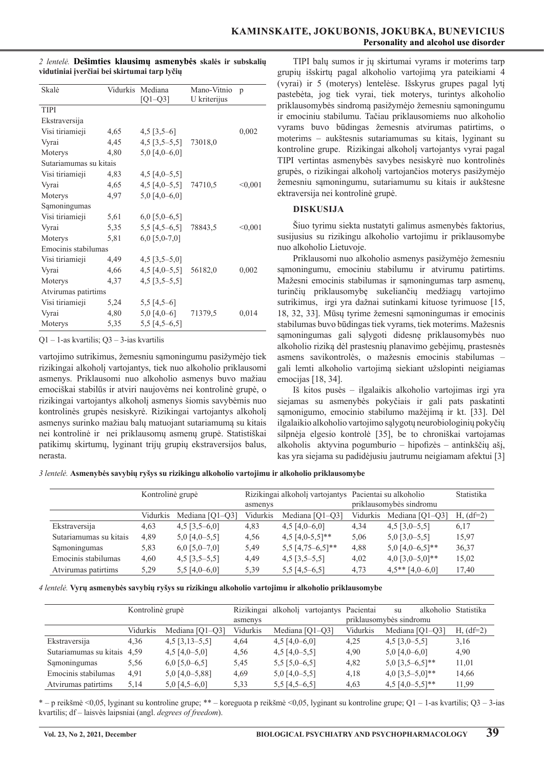*2 lentelė.* **Dešimties klausimų asmenybės skalės ir subskalių vidutiniai įverčiai bei skirtumai tarp lyčių**

| Skalė | Vidurkis | Mediana [Q1–Q3] | Mano-Vitnio U kriterijus | p |
|---|---|---|---|---|
| TIPI | | | | |
| Ekstraversija | | | | |
| Visi tiriamieji | 4,65 | 4,5 [3,5–6] | | 0,002 |
| Vyrai | 4,45 | 4,5 [3,5–5,5] | 73018,0 | |
| Moterys | 4,80 | 5,0 [4,0–6,0] | | |
| Sutariamumas su kitais | | | | |
| Visi tiriamieji | 4,83 | 4,5 [4,0–5,5] | | |
| Vyrai | 4,65 | 4,5 [4,0–5,5] | 74710,5 | <0,001 |
| Moterys | 4,97 | 5,0 [4,0–6,0] | | |
| Sąmoningumas | | | | |
| Visi tiriamieji | 5,61 | 6,0 [5,0–6,5] | | |
| Vyrai | 5,35 | 5,5 [4,5–6,5] | 78843,5 | <0,001 |
| Moterys | 5,81 | 6,0 [5,0-7,0] | | |
| Emocinis stabilumas | | | | |
| Visi tiriamieji | 4,49 | 4,5 [3,5–5,0] | | |
| Vyrai | 4,66 | 4,5 [4,0–5,5] | 56182,0 | 0,002 |
| Moterys | 4,37 | 4,5 [3,5–5,5] | | |
| Atvirumas patirtims | | | | |
| Visi tiriamieji | 5,24 | 5,5 [4,5–6] | | |
| Vyrai | 4,80 | 5,0 [4,0–6] | 71379,5 | 0,014 |
| Moterys | 5,35 | 5,5 [4,5–6,5] | | |

Q1 – 1-as kvartilis; Q3 – 3-ias kvartilis

vartojimo sutrikimus, žemesniu sąmoningumu pasižymėjo tiek rizikingai alkoholį vartojantys, tiek nuo alkoholio priklausomi asmenys. Priklausomi nuo alkoholio asmenys buvo mažiau emociškai stabilūs ir atviri naujovėms nei kontrolinė grupė, o rizikingai vartojantys alkoholį asmenys šiomis savybėmis nuo kontrolinės grupės nesiskyrė. Rizikingai vartojantys alkoholį asmenys surinko mažiau balų matuojant sutariamumą su kitais nei kontrolinė ir nei priklausomų asmenų grupė. Statistiškai patikimų skirtumų, lyginant trijų grupių ekstraversijos balus, nerasta.

TIPI balų sumos ir jų skirtumai vyrams ir moterims tarp grupių išskirtų pagal alkoholio vartojimą yra pateikiami 4 (vyrai) ir 5 (moterys) lentelėse. Išskyrus grupes pagal lytį pastebėta, jog tiek vyrai, tiek moterys, turintys alkoholio priklausomybės sindromą pasižymėjo žemesniu sąmoningumu ir emociniu stabilumu. Tačiau priklausomiems nuo alkoholio vyrams buvo būdingas žemesnis atvirumas patirtims, o moterims – aukštesnis sutariamumas su kitais, lyginant su kontroline grupe. Rizikingai alkoholį vartojantys vyrai pagal TIPI vertintas asmenybės savybes nesiskyrė nuo kontrolinės grupės, o rizikingai alkoholį vartojančios moterys pasižymėjo žemesniu sąmoningumu, sutariamumu su kitais ir aukštesne ektraversija nei kontrolinė grupė.

## DISKUSIJA

Šiuo tyrimu siekta nustatyti galimus asmenybės faktorius, susijusius su rizikingu alkoholio vartojimu ir priklausomybe nuo alkoholio Lietuvoje.

Priklausomi nuo alkoholio asmenys pasižymėjo žemesniu sąmoningumu, emociniu stabilumu ir atvirumu patirtims. Mažesni emocinis stabilumas ir sąmoningumas tarp asmenų, turinčių priklausomybę sukeliančių medžiagų vartojimo sutrikimus, irgi yra dažnai sutinkami kituose tyrimuose [15, 18, 32, 33]. Mūsų tyrime žemesni sąmoningumas ir emocinis stabilumas buvo būdingas tiek vyrams, tiek moterims. Mažesnis sąmoningumas gali sąlygoti didesnę priklausomybės nuo alkoholio riziką dėl prastesnių planavimo gebėjimų, prastesnės asmens savikontrolės, o mažesnis emocinis stabilumas – gali lemti alkoholio vartojimą siekiant užslopinti neigiamas emocijas [18, 34].

Iš kitos pusės – ilgalaikis alkoholio vartojimas irgi yra siejamas su asmenybės pokyčiais ir gali pats paskatinti sąmonigumo, emocinio stabilumo mažėjimą ir kt. [33]. Dėl ilgalaikio alkoholio vartojimo sąlygotų neurobiologinių pokyčių silpnėja elgesio kontrolė [35], be to chroniškai vartojamas alkoholis aktyvina pogumburio – hipofizės – antinksčių ašį, kas yra siejama su padidėjusiu jautrumu neigiamam afektui [3]

*3 lentelė.* **Asmenybės savybių ryšys su rizikingu alkoholio vartojimu ir alkoholio priklausomybe**

| | Kontrolinė grupė | | Rizikingai alkoholį vartojantys asmenys | | Pacientai su alkoholio priklausomybės sindromu | | Statistika |
|---|---|---|---|---|---|---|---|
| | Vidurkis | Mediana [Q1–Q3] | Vidurkis | Mediana [Q1–Q3] | Vidurkis | Mediana [Q1–Q3] | H, (df=2) |
| Ekstraversija | 4,63 | 4,5 [3,5–6,0] | 4,83 | 4,5 [4,0–6,0] | 4,34 | 4,5 [3,0–5,5] | 6,17 |
| Sutariamumas su kitais | 4,89 | 5,0 [4,0–5,5] | 4,56 | 4,5 [4,0-5,5]** | 5,06 | 5,0 [3,0–5,5] | 15,97 |
| Sąmoningumas | 5,83 | 6,0 [5,0–7,0] | 5,49 | 5,5 [4,75–6,5]** | 4,88 | 5,0 [4,0–6,5]** | 36,37 |
| Emocinis stabilumas | 4,60 | 4,5 [3,5–5,5] | 4,49 | 4,5 [3,5–5,5] | 4,02 | 4,0 [3,0–5,0]** | 15,02 |
| Atvirumas patirtims | 5,29 | 5,5 [4,0–6,0] | 5,39 | 5,5 [4,5–6,5] | 4,73 | 4,5** [4,0–6,0] | 17,40 |

*4 lentelė.* **Vyrų asmenybės savybių ryšys su rizikingu alkoholio vartojimu ir alkoholio priklausomybe**

| | Kontrolinė grupė | | Rizikingai alkoholį vartojantys asmenys | | Pacientai su alkoholio priklausomybės sindromu | | Statistika |
|---|---|---|---|---|---|---|---|
| | Vidurkis | Mediana [Q1–Q3] | Vidurkis | Mediana [Q1–Q3] | Vidurkis | Mediana [Q1–Q3] | H, (df=2) |
| Ekstraversija | 4,36 | 4,5 [3,13–5,5] | 4,64 | 4,5 [4,0–6,0] | 4,25 | 4,5 [3,0–5,5] | 3,16 |
| Sutariamumas su kitais | 4,59 | 4,5 [4,0–5,0] | 4,56 | 4,5 [4,0–5,5] | 4,90 | 5,0 [4,0–6,0] | 4,90 |
| Sąmoningumas | 5,56 | 6,0 [5,0–6,5] | 5,45 | 5,5 [5,0–6,5] | 4,82 | 5,0 [3,5–6,5]** | 11,01 |
| Emocinis stabilumas | 4,91 | 5,0 [4,0–5,88] | 4,69 | 5,0 [4,0–5,5] | 4,18 | 4,0 [3,5–5,0]** | 14,66 |
| Atvirumas patirtims | 5,14 | 5,0 [4,5–6,0] | 5,33 | 5,5 [4,5–6,5] | 4,63 | 4,5 [4,0–5,5]** | 11,99 |

\* – p reikšmė <0,05, lyginant su kontroline grupe; ** – koreguota p reikšmė <0,05, lyginant su kontroline grupe; Q1 – 1-as kvartilis; Q3 – 3-ias kvartilis; df – laisvės laipsniai (angl. *degrees of freedom*).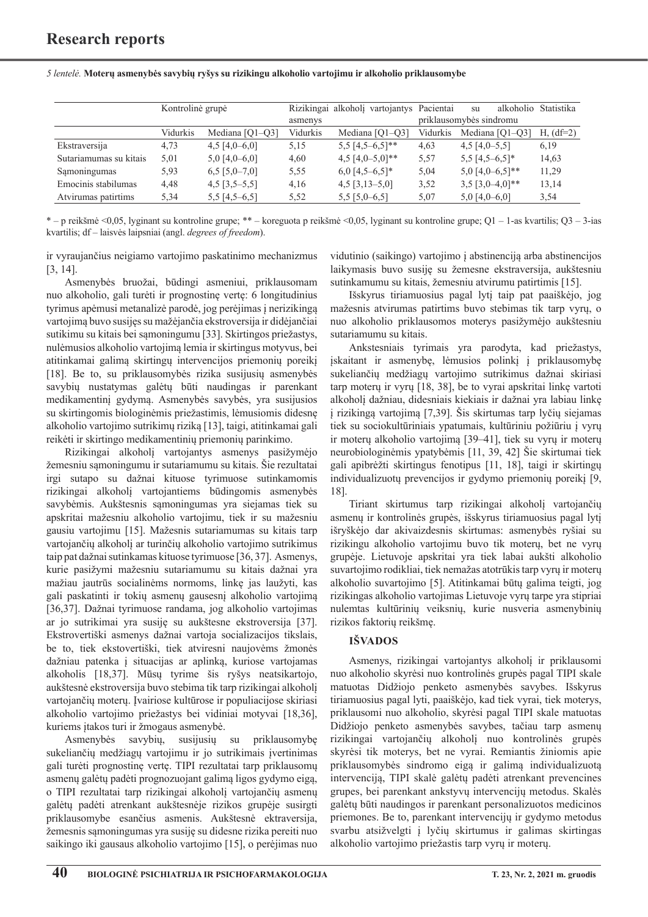*5 lentelė.* **Moterų asmenybės savybių ryšys su rizikingu alkoholio vartojimu ir alkoholio priklausomybe**

| | Kontrolinė grupė | | Rizikingai alkoholį vartojantys asmenys | | Pacientai su alkoholio priklausomybės sindromu | | Statistika |
|---|---|---|---|---|---|---|---|
| | Vidurkis | Mediana [Q1–Q3] | Vidurkis | Mediana [Q1–Q3] | Vidurkis | Mediana [Q1–Q3] | H, (df=2) |
| Ekstraversija | 4,73 | 4,5 [4,0–6,0] | 5,15 | 5,5 [4,5–6,5]** | 4,63 | 4,5 [4,0–5,5] | 6,19 |
| Sutariamumas su kitais | 5,01 | 5,0 [4,0–6,0] | 4,60 | 4,5 [4,0–5,0]** | 5,57 | 5,5 [4,5–6,5]* | 14,63 |
| Sąmoningumas | 5,93 | 6,5 [5,0–7,0] | 5,55 | 6,0 [4,5–6,5]* | 5,04 | 5,0 [4,0–6,5]** | 11,29 |
| Emocinis stabilumas | 4,48 | 4,5 [3,5–5,5] | 4,16 | 4,5 [3,13–5,0] | 3,52 | 3,5 [3,0–4,0]** | 13,14 |
| Atvirumas patirtims | 5,34 | 5,5 [4,5–6,5] | 5,52 | 5,5 [5,0–6,5] | 5,07 | 5,0 [4,0–6,0] | 3,54 |

* – p reikšmė <0,05, lyginant su kontroline grupe; ** – koreguota p reikšmė <0,05, lyginant su kontroline grupe; Q1 – 1-as kvartilis; Q3 – 3-ias kvartilis; df – laisvės laipsniai (angl. *degrees of freedom*).

ir vyraujančius neigiamo vartojimo paskatinimo mechanizmus [3, 14].

Asmenybės bruožai, būdingi asmeniui, priklausomam nuo alkoholio, gali turėti ir prognostinę vertę: 6 longitudinius tyrimus apėmusi metanalizė parodė, jog perėjimas į nerizikingą vartojimą buvo susijęs su mažėjančia ekstroversija ir didėjančiai sutikimu su kitais bei sąmoningumu [33]. Skirtingos priežastys, nulėmusios alkoholio vartojimą lemia ir skirtingus motyvus, bei atitinkamai galimą skirtingų intervencijos priemonių poreikį [18]. Be to, su priklausomybės rizika susijusių asmenybės savybių nustatymas galėtų būti naudingas ir parenkant medikamentinį gydymą. Asmenybės savybės, yra susijusios su skirtingomis biologinėmis priežastimis, lėmusiomis didesnę alkoholio vartojimo sutrikimų riziką [13], taigi, atitinkamai gali reikėti ir skirtingo medikamentinių priemonių parinkimo.

Rizikingai alkoholį vartojantys asmenys pasižymėjo žemesniu sąmoningumu ir sutariamumu su kitais. Šie rezultatai irgi sutapo su dažnai kituose tyrimuose sutinkamomis rizikingai alkoholį vartojantiems būdingomis asmenybės savybėmis. Aukštesnis sąmoningumas yra siejamas tiek su apskritai mažesniu alkoholio vartojimu, tiek ir su mažesniu gausiu vartojimu [15]. Mažesnis sutariamumas su kitais tarp vartojančių alkoholį ar turinčių alkoholio vartojimo sutrikimus taip pat dažnai sutinkamas kituose tyrimuose [36, 37]. Asmenys, kurie pasižymi mažesniu sutariamumu su kitais dažnai yra mažiau jautrūs socialinėms normoms, linkę jas laužyti, kas gali paskatinti ir tokių asmenų gausesnį alkoholio vartojimą [36,37]. Dažnai tyrimuose randama, jog alkoholio vartojimas ar jo sutrikimai yra susiję su aukštesne ekstroversija [37]. Ekstrovertiški asmenys dažnai vartoja socializacijos tikslais, be to, tiek ekstovertiški, tiek atviresni naujovėms žmonės dažniau patenka į situacijas ar aplinką, kuriose vartojamas alkoholis [18,37]. Mūsų tyrime šis ryšys neatsikartojo, aukštesnė ekstroversija buvo stebima tik tarp rizikingai alkoholį vartojančių moterų. Įvairiose kultūrose ir populiacijose skiriasi alkoholio vartojimo priežastys bei vidiniai motyvai [18,36], kuriems įtakos turi ir žmogaus asmenybė.

Asmenybės savybių, susijusių su priklausomybę sukeliančių medžiagų vartojimu ir jo sutrikimais įvertinimas gali turėti prognostinę vertę. TIPI rezultatai tarp priklausomų asmenų galėtų padėti prognozuojant galimą ligos gydymo eigą, o TIPI rezultatai tarp rizikingai alkoholį vartojančių asmenų galėtų padėti atrenkant aukštesnėje rizikos grupėje susirgti priklausomybe esančius asmenis. Aukštesnė ektraversija, žemesnis sąmoningumas yra susiję su didesne rizika pereiti nuo saikingo iki gausaus alkoholio vartojimo [15], o perėjimas nuo vidutinio (saikingo) vartojimo į abstinenciją arba abstinencijos laikymasis buvo susiję su žemesne ekstraversija, aukštesniu sutinkamumu su kitais, žemesniu atvirumu patirtimis [15].

Išskyrus tiriamuosius pagal lytį taip pat paaiškėjo, jog mažesnis atvirumas patirtims buvo stebimas tik tarp vyrų, o nuo alkoholio priklausomos moterys pasižymėjo aukštesniu sutariamumu su kitais.

Ankstesniais tyrimais yra parodyta, kad priežastys, įskaitant ir asmenybę, lėmusios polinkį į priklausomybę sukeliančių medžiagų vartojimo sutrikimus dažnai skiriasi tarp moterų ir vyrų [18, 38], be to vyrai apskritai linkę vartoti alkoholį dažniau, didesniais kiekiais ir dažnai yra labiau linkę į rizikingą vartojimą [7,39]. Šis skirtumas tarp lyčių siejamas tiek su sociokultūriniais ypatumais, kultūriniu požiūriu į vyrų ir moterų alkoholio vartojimą [39–41], tiek su vyrų ir moterų neurobiologinėmis ypatybėmis [11, 39, 42] Šie skirtumai tiek gali apibrėžti skirtingus fenotipus [11, 18], taigi ir skirtingų individualizuotų prevencijos ir gydymo priemonių poreikį [9, 18].

Tiriant skirtumus tarp rizikingai alkoholį vartojančių asmenų ir kontrolinės grupės, išskyrus tiriamuosius pagal lytį išryškėjo dar akivaizdesnis skirtumas: asmenybės ryšiai su rizikingu alkoholio vartojimu buvo tik moterų, bet ne vyrų grupėje. Lietuvoje apskritai yra tiek labai aukšti alkoholio suvartojimo rodikliai, tiek nemažas atotrūkis tarp vyrų ir moterų alkoholio suvartojimo [5]. Atitinkamai būtų galima teigti, jog rizikingas alkoholio vartojimas Lietuvoje vyrų tarpe yra stipriai nulemtas kultūrinių veiksnių, kurie nusveria asmenybinių rizikos faktorių reikšmę.

## IŠVADOS

Asmenys, rizikingai vartojantys alkoholį ir priklausomi nuo alkoholio skyrėsi nuo kontrolinės grupės pagal TIPI skale matuotas Didžiojo penketo asmenybės savybes. Išskyrus tiriamuosius pagal lytį, paaiškėjo, kad tiek vyrai, tiek moterys, priklausomi nuo alkoholio, skyrėsi pagal TIPI skale matuotas Didžiojo penketo asmenybės savybes, tačiau tarp asmenų rizikingai vartojančių alkoholį nuo kontrolinės grupės skyrėsi tik moterys, bet ne vyrai. Remiantis žiniomis apie priklausomybės sindromo eigą ir galimą individualizuotą intervenciją, TIPI skalė galėtų padėti atrenkant prevencines grupes, bei parenkant ankstyvų intervencijų metodus. Skalės galėtų būti naudingos ir parenkant personalizuotos medicinos priemones. Be to, parenkant intervencijų ir gydymo metodus svarbu atsižvelgti į lyčių skirtumus ir galimas skirtingas alkoholio vartojimo priežastis tarp vyrų ir moterų.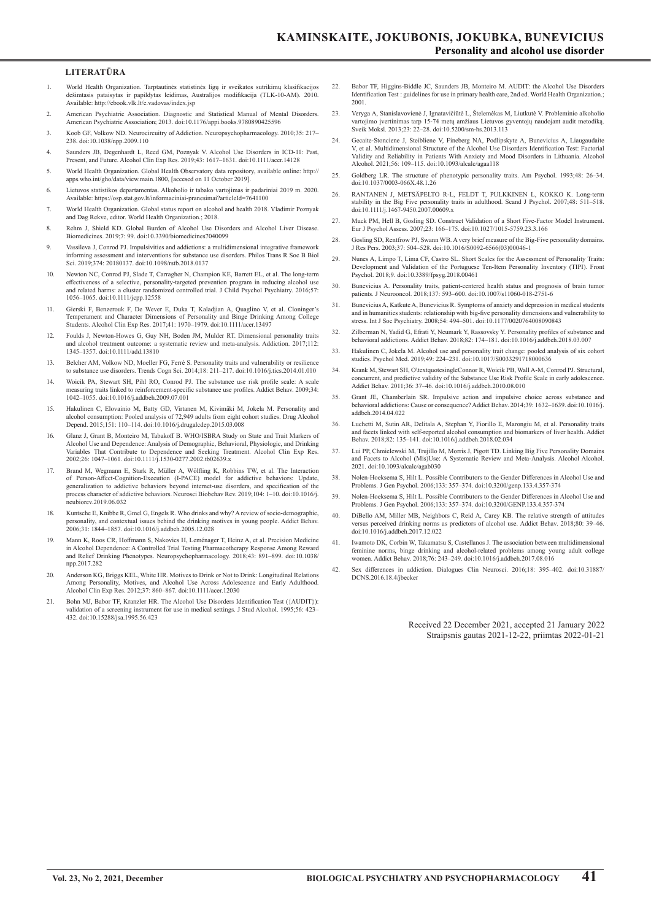## LITERATŪRA

1. World Health Organization. Tarptautinės statistinės ligų ir sveikatos sutrikimų klasifikacijos dešimtasis pataisytas ir papildytas leidimas, Australijos modifikacija (TLK-10-AM). 2010. Available: http://ebook.vlk.lt/e.vadovas/index.jsp
2. American Psychiatric Association. Diagnostic and Statistical Manual of Mental Disorders. American Psychiatric Association; 2013. doi:10.1176/appi.books.9780890425596
3. Koob GF, Volkow ND. Neurocircuitry of Addiction. Neuropsychopharmacology. 2010;35: 217–238. doi:10.1038/npp.2009.110
4. Saunders JB, Degenhardt L, Reed GM, Poznyak V. Alcohol Use Disorders in ICD-11: Past, Present, and Future. Alcohol Clin Exp Res. 2019;43: 1617–1631. doi:10.1111/acer.14128
5. World Health Organization. Global Health Observatory data repository, available online: http://apps.who.int/gho/data/view.main.1800, [accesed on 11 October 2019].
6. Lietuvos statistikos departamentas. Alkoholio ir tabako vartojimas ir padariniai 2019 m. 2020. Available: https://osp.stat.gov.lt/informaciniai-pranesimai?articleId=7641100
7. World Health Organization. Global status report on alcohol and health 2018. Vladimir Poznyak and Dag Rekve, editor. World Health Organization.; 2018.
8. Rehm J, Shield KD. Global Burden of Alcohol Use Disorders and Alcohol Liver Disease. Biomedicines. 2019;7: 99. doi:10.3390/biomedicines7040099
9. Vassileva J, Conrod PJ. Impulsivities and addictions: a multidimensional integrative framework informing assessment and interventions for substance use disorders. Philos Trans R Soc B Biol Sci. 2019;374: 20180137. doi:10.1098/rstb.2018.0137
10. Newton NC, Conrod PJ, Slade T, Carragher N, Champion KE, Barrett EL, et al. The long-term effectiveness of a selective, personality-targeted prevention program in reducing alcohol use and related harms: a cluster randomized controlled trial. J Child Psychol Psychiatry. 2016;57: 1056–1065. doi:10.1111/jcpp.12558
11. Gierski F, Benzerouk F, De Wever E, Duka T, Kaladjian A, Quaglino V, et al. Cloninger's Temperament and Character Dimensions of Personality and Binge Drinking Among College Students. Alcohol Clin Exp Res. 2017;41: 1970–1979. doi:10.1111/acer.13497
12. Foulds J, Newton-Howes G, Guy NH, Boden JM, Mulder RT. Dimensional personality traits and alcohol treatment outcome: a systematic review and meta-analysis. Addiction. 2017;112: 1345–1357. doi:10.1111/add.13810
13. Belcher AM, Volkow ND, Moeller FG, Ferré S. Personality traits and vulnerability or resilience to substance use disorders. Trends Cogn Sci. 2014;18: 211–217. doi:10.1016/j.tics.2014.01.010
14. Woicik PA, Stewart SH, Pihl RO, Conrod PJ. The substance use risk profile scale: A scale measuring traits linked to reinforcement-specific substance use profiles. Addict Behav. 2009;34: 1042–1055. doi:10.1016/j.addbeh.2009.07.001
15. Hakulinen C, Elovainio M, Batty GD, Virtanen M, Kivimäki M, Jokela M. Personality and alcohol consumption: Pooled analysis of 72,949 adults from eight cohort studies. Drug Alcohol Depend. 2015;151: 110–114. doi:10.1016/j.drugalcdep.2015.03.008
16. Glanz J, Grant B, Monteiro M, Tabakoff B. WHO/ISBRA Study on State and Trait Markers of Alcohol Use and Dependence: Analysis of Demographic, Behavioral, Physiologic, and Drinking Variables That Contribute to Dependence and Seeking Treatment. Alcohol Clin Exp Res. 2002;26: 1047–1061. doi:10.1111/j.1530-0277.2002.tb02639.x
17. Brand M, Wegmann E, Stark R, Müller A, Wölfling K, Robbins TW, et al. The Interaction of Person-Affect-Cognition-Execution (I-PACE) model for addictive behaviors: Update, generalization to addictive behaviors beyond internet-use disorders, and specification of the process character of addictive behaviors. Neurosci Biobehav Rev. 2019;104: 1–10. doi:10.1016/j.neubiorev.2019.06.032
18. Kuntsche E, Knibbe R, Gmel G, Engels R. Who drinks and why? A review of socio-demographic, personality, and contextual issues behind the drinking motives in young people. Addict Behav. 2006;31: 1844–1857. doi:10.1016/j.addbeh.2005.12.028
19. Mann K, Roos CR, Hoffmann S, Nakovics H, Leménager T, Heinz A, et al. Precision Medicine in Alcohol Dependence: A Controlled Trial Testing Pharmacotherapy Response Among Reward and Relief Drinking Phenotypes. Neuropsychopharmacology. 2018;43: 891–899. doi:10.1038/npp.2017.282
20. Anderson KG, Briggs KEL, White HR. Motives to Drink or Not to Drink: Longitudinal Relations Among Personality, Motives, and Alcohol Use Across Adolescence and Early Adulthood. Alcohol Clin Exp Res. 2012;37: 860–867. doi:10.1111/acer.12030
21. Bohn MJ, Babor TF, Kranzler HR. The Alcohol Use Disorders Identification Test ({AUDIT}): validation of a screening instrument for use in medical settings. J Stud Alcohol. 1995;56: 423–432. doi:10.15288/jsa.1995.56.423
22. Babor TF, Higgins-Biddle JC, Saunders JB, Monteiro M. AUDIT: the Alcohol Use Disorders Identification Test : guidelines for use in primary health care, 2nd ed. World Health Organization.; 2001.
23. Veryga A, Stanislavovienė J, Ignatavičiūtė L, Štelemėkas M, Liutkutė V. Probleminio alkoholio vartojimo įvertinimas tarp 15-74 metų amžiaus Lietuvos gyventojų naudojant audit metodiką. Sveik Moksl. 2013;23: 22–28. doi:10.5200/sm-hs.2013.113
24. Gecaite-Stonciene J, Steibliene V, Fineberg NA, Podlipskyte A, Bunevicius A, Liaugaudaite V, et al. Multidimensional Structure of the Alcohol Use Disorders Identification Test: Factorial Validity and Reliability in Patients With Anxiety and Mood Disorders in Lithuania. Alcohol Alcohol. 2021;56: 109–115. doi:10.1093/alcalc/agaa118
25. Goldberg LR. The structure of phenotypic personality traits. Am Psychol. 1993;48: 26–34. doi:10.1037/0003-066X.48.1.26
26. RANTANEN J, METSÄPELTO R-L, FELDT T, PULKKINEN L, KOKKO K. Long-term stability in the Big Five personality traits in adulthood. Scand J Psychol. 2007;48: 511–518. doi:10.1111/j.1467-9450.2007.00609.x
27. Muck PM, Hell B, Gosling SD. Construct Validation of a Short Five-Factor Model Instrument. Eur J Psychol Assess. 2007;23: 166–175. doi:10.1027/1015-5759.23.3.166
28. Gosling SD, Rentfrow PJ, Swann WB. A very brief measure of the Big-Five personality domains. J Res Pers. 2003;37: 504–528. doi:10.1016/S0092-6566(03)00046-1
29. Nunes A, Limpo T, Lima CF, Castro SL. Short Scales for the Assessment of Personality Traits: Development and Validation of the Portuguese Ten-Item Personality Inventory (TIPI). Front Psychol. 2018;9. doi:10.3389/fpsyg.2018.00461
30. Bunevicius A. Personality traits, patient-centered health status and prognosis of brain tumor patients. J Neurooncol. 2018;137: 593–600. doi:10.1007/s11060-018-2751-6
31. Bunevicius A, Katkute A, Bunevicius R. Symptoms of anxiety and depression in medical students and in humanities students: relationship with big-five personality dimensions and vulnerability to stress. Int J Soc Psychiatry. 2008;54: 494–501. doi:10.1177/0020764008090843
32. Zilberman N, Yadid G, Efrati Y, Neumark Y, Rassovsky Y. Personality profiles of substance and behavioral addictions. Addict Behav. 2018;82: 174–181. doi:10.1016/j.addbeh.2018.03.007
33. Hakulinen C, Jokela M. Alcohol use and personality trait change: pooled analysis of six cohort studies. Psychol Med. 2019;49: 224–231. doi:10.1017/S0033291718000636
34. Krank M, Stewart SH, O\textquotesingleConnor R, Woicik PB, Wall A-M, Conrod PJ. Structural, concurrent, and predictive validity of the Substance Use Risk Profile Scale in early adolescence. Addict Behav. 2011;36: 37–46. doi:10.1016/j.addbeh.2010.08.010
35. Grant JE, Chamberlain SR. Impulsive action and impulsive choice across substance and behavioral addictions: Cause or consequence? Addict Behav. 2014;39: 1632–1639. doi:10.1016/j.addbeh.2014.04.022
36. Luchetti M, Sutin AR, Delitala A, Stephan Y, Fiorillo E, Marongiu M, et al. Personality traits and facets linked with self-reported alcohol consumption and biomarkers of liver health. Addict Behav. 2018;82: 135–141. doi:10.1016/j.addbeh.2018.02.034
37. Lui PP, Chmielewski M, Trujillo M, Morris J, Pigott TD. Linking Big Five Personality Domains and Facets to Alcohol (Mis)Use: A Systematic Review and Meta-Analysis. Alcohol Alcohol. 2021. doi:10.1093/alcalc/agab030
38. Nolen-Hoeksema S, Hilt L. Possible Contributors to the Gender Differences in Alcohol Use and Problems. J Gen Psychol. 2006;133: 357–374. doi:10.3200/genp.133.4.357-374
39. Nolen-Hoeksema S, Hilt L. Possible Contributors to the Gender Differences in Alcohol Use and Problems. J Gen Psychol. 2006;133: 357–374. doi:10.3200/GENP.133.4.357-374
40. DiBello AM, Miller MB, Neighbors C, Reid A, Carey KB. The relative strength of attitudes versus perceived drinking norms as predictors of alcohol use. Addict Behav. 2018;80: 39–46. doi:10.1016/j.addbeh.2017.12.022
41. Iwamoto DK, Corbin W, Takamatsu S, Castellanos J. The association between multidimensional feminine norms, binge drinking and alcohol-related problems among young adult college women. Addict Behav. 2018;76: 243–249. doi:10.1016/j.addbeh.2017.08.016
42. Sex differences in addiction. Dialogues Clin Neurosci. 2016;18: 395–402. doi:10.31887/DCNS.2016.18.4/jbecker

Received 22 December 2021, accepted 21 January 2022
Straipsnis gautas 2021-12-22, priimtas 2022-01-21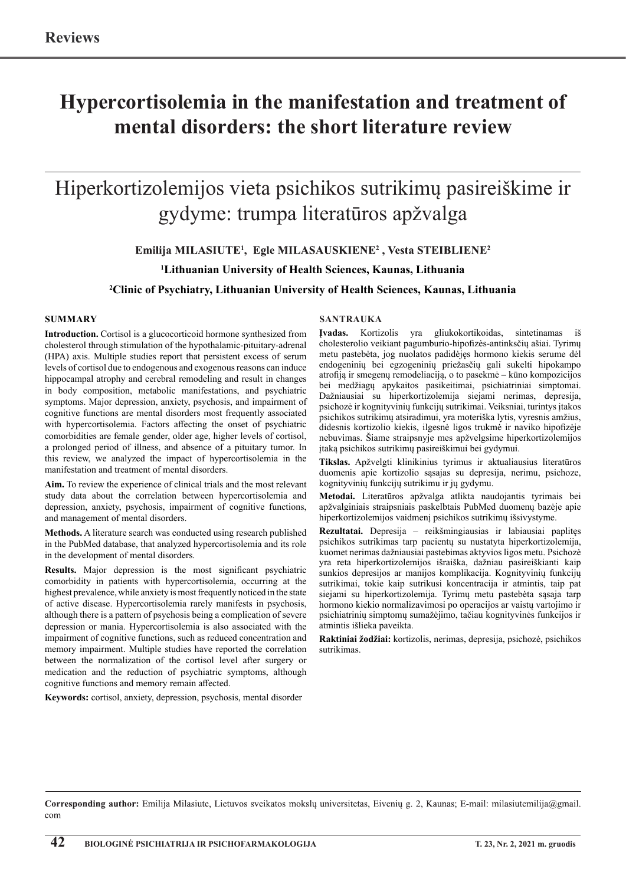**Reviews**

# Hypercortisolemia in the manifestation and treatment of mental disorders: the short literature review

# Hiperkortizolemijos vieta psichikos sutrikimų pasireiškime ir gydyme: trumpa literatūros apžvalga

**Emilija MILASIUTE[1], Egle MILASAUSKIENE[2], Vesta STEIBLIENE[2]**

**[1]Lithuanian University of Health Sciences, Kaunas, Lithuania**

**[2]Clinic of Psychiatry, Lithuanian University of Health Sciences, Kaunas, Lithuania**

## SUMMARY

**Introduction.** Cortisol is a glucocorticoid hormone synthesized from cholesterol through stimulation of the hypothalamic-pituitary-adrenal (HPA) axis. Multiple studies report that persistent excess of serum levels of cortisol due to endogenous and exogenous reasons can induce hippocampal atrophy and cerebral remodeling and result in changes in body composition, metabolic manifestations, and psychiatric symptoms. Major depression, anxiety, psychosis, and impairment of cognitive functions are mental disorders most frequently associated with hypercortisolemia. Factors affecting the onset of psychiatric comorbidities are female gender, older age, higher levels of cortisol, a prolonged period of illness, and absence of a pituitary tumor. In this review, we analyzed the impact of hypercortisolemia in the manifestation and treatment of mental disorders.

**Aim.** To review the experience of clinical trials and the most relevant study data about the correlation between hypercortisolemia and depression, anxiety, psychosis, impairment of cognitive functions, and management of mental disorders.

**Methods.** A literature search was conducted using research published in the PubMed database, that analyzed hypercortisolemia and its role in the development of mental disorders.

**Results.** Major depression is the most significant psychiatric comorbidity in patients with hypercortisolemia, occurring at the highest prevalence, while anxiety is most frequently noticed in the state of active disease. Hypercortisolemia rarely manifests in psychosis, although there is a pattern of psychosis being a complication of severe depression or mania. Hypercortisolemia is also associated with the impairment of cognitive functions, such as reduced concentration and memory impairment. Multiple studies have reported the correlation between the normalization of the cortisol level after surgery or medication and the reduction of psychiatric symptoms, although cognitive functions and memory remain affected.

**Keywords:** cortisol, anxiety, depression, psychosis, mental disorder

## SANTRAUKA

**Įvadas.** Kortizolis yra gliukokortikoidas, sintetinamas iš cholesterolio veikiant pagumburio-hipofizės-antinksčių ašiai. Tyrimų metu pastebėta, jog nuolatos padidėjęs hormono kiekis serume dėl endogeninių bei egzogeninių priežasčių gali sukelti hipokampo atrofiją ir smegenų remodeliaciją, o to pasekmė – kūno kompozicijos bei medžiagų apykaitos pasikeitimai, psichiatriniai simptomai. Dažniausiai su hiperkortizolemija siejami nerimas, depresija, psichozė ir kognityvinių funkcijų sutrikimai. Veiksniai, turintys įtakos psichikos sutrikimų atsiradimui, yra moteriška lytis, vyresnis amžius, didesnis kortizolio kiekis, ilgesnė ligos trukmė ir naviko hipofizėje nebuvimas. Šiame straipsnyje mes apžvelgsime hiperkortizolemijos įtaką psichikos sutrikimų pasireiškimui bei gydymui.

**Tikslas.** Apžvelgti klinikinius tyrimus ir aktualiausius literatūros duomenis apie kortizolio sąsajas su depresija, nerimu, psichoze, kognityvinių funkcijų sutrikimu ir jų gydymu.

**Metodai.** Literatūros apžvalga atlikta naudojantis tyrimais bei apžvalginiais straipsniais paskelbtais PubMed duomenų bazėje apie hiperkortizolemijos vaidmenį psichikos sutrikimų išsivystyme.

**Rezultatai.** Depresija – reikšmingiausias ir labiausiai paplitęs psichikos sutrikimas tarp pacientų su nustatyta hiperkortizolemija, kuomet nerimas dažniausiai pastebimas aktyvios ligos metu. Psichozė yra reta hiperkortizolemijos išraiška, dažniau pasireiškianti kaip sunkios depresijos ar manijos komplikacija. Kognityvinių funkcijų sutrikimai, tokie kaip sutrikusi koncentracija ir atmintis, taip pat siejami su hiperkortizolemija. Tyrimų metu pastebėta sąsaja tarp hormono kiekio normalizavimosi po operacijos ar vaistų vartojimo ir psichiatrinių simptomų sumažėjimo, tačiau kognityvinės funkcijos ir atmintis išlieka paveikta.

**Raktiniai žodžiai:** kortizolis, nerimas, depresija, psichozė, psichikos sutrikimas.

---

**Corresponding author:** Emilija Milasiute, Lietuvos sveikatos mokslų universitetas, Eivenių g. 2, Kaunas; E-mail: milasiutemilija@gmail.com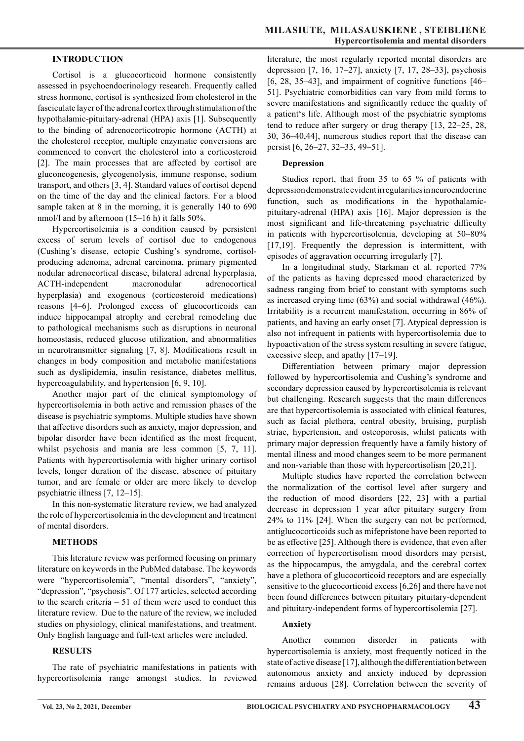## INTRODUCTION

Cortisol is a glucocorticoid hormone consistently assessed in psychoendocrinology research. Frequently called stress hormone, cortisol is synthesized from cholesterol in the fasciculate layer of the adrenal cortex through stimulation of the hypothalamic-pituitary-adrenal (HPA) axis [1]. Subsequently to the binding of adrenocorticotropic hormone (ACTH) at the cholesterol receptor, multiple enzymatic conversions are commenced to convert the cholesterol into a corticosteroid [2]. The main processes that are affected by cortisol are gluconeogenesis, glycogenolysis, immune response, sodium transport, and others [3, 4]. Standard values of cortisol depend on the time of the day and the clinical factors. For a blood sample taken at 8 in the morning, it is generally 140 to 690 nmol/l and by afternoon (15–16 h) it falls 50%.

Hypercortisolemia is a condition caused by persistent excess of serum levels of cortisol due to endogenous (Cushing's disease, ectopic Cushing's syndrome, cortisol-producing adenoma, adrenal carcinoma, primary pigmented nodular adrenocortical disease, bilateral adrenal hyperplasia, ACTH-independent macronodular adrenocortical hyperplasia) and exogenous (corticosteroid medications) reasons [4–6]. Prolonged excess of glucocorticoids can induce hippocampal atrophy and cerebral remodeling due to pathological mechanisms such as disruptions in neuronal homeostasis, reduced glucose utilization, and abnormalities in neurotransmitter signaling [7, 8]. Modifications result in changes in body composition and metabolic manifestations such as dyslipidemia, insulin resistance, diabetes mellitus, hypercoagulability, and hypertension [6, 9, 10].

Another major part of the clinical symptomology of hypercortisolemia in both active and remission phases of the disease is psychiatric symptoms. Multiple studies have shown that affective disorders such as anxiety, major depression, and bipolar disorder have been identified as the most frequent, whilst psychosis and mania are less common [5, 7, 11]. Patients with hypercortisolemia with higher urinary cortisol levels, longer duration of the disease, absence of pituitary tumor, and are female or older are more likely to develop psychiatric illness [7, 12–15].

In this non-systematic literature review, we had analyzed the role of hypercortisolemia in the development and treatment of mental disorders.

## METHODS

This literature review was performed focusing on primary literature on keywords in the PubMed database. The keywords were "hypercortisolemia", "mental disorders", "anxiety", "depression", "psychosis". Of 177 articles, selected according to the search criteria – 51 of them were used to conduct this literature review. Due to the nature of the review, we included studies on physiology, clinical manifestations, and treatment. Only English language and full-text articles were included.

## RESULTS

The rate of psychiatric manifestations in patients with hypercortisolemia range amongst studies. In reviewed literature, the most regularly reported mental disorders are depression [7, 16, 17–27], anxiety [7, 17, 28–33], psychosis [6, 28, 35–43], and impairment of cognitive functions [46–51]. Psychiatric comorbidities can vary from mild forms to severe manifestations and significantly reduce the quality of a patient's life. Although most of the psychiatric symptoms tend to reduce after surgery or drug therapy [13, 22–25, 28, 30, 36–40,44], numerous studies report that the disease can persist [6, 26–27, 32–33, 49–51].

### Depression

Studies report, that from 35 to 65 % of patients with depression demonstrate evident irregularities in neuroendocrine function, such as modifications in the hypothalamic-pituitary-adrenal (HPA) axis [16]. Major depression is the most significant and life-threatening psychiatric difficulty in patients with hypercortisolemia, developing at 50–80% [17,19]. Frequently the depression is intermittent, with episodes of aggravation occurring irregularly [7].

In a longitudinal study, Starkman et al. reported 77% of the patients as having depressed mood characterized by sadness ranging from brief to constant with symptoms such as increased crying time (63%) and social withdrawal (46%). Irritability is a recurrent manifestation, occurring in 86% of patients, and having an early onset [7]. Atypical depression is also not infrequent in patients with hypercortisolemia due to hypoactivation of the stress system resulting in severe fatigue, excessive sleep, and apathy [17–19].

Differentiation between primary major depression followed by hypercortisolemia and Cushing's syndrome and secondary depression caused by hypercortisolemia is relevant but challenging. Research suggests that the main differences are that hypercortisolemia is associated with clinical features, such as facial plethora, central obesity, bruising, purplish striae, hypertension, and osteoporosis, whilst patients with primary major depression frequently have a family history of mental illness and mood changes seem to be more permanent and non-variable than those with hypercortisolism [20,21].

Multiple studies have reported the correlation between the normalization of the cortisol level after surgery and the reduction of mood disorders [22, 23] with a partial decrease in depression 1 year after pituitary surgery from 24% to 11% [24]. When the surgery can not be performed, antiglucocorticoids such as mifepristone have been reported to be as effective [25]. Although there is evidence, that even after correction of hypercortisolism mood disorders may persist, as the hippocampus, the amygdala, and the cerebral cortex have a plethora of glucocorticoid receptors and are especially sensitive to the glucocorticoid excess [6,26] and there have not been found differences between pituitary pituitary-dependent and pituitary-independent forms of hypercortisolemia [27].

### Anxiety

Another common disorder in patients with hypercortisolemia is anxiety, most frequently noticed in the state of active disease [17], although the differentiation between autonomous anxiety and anxiety induced by depression remains arduous [28]. Correlation between the severity of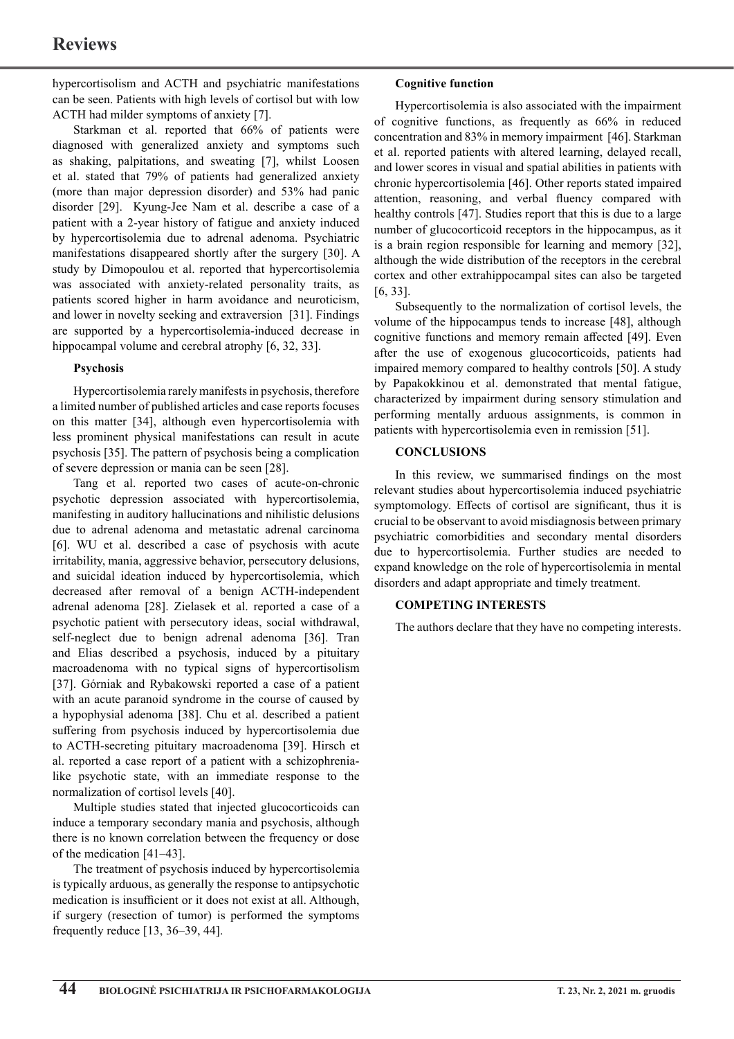hypercortisolism and ACTH and psychiatric manifestations can be seen. Patients with high levels of cortisol but with low ACTH had milder symptoms of anxiety [7].

Starkman et al. reported that 66% of patients were diagnosed with generalized anxiety and symptoms such as shaking, palpitations, and sweating [7], whilst Loosen et al. stated that 79% of patients had generalized anxiety (more than major depression disorder) and 53% had panic disorder [29]. Kyung-Jee Nam et al. describe a case of a patient with a 2-year history of fatigue and anxiety induced by hypercortisolemia due to adrenal adenoma. Psychiatric manifestations disappeared shortly after the surgery [30]. A study by Dimopoulou et al. reported that hypercortisolemia was associated with anxiety-related personality traits, as patients scored higher in harm avoidance and neuroticism, and lower in novelty seeking and extraversion [31]. Findings are supported by a hypercortisolemia-induced decrease in hippocampal volume and cerebral atrophy [6, 32, 33].

### Psychosis

Hypercortisolemia rarely manifests in psychosis, therefore a limited number of published articles and case reports focuses on this matter [34], although even hypercortisolemia with less prominent physical manifestations can result in acute psychosis [35]. The pattern of psychosis being a complication of severe depression or mania can be seen [28].

Tang et al. reported two cases of acute-on-chronic psychotic depression associated with hypercortisolemia, manifesting in auditory hallucinations and nihilistic delusions due to adrenal adenoma and metastatic adrenal carcinoma [6]. WU et al. described a case of psychosis with acute irritability, mania, aggressive behavior, persecutory delusions, and suicidal ideation induced by hypercortisolemia, which decreased after removal of a benign ACTH-independent adrenal adenoma [28]. Zielasek et al. reported a case of a psychotic patient with persecutory ideas, social withdrawal, self-neglect due to benign adrenal adenoma [36]. Tran and Elias described a psychosis, induced by a pituitary macroadenoma with no typical signs of hypercortisolism [37]. Górniak and Rybakowski reported a case of a patient with an acute paranoid syndrome in the course of caused by a hypophysial adenoma [38]. Chu et al. described a patient suffering from psychosis induced by hypercortisolemia due to ACTH-secreting pituitary macroadenoma [39]. Hirsch et al. reported a case report of a patient with a schizophrenia-like psychotic state, with an immediate response to the normalization of cortisol levels [40].

Multiple studies stated that injected glucocorticoids can induce a temporary secondary mania and psychosis, although there is no known correlation between the frequency or dose of the medication [41–43].

The treatment of psychosis induced by hypercortisolemia is typically arduous, as generally the response to antipsychotic medication is insufficient or it does not exist at all. Although, if surgery (resection of tumor) is performed the symptoms frequently reduce [13, 36–39, 44].

### Cognitive function

Hypercortisolemia is also associated with the impairment of cognitive functions, as frequently as 66% in reduced concentration and 83% in memory impairment [46]. Starkman et al. reported patients with altered learning, delayed recall, and lower scores in visual and spatial abilities in patients with chronic hypercortisolemia [46]. Other reports stated impaired attention, reasoning, and verbal fluency compared with healthy controls [47]. Studies report that this is due to a large number of glucocorticoid receptors in the hippocampus, as it is a brain region responsible for learning and memory [32], although the wide distribution of the receptors in the cerebral cortex and other extrahippocampal sites can also be targeted [6, 33].

Subsequently to the normalization of cortisol levels, the volume of the hippocampus tends to increase [48], although cognitive functions and memory remain affected [49]. Even after the use of exogenous glucocorticoids, patients had impaired memory compared to healthy controls [50]. A study by Papakokkinou et al. demonstrated that mental fatigue, characterized by impairment during sensory stimulation and performing mentally arduous assignments, is common in patients with hypercortisolemia even in remission [51].

## CONCLUSIONS

In this review, we summarised findings on the most relevant studies about hypercortisolemia induced psychiatric symptomology. Effects of cortisol are significant, thus it is crucial to be observant to avoid misdiagnosis between primary psychiatric comorbidities and secondary mental disorders due to hypercortisolemia. Further studies are needed to expand knowledge on the role of hypercortisolemia in mental disorders and adapt appropriate and timely treatment.

## COMPETING INTERESTS

The authors declare that they have no competing interests.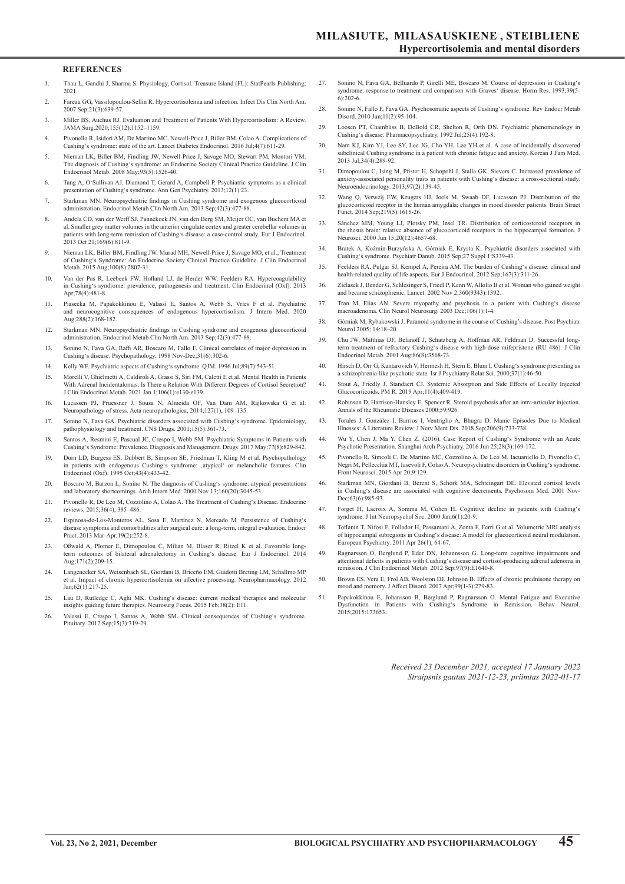## REFERENCES

1. Thau L, Gandhi J, Sharma S. Physiology, Cortisol. Treasure Island (FL): StatPearls Publishing; 2021.
2. Fareau GG, Vassilopoulou-Sellin R. Hypercortisolemia and infection. Infect Dis Clin North Am. 2007 Sep;21(3):639-57.
3. Miller BS, Auchus RJ. Evaluation and Treatment of Patients With Hypercortisolism: A Review. JAMA Surg.2020;155(12):1152–1159.
4. Pivonello R, Isidori AM, De Martino MC, Newell-Price J, Biller BM, Colao A. Complications of Cushing's syndrome: state of the art. Lancet Diabetes Endocrinol. 2016 Jul;4(7):611-29.
5. Nieman LK, Biller BM, Findling JW, Newell-Price J, Savage MO, Stewart PM, Montori VM. The diagnosis of Cushing's syndrome: an Endocrine Society Clinical Practice Guideline. J Clin Endocrinol Metab. 2008 May;93(5):1526-40.
6. Tang A, O'Sullivan AJ, Diamond T, Gerard A, Campbell P. Psychiatric symptoms as a clinical presentation of Cushing's syndrome. Ann Gen Psychiatry. 2013;12(1):23.
7. Starkman MN. Neuropsychiatric findings in Cushing syndrome and exogenous glucocorticoid administration. Endocrinol Metab Clin North Am. 2013 Sep;42(3):477-88.
8. Andela CD, van der Werff SJ, Pannekoek JN, van den Berg SM, Meijer OC, van Buchem MA et al. Smaller grey matter volumes in the anterior cingulate cortex and greater cerebellar volumes in patients with long-term remission of Cushing's disease: a case-control study. Eur J Endocrinol. 2013 Oct 21;169(6):811-9.
9. Nieman LK, Biller BM, Findling JW, Murad MH, Newell-Price J, Savage MO, et al.; Treatment of Cushing's Syndrome: An Endocrine Society Clinical Practice Guideline. J Clin Endocrinol Metab. 2015 Aug;100(8):2807-31.
10. Van der Pas R, Leebeek FW, Hofland LJ, de Herder WW, Feelders RA. Hypercoagulability in Cushing's syndrome: prevalence, pathogenesis and treatment. Clin Endocrinol (Oxf). 2013 Apr;78(4):481-8.
11. Piasecka M, Papakokkinou E, Valassi E, Santos A, Webb S, Vries F et al. Psychiatric and neurocognitive consequences of endogenous hypercortisolism. J Intern Med. 2020 Aug;288(2):168-182.
12. Starkman MN. Neuropsychiatric findings in Cushing syndrome and exogenous glucocorticoid administration. Endocrinol Metab Clin North Am. 2013 Sep;42(3):477-88.
13. Sonino N, Fava GA, Raffi AR, Boscaro M, Fallo F. Clinical correlates of major depression in Cushing's disease. Psychopathology. 1998 Nov-Dec;31(6):302-6.
14. Kelly WF. Psychiatric aspects of Cushing's syndrome. QJM. 1996 Jul;89(7):543-51.
15. Morelli V, Ghielmetti A, Caldiroli A, Grassi S, Siri FM, Caletti E et al. Mental Health in Patients With Adrenal Incidentalomas: Is There a Relation With Different Degrees of Cortisol Secretion? J Clin Endocrinol Metab. 2021 Jan 1;106(1):e130-e139.
16. Lucassen PJ, Pruessner J, Sousa N, Almeida OF, Van Dam AM, Rajkowska G et al. Neuropathology of stress. Acta neuropathologica, 2014;127(1), 109–135.
17. Sonino N, Fava GA. Psychiatric disorders associated with Cushing's syndrome. Epidemiology, pathophysiology and treatment. CNS Drugs. 2001;15(5):361-73.
18. Santos A, Resmini E, Pascual JC, Crespo I, Webb SM. Psychiatric Symptoms in Patients with Cushing's Syndrome: Prevalence, Diagnosis and Management. Drugs. 2017 May;77(8):829-842.
19. Dorn LD, Burgess ES, Dubbert B, Simpson SE, Friedman T, Kling M et al. Psychopathology in patients with endogenous Cushing's syndrome: 'atypical' or melancholic features. Clin Endocrinol (Oxf). 1995 Oct;43(4):433-42.
20. Boscaro M, Barzon L, Sonino N. The diagnosis of Cushing's syndrome: atypical presentations and laboratory shortcomings. Arch Intern Med. 2000 Nov 13;160(20):3045-53.
21. Pivonello R, De Leo M, Cozzolino A, Colao A. The Treatment of Cushing's Disease. Endocrine reviews, 2015;36(4), 385–486.
22. Espinosa-de-Los-Monteros AL, Sosa E, Martinez N, Mercado M. Persistence of Cushing's disease symptoms and comorbidities after surgical cure: a long-term, integral evaluation. Endocr Pract. 2013 Mar-Apr;19(2):252-8.
23. Oßwald A, Plomer E, Dimopoulou C, Milian M, Blaser R, Ritzel K et al. Favorable long-term outcomes of bilateral adrenalectomy in Cushing's disease. Eur J Endocrinol. 2014 Aug;171(2):209-15.
24. Langenecker SA, Weisenbach SL, Giordani B, Briceño EM, Guidotti Breting LM, Schallmo MP et al. Impact of chronic hypercortisolemia on affective processing. Neuropharmacology. 2012 Jan;62(1):217-25.
25. Lau D, Rutledge C, Aghi MK. Cushing's disease: current medical therapies and molecular insights guiding future therapies. Neurosurg Focus. 2015 Feb;38(2): E11.
26. Valassi E, Crespo I, Santos A, Webb SM. Clinical consequences of Cushing's syndrome. Pituitary. 2012 Sep;15(3):319-29.
27. Sonino N, Fava GA, Belluardo P, Girelli ME, Boscaro M. Course of depression in Cushing's syndrome: response to treatment and comparison with Graves' disease. Horm Res. 1993;39(5-6):202-6.
28. Sonino N, Fallo F, Fava GA. Psychosomatic aspects of Cushing's syndrome. Rev Endocr Metab Disord. 2010 Jun;11(2):95-104.
29. Loosen PT, Chambliss B, DeBold CR, Shelton R, Orth DN. Psychiatric phenomenology in Cushing's disease. Pharmacopsychiatry. 1992 Jul;25(4):192-8.
30. Nam KJ, Kim YJ, Lee SY, Lee JG, Cho YH, Lee YH et al. A case of incidentally discovered subclinical Cushing syndrome in a patient with chronic fatigue and anxiety. Korean J Fam Med. 2013 Jul;34(4):289-92.
31. Dimopoulou C, Ising M, Pfister H, Schopohl J, Stalla GK, Sievers C. Increased prevalence of anxiety-associated personality traits in patients with Cushing's disease: a cross-sectional study. Neuroendocrinology. 2013;97(2):139-45.
32. Wang Q, Verweij EW, Krugers HJ, Joels M, Swaab DF, Lucassen PJ. Distribution of the glucocorticoid receptor in the human amygdala; changes in mood disorder patients. Brain Struct Funct. 2014 Sep;219(5):1615-26.
33. Sánchez MM, Young LJ, Plotsky PM, Insel TR. Distribution of corticosteroid receptors in the rhesus brain: relative absence of glucocorticoid receptors in the hippocampal formation. J Neurosci. 2000 Jun 15;20(12):4657-68.
34. Bratek A, Koźmin-Burzyńska A, Górniak E, Krysta K. Psychiatric disorders associated with Cushing's syndrome. Psychiatr Danub. 2015 Sep;27 Suppl 1:S339-43.
35. Feelders RA, Pulgar SJ, Kempel A, Pereira AM. The burden of Cushing's disease: clinical and health-related quality of life aspects. Eur J Endocrinol. 2012 Sep;167(3):311-26.
36. Zielasek J, Bender G, Schlesinger S, Friedl P, Kenn W, Allolio B et al. Woman who gained weight and became schizophrenic. Lancet. 2002 Nov 2;360(9343):1392.
37. Tran M, Elias AN. Severe myopathy and psychosis in a patient with Cushing's disease macroadenoma. Clin Neurol Neurosurg. 2003 Dec;106(1):1-4.
38. Górniak M, Rybakowski J. Paranoid syndrome in the course of Cushing's disease. Post Psychiatr Neurol 2005; 14:18–20.
39. Chu JW, Matthias DF, Belanoff J, Schatzberg A, Hoffman AR, Feldman D. Successful long-term treatment of refractory Cushing's disease with high-dose mifepristone (RU 486). J Clin Endocrinol Metab. 2001 Aug;86(8):3568-73.
40. Hirsch D, Orr G, Kantarovich V, Hermesh H, Stern E, Blum I. Cushing's syndrome presenting as a schizophrenia-like psychotic state. Isr J Psychiatry Relat Sci. 2000;37(1):46-50.
41. Stout A, Friedly J, Standaert CJ. Systemic Absorption and Side Effects of Locally Injected Glucocorticoids. PM R. 2019 Apr;11(4):409-419.
42. Robinson D, Harrison-Hansley E, Spencer R. Steroid psychosis after an intra-articular injection. Annals of the Rheumatic Diseases 2000;59:926.
43. Torales J, González I, Barrios I, Ventriglio A, Bhugra D. Manic Episodes Due to Medical Illnesses: A Literature Review. J Nerv Ment Dis. 2018 Sep;206(9):733-738.
44. Wu Y, Chen J, Ma Y, Chen Z. (2016). Case Report of Cushing's Syndrome with an Acute Psychotic Presentation. Shanghai Arch Psychiatry. 2016 Jun 25;28(3):169-172.
45. Pivonello R, Simeoli C, De Martino MC, Cozzolino A, De Leo M, Iacuaniello D, Pivonello C, Negri M, Pellecchia MT, Iasevoli F, Colao A. Neuropsychiatric disorders in Cushing's syndrome. Front Neurosci. 2015 Apr 20;9:129.
46. Starkman MN, Giordani B, Berent S, Schork MA, Schteingart DE. Elevated cortisol levels in Cushing's disease are associated with cognitive decrements. Psychosom Med. 2001 Nov-Dec;63(6):985-93.
47. Forget H, Lacroix A, Somma M, Cohen H. Cognitive decline in patients with Cushing's syndrome. J Int Neuropsychol Soc. 2000 Jan;6(1):20-9.
48. Toffanin T, Nifosì F, Follador H, Passamani A, Zonta F, Ferri G et al. Volumetric MRI analysis of hippocampal subregions in Cushing's disease: A model for glucocorticoid neural modulation. European Psychiatry. 2011 Apr 26(1), 64-67.
49. Ragnarsson O, Berglund P, Eder DN, Johannsson G. Long-term cognitive impairments and attentional deficits in patients with Cushing's disease and cortisol-producing adrenal adenoma in remission. J Clin Endocrinol Metab. 2012 Sep;97(9):E1640-8.
50. Brown ES, Vera E, Frol AB, Woolston DJ, Johnson B. Effects of chronic prednisone therapy on mood and memory. J Affect Disord. 2007 Apr;99(1-3):279-83.
51. Papakokkinou E, Johansson B, Berglund P, Ragnarsson O. Mental Fatigue and Executive Dysfunction in Patients with Cushing's Syndrome in Remission. Behav Neurol. 2015;2015:173653.

*Received 23 December 2021, accepted 17 January 2022*
*Straipsnis gautas 2021-12-23, priimtas 2022-01-17*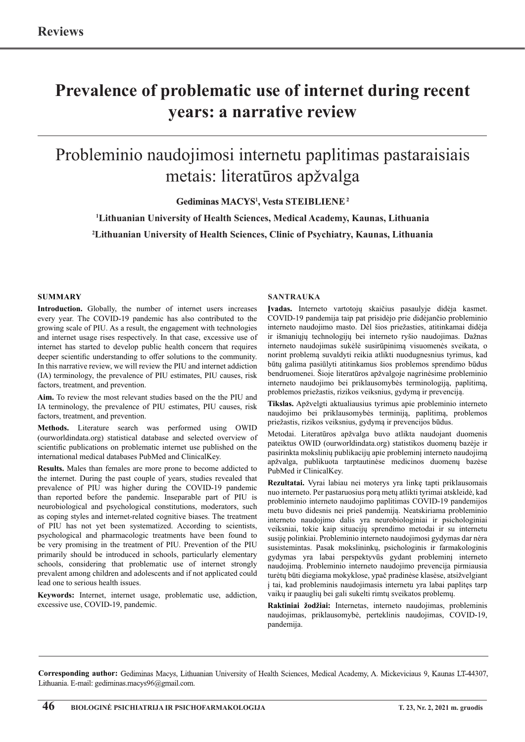Reviews

# Prevalence of problematic use of internet during recent years: a narrative review

# Probleminio naudojimosi internetu paplitimas pastaraisiais metais: literatūros apžvalga

**Gediminas MACYS[1], Vesta STEIBLIENE[2]**

**[1]Lithuanian University of Health Sciences, Medical Academy, Kaunas, Lithuania**

**[2]Lithuanian University of Health Sciences, Clinic of Psychiatry, Kaunas, Lithuania**

## SUMMARY

**Introduction.** Globally, the number of internet users increases every year. The COVID-19 pandemic has also contributed to the growing scale of PIU. As a result, the engagement with technologies and internet usage rises respectively. In that case, excessive use of internet has started to develop public health concern that requires deeper scientific understanding to offer solutions to the community. In this narrative review, we will review the PIU and internet addiction (IA) terminology, the prevalence of PIU estimates, PIU causes, risk factors, treatment, and prevention.

**Aim.** To review the most relevant studies based on the the PIU and IA terminology, the prevalence of PIU estimates, PIU causes, risk factors, treatment, and prevention.

**Methods.** Literature search was performed using OWID (ourworldindata.org) statistical database and selected overview of scientific publications on problematic internet use published on the international medical databases PubMed and ClinicalKey.

**Results.** Males than females are more prone to become addicted to the internet. During the past couple of years, studies revealed that prevalence of PIU was higher during the COVID-19 pandemic than reported before the pandemic. Inseparable part of PIU is neurobiological and psychological constitutions, moderators, such as coping styles and internet-related cognitive biases. The treatment of PIU has not yet been systematized. According to scientists, psychological and pharmacologic treatments have been found to be very promising in the treatment of PIU. Prevention of the PIU primarily should be introduced in schools, particularly elementary schools, considering that problematic use of internet strongly prevalent among children and adolescents and if not applicated could lead one to serious health issues.

**Keywords:** Internet, internet usage, problematic use, addiction, excessive use, COVID-19, pandemic.

## SANTRAUKA

**Įvadas.** Interneto vartotojų skaičius pasaulyje didėja kasmet. COVID-19 pandemija taip pat prisidėjo prie didėjančio probleminio interneto naudojimo masto. Dėl šios priežasties, atitinkamai didėja ir išmaniųjų technologijų bei interneto ryšio naudojimas. Dažnas interneto naudojimas sukėlė susirūpinimą visuomenės sveikata, o norint problemą suvaldyti reikia atlikti nuodugnesnius tyrimus, kad būtų galima pasiūlyti atitinkamus šios problemos sprendimo būdus bendruomenei. Šioje literatūros apžvalgoje nagrinėsime probleminio interneto naudojimo bei priklausomybės terminologiją, paplitimą, problemos priežastis, rizikos veiksnius, gydymą ir prevenciją.

**Tikslas.** Apžvelgti aktualiausius tyrimus apie probleminio interneto naudojimo bei priklausomybės terminiją, paplitimą, problemos priežastis, rizikos veiksnius, gydymą ir prevencijos būdus.

Metodai. Literatūros apžvalga buvo atlikta naudojant duomenis pateiktus OWID (ourworldindata.org) statistikos duomenų bazėje ir pasirinkta mokslinių publikacijų apie probleminį interneto naudojimą apžvalga, publikuota tarptautinėse medicinos duomenų bazėse PubMed ir ClinicalKey.

**Rezultatai.** Vyrai labiau nei moterys yra linkę tapti priklausomais nuo interneto. Per pastaruosius porą metų atlikti tyrimai atskleidė, kad probleminio interneto naudojimo paplitimas COVID-19 pandemijos metu buvo didesnis nei prieš pandemiją. Neatskiriama probleminio interneto naudojimo dalis yra neurobiologiniai ir psichologiniai veiksniai, tokie kaip situacijų sprendimo metodai ir su internetu susiję polinkiai. Probleminio interneto naudojimosi gydymas dar nėra susistemintas. Pasak mokslininkų, psichologinis ir farmakologinis gydymas yra labai perspektyvūs gydant probleminį interneto naudojimą. Probleminio interneto naudojimo prevencija pirmiausia turėtų būti diegiama mokyklose, ypač pradinėse klasėse, atsižvelgiant į tai, kad probleminis naudojimasis internetu yra labai paplitęs tarp vaikų ir paauglių bei gali sukelti rimtų sveikatos problemų.

**Raktiniai žodžiai:** Internetas, interneto naudojimas, probleminis naudojimas, priklausomybė, perteklinis naudojimas, COVID-19, pandemija.

**Corresponding author:** Gediminas Macys, Lithuanian University of Health Sciences, Medical Academy, A. Mickeviciaus 9, Kaunas LT-44307, Lithuania. E-mail: gediminas.macys96@gmail.com.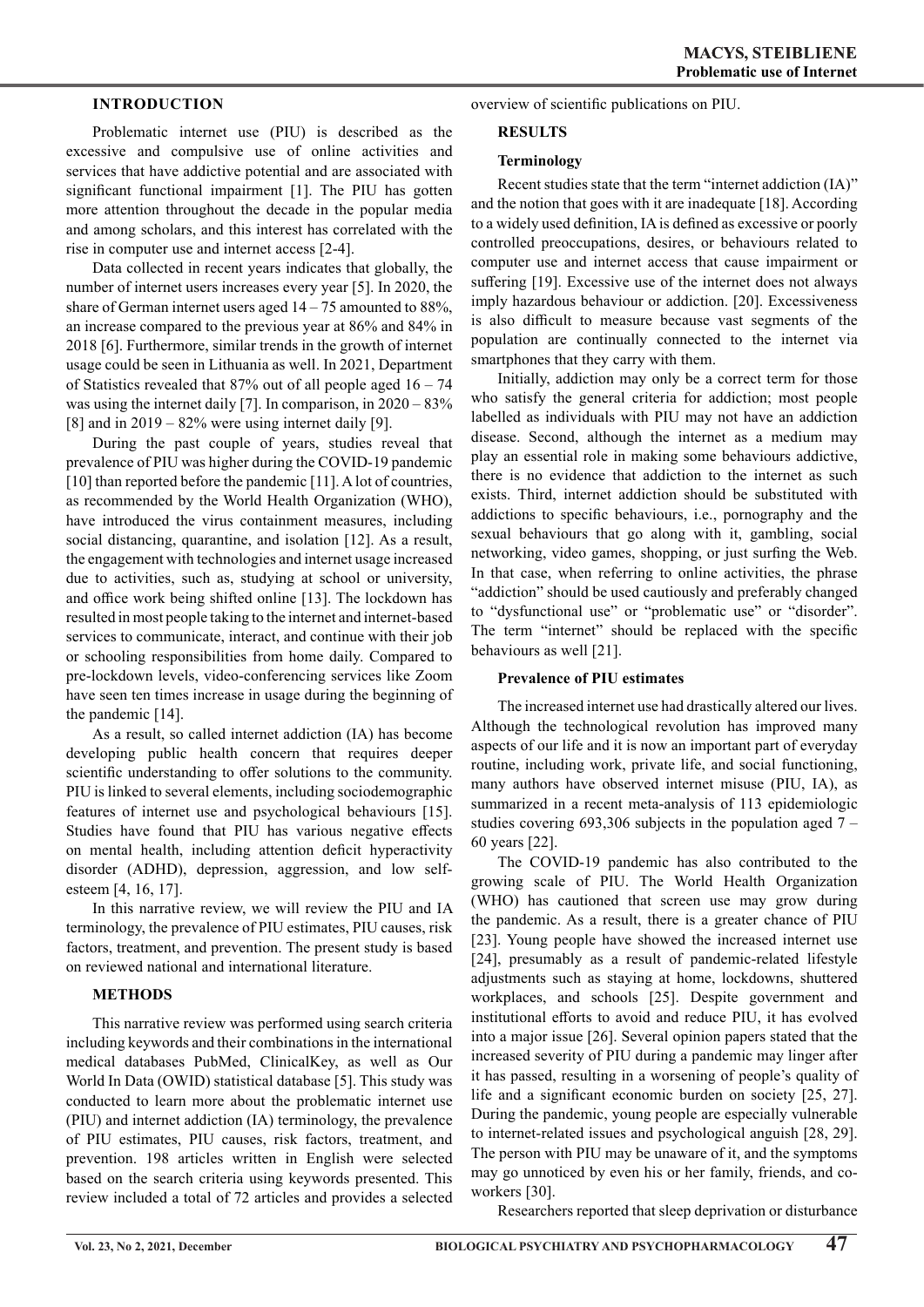## INTRODUCTION

Problematic internet use (PIU) is described as the excessive and compulsive use of online activities and services that have addictive potential and are associated with significant functional impairment [1]. The PIU has gotten more attention throughout the decade in the popular media and among scholars, and this interest has correlated with the rise in computer use and internet access [2-4].

Data collected in recent years indicates that globally, the number of internet users increases every year [5]. In 2020, the share of German internet users aged 14 – 75 amounted to 88%, an increase compared to the previous year at 86% and 84% in 2018 [6]. Furthermore, similar trends in the growth of internet usage could be seen in Lithuania as well. In 2021, Department of Statistics revealed that 87% out of all people aged 16 – 74 was using the internet daily [7]. In comparison, in 2020 – 83% [8] and in 2019 – 82% were using internet daily [9].

During the past couple of years, studies reveal that prevalence of PIU was higher during the COVID-19 pandemic [10] than reported before the pandemic [11]. A lot of countries, as recommended by the World Health Organization (WHO), have introduced the virus containment measures, including social distancing, quarantine, and isolation [12]. As a result, the engagement with technologies and internet usage increased due to activities, such as, studying at school or university, and office work being shifted online [13]. The lockdown has resulted in most people taking to the internet and internet-based services to communicate, interact, and continue with their job or schooling responsibilities from home daily. Compared to pre-lockdown levels, video-conferencing services like Zoom have seen ten times increase in usage during the beginning of the pandemic [14].

As a result, so called internet addiction (IA) has become developing public health concern that requires deeper scientific understanding to offer solutions to the community. PIU is linked to several elements, including sociodemographic features of internet use and psychological behaviours [15]. Studies have found that PIU has various negative effects on mental health, including attention deficit hyperactivity disorder (ADHD), depression, aggression, and low self-esteem [4, 16, 17].

In this narrative review, we will review the PIU and IA terminology, the prevalence of PIU estimates, PIU causes, risk factors, treatment, and prevention. The present study is based on reviewed national and international literature.

## METHODS

This narrative review was performed using search criteria including keywords and their combinations in the international medical databases PubMed, ClinicalKey, as well as Our World In Data (OWID) statistical database [5]. This study was conducted to learn more about the problematic internet use (PIU) and internet addiction (IA) terminology, the prevalence of PIU estimates, PIU causes, risk factors, treatment, and prevention. 198 articles written in English were selected based on the search criteria using keywords presented. This review included a total of 72 articles and provides a selected overview of scientific publications on PIU.

## RESULTS

### Terminology

Recent studies state that the term "internet addiction (IA)" and the notion that goes with it are inadequate [18]. According to a widely used definition, IA is defined as excessive or poorly controlled preoccupations, desires, or behaviours related to computer use and internet access that cause impairment or suffering [19]. Excessive use of the internet does not always imply hazardous behaviour or addiction. [20]. Excessiveness is also difficult to measure because vast segments of the population are continually connected to the internet via smartphones that they carry with them.

Initially, addiction may only be a correct term for those who satisfy the general criteria for addiction; most people labelled as individuals with PIU may not have an addiction disease. Second, although the internet as a medium may play an essential role in making some behaviours addictive, there is no evidence that addiction to the internet as such exists. Third, internet addiction should be substituted with addictions to specific behaviours, i.e., pornography and the sexual behaviours that go along with it, gambling, social networking, video games, shopping, or just surfing the Web. In that case, when referring to online activities, the phrase "addiction" should be used cautiously and preferably changed to "dysfunctional use" or "problematic use" or "disorder". The term "internet" should be replaced with the specific behaviours as well [21].

### Prevalence of PIU estimates

The increased internet use had drastically altered our lives. Although the technological revolution has improved many aspects of our life and it is now an important part of everyday routine, including work, private life, and social functioning, many authors have observed internet misuse (PIU, IA), as summarized in a recent meta-analysis of 113 epidemiologic studies covering 693,306 subjects in the population aged 7 – 60 years [22].

The COVID-19 pandemic has also contributed to the growing scale of PIU. The World Health Organization (WHO) has cautioned that screen use may grow during the pandemic. As a result, there is a greater chance of PIU [23]. Young people have showed the increased internet use [24], presumably as a result of pandemic-related lifestyle adjustments such as staying at home, lockdowns, shuttered workplaces, and schools [25]. Despite government and institutional efforts to avoid and reduce PIU, it has evolved into a major issue [26]. Several opinion papers stated that the increased severity of PIU during a pandemic may linger after it has passed, resulting in a worsening of people's quality of life and a significant economic burden on society [25, 27]. During the pandemic, young people are especially vulnerable to internet-related issues and psychological anguish [28, 29]. The person with PIU may be unaware of it, and the symptoms may go unnoticed by even his or her family, friends, and co-workers [30].

Researchers reported that sleep deprivation or disturbance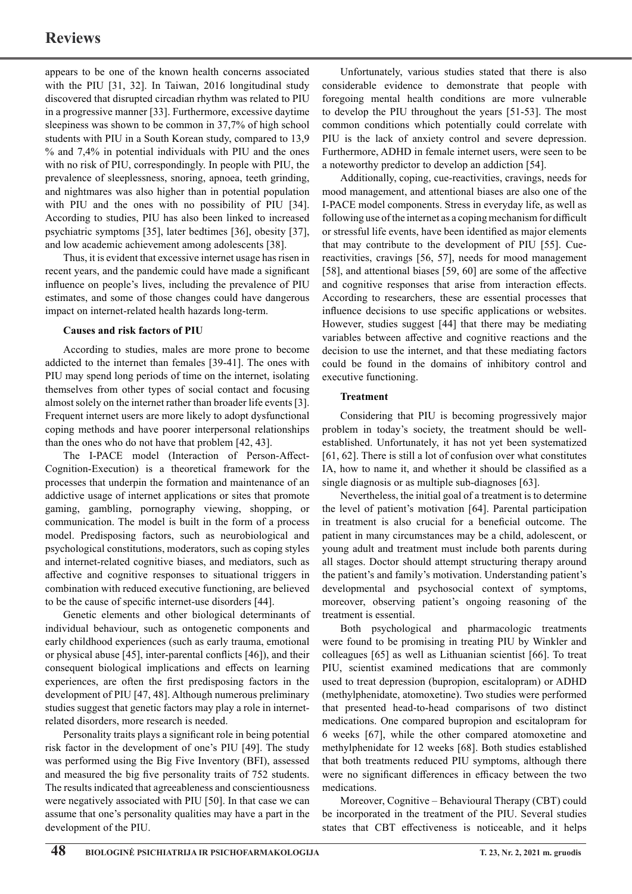appears to be one of the known health concerns associated with the PIU [31, 32]. In Taiwan, 2016 longitudinal study discovered that disrupted circadian rhythm was related to PIU in a progressive manner [33]. Furthermore, excessive daytime sleepiness was shown to be common in 37,7% of high school students with PIU in a South Korean study, compared to 13,9 % and 7,4% in potential individuals with PIU and the ones with no risk of PIU, correspondingly. In people with PIU, the prevalence of sleeplessness, snoring, apnoea, teeth grinding, and nightmares was also higher than in potential population with PIU and the ones with no possibility of PIU [34]. According to studies, PIU has also been linked to increased psychiatric symptoms [35], later bedtimes [36], obesity [37], and low academic achievement among adolescents [38].

Thus, it is evident that excessive internet usage has risen in recent years, and the pandemic could have made a significant influence on people's lives, including the prevalence of PIU estimates, and some of those changes could have dangerous impact on internet-related health hazards long-term.

**Causes and risk factors of PIU**

According to studies, males are more prone to become addicted to the internet than females [39-41]. The ones with PIU may spend long periods of time on the internet, isolating themselves from other types of social contact and focusing almost solely on the internet rather than broader life events [3]. Frequent internet users are more likely to adopt dysfunctional coping methods and have poorer interpersonal relationships than the ones who do not have that problem [42, 43].

The I-PACE model (Interaction of Person-Affect-Cognition-Execution) is a theoretical framework for the processes that underpin the formation and maintenance of an addictive usage of internet applications or sites that promote gaming, gambling, pornography viewing, shopping, or communication. The model is built in the form of a process model. Predisposing factors, such as neurobiological and psychological constitutions, moderators, such as coping styles and internet-related cognitive biases, and mediators, such as affective and cognitive responses to situational triggers in combination with reduced executive functioning, are believed to be the cause of specific internet-use disorders [44].

Genetic elements and other biological determinants of individual behaviour, such as ontogenetic components and early childhood experiences (such as early trauma, emotional or physical abuse [45], inter-parental conflicts [46]), and their consequent biological implications and effects on learning experiences, are often the first predisposing factors in the development of PIU [47, 48]. Although numerous preliminary studies suggest that genetic factors may play a role in internet-related disorders, more research is needed.

Personality traits plays a significant role in being potential risk factor in the development of one's PIU [49]. The study was performed using the Big Five Inventory (BFI), assessed and measured the big five personality traits of 752 students. The results indicated that agreeableness and conscientiousness were negatively associated with PIU [50]. In that case we can assume that one's personality qualities may have a part in the development of the PIU.

Unfortunately, various studies stated that there is also considerable evidence to demonstrate that people with foregoing mental health conditions are more vulnerable to develop the PIU throughout the years [51-53]. The most common conditions which potentially could correlate with PIU is the lack of anxiety control and severe depression. Furthermore, ADHD in female internet users, were seen to be a noteworthy predictor to develop an addiction [54].

Additionally, coping, cue-reactivities, cravings, needs for mood management, and attentional biases are also one of the I-PACE model components. Stress in everyday life, as well as following use of the internet as a coping mechanism for difficult or stressful life events, have been identified as major elements that may contribute to the development of PIU [55]. Cue-reactivities, cravings [56, 57], needs for mood management [58], and attentional biases [59, 60] are some of the affective and cognitive responses that arise from interaction effects. According to researchers, these are essential processes that influence decisions to use specific applications or websites. However, studies suggest [44] that there may be mediating variables between affective and cognitive reactions and the decision to use the internet, and that these mediating factors could be found in the domains of inhibitory control and executive functioning.

**Treatment**

Considering that PIU is becoming progressively major problem in today's society, the treatment should be well-established. Unfortunately, it has not yet been systematized [61, 62]. There is still a lot of confusion over what constitutes IA, how to name it, and whether it should be classified as a single diagnosis or as multiple sub-diagnoses [63].

Nevertheless, the initial goal of a treatment is to determine the level of patient's motivation [64]. Parental participation in treatment is also crucial for a beneficial outcome. The patient in many circumstances may be a child, adolescent, or young adult and treatment must include both parents during all stages. Doctor should attempt structuring therapy around the patient's and family's motivation. Understanding patient's developmental and psychosocial context of symptoms, moreover, observing patient's ongoing reasoning of the treatment is essential.

Both psychological and pharmacologic treatments were found to be promising in treating PIU by Winkler and colleagues [65] as well as Lithuanian scientist [66]. To treat PIU, scientist examined medications that are commonly used to treat depression (bupropion, escitalopram) or ADHD (methylphenidate, atomoxetine). Two studies were performed that presented head-to-head comparisons of two distinct medications. One compared bupropion and escitalopram for 6 weeks [67], while the other compared atomoxetine and methylphenidate for 12 weeks [68]. Both studies established that both treatments reduced PIU symptoms, although there were no significant differences in efficacy between the two medications.

Moreover, Cognitive – Behavioural Therapy (CBT) could be incorporated in the treatment of the PIU. Several studies states that CBT effectiveness is noticeable, and it helps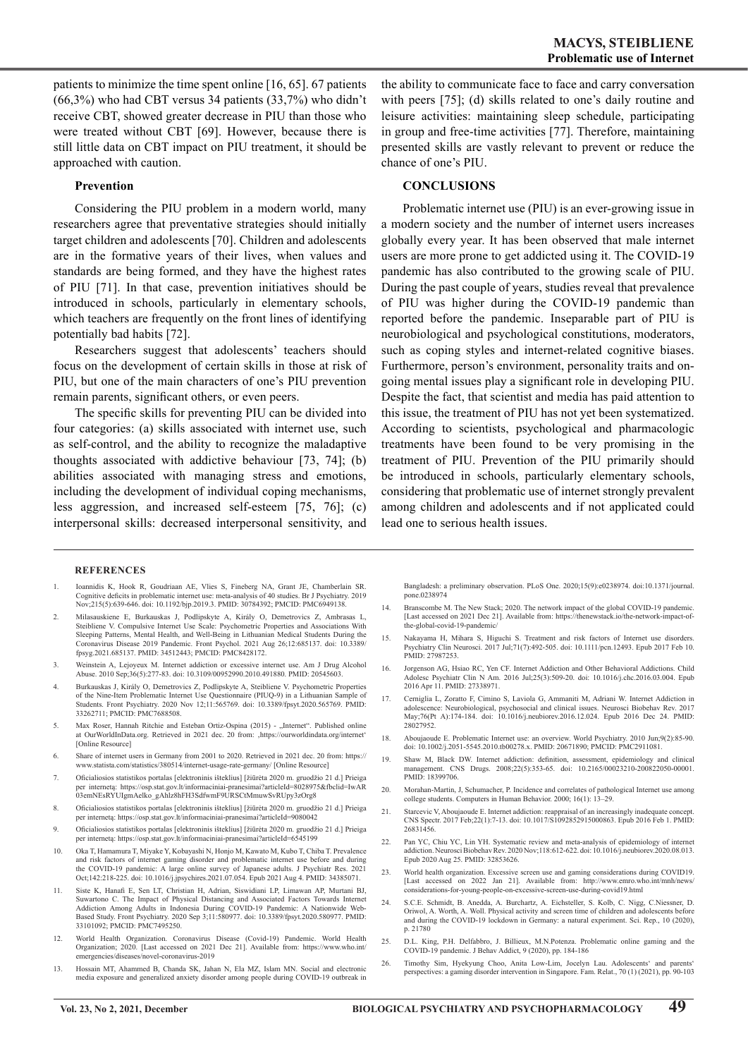patients to minimize the time spent online [16, 65]. 67 patients (66,3%) who had CBT versus 34 patients (33,7%) who didn't receive CBT, showed greater decrease in PIU than those who were treated without CBT [69]. However, because there is still little data on CBT impact on PIU treatment, it should be approached with caution.

### Prevention

Considering the PIU problem in a modern world, many researchers agree that preventative strategies should initially target children and adolescents [70]. Children and adolescents are in the formative years of their lives, when values and standards are being formed, and they have the highest rates of PIU [71]. In that case, prevention initiatives should be introduced in schools, particularly in elementary schools, which teachers are frequently on the front lines of identifying potentially bad habits [72].

Researchers suggest that adolescents' teachers should focus on the development of certain skills in those at risk of PIU, but one of the main characters of one's PIU prevention remain parents, significant others, or even peers.

The specific skills for preventing PIU can be divided into four categories: (a) skills associated with internet use, such as self-control, and the ability to recognize the maladaptive thoughts associated with addictive behaviour [73, 74]; (b) abilities associated with managing stress and emotions, including the development of individual coping mechanisms, less aggression, and increased self-esteem [75, 76]; (c) interpersonal skills: decreased interpersonal sensitivity, and the ability to communicate face to face and carry conversation with peers [75]; (d) skills related to one's daily routine and leisure activities: maintaining sleep schedule, participating in group and free-time activities [77]. Therefore, maintaining presented skills are vastly relevant to prevent or reduce the chance of one's PIU.

## CONCLUSIONS

Problematic internet use (PIU) is an ever-growing issue in a modern society and the number of internet users increases globally every year. It has been observed that male internet users are more prone to get addicted using it. The COVID-19 pandemic has also contributed to the growing scale of PIU. During the past couple of years, studies reveal that prevalence of PIU was higher during the COVID-19 pandemic than reported before the pandemic. Inseparable part of PIU is neurobiological and psychological constitutions, moderators, such as coping styles and internet-related cognitive biases. Furthermore, person's environment, personality traits and on-going mental issues play a significant role in developing PIU. Despite the fact, that scientist and media has paid attention to this issue, the treatment of PIU has not yet been systematized. According to scientists, psychological and pharmacologic treatments have been found to be very promising in the treatment of PIU. Prevention of the PIU primarily should be introduced in schools, particularly elementary schools, considering that problematic use of internet strongly prevalent among children and adolescents and if not applicated could lead one to serious health issues.

## REFERENCES

1. Ioannidis K, Hook R, Goudriaan AE, Vlies S, Fineberg NA, Grant JE, Chamberlain SR. Cognitive deficits in problematic internet use: meta-analysis of 40 studies. Br J Psychiatry. 2019 Nov;215(5):639-646. doi: 10.1192/bjp.2019.3. PMID: 30784392; PMCID: PMC6949138.
2. Milasauskiene E, Burkauskas J, Podlipskyte A, Király O, Demetrovics Z, Ambrasas L, Steibliene V. Compulsive Internet Use Scale: Psychometric Properties and Associations With Sleeping Patterns, Mental Health, and Well-Being in Lithuanian Medical Students During the Coronavirus Disease 2019 Pandemic. Front Psychol. 2021 Aug 26;12:685137. doi: 10.3389/fpsyg.2021.685137. PMID: 34512443; PMCID: PMC8428172.
3. Weinstein A, Lejoyeux M. Internet addiction or excessive internet use. Am J Drug Alcohol Abuse. 2010 Sep;36(5):277-83. doi: 10.3109/00952990.2010.491880. PMID: 20545603.
4. Burkauskas J, Király O, Demetrovics Z, Podlipskyte A, Steibliene V. Psychometric Properties of the Nine-Item Problematic Internet Use Questionnaire (PIUQ-9) in a Lithuanian Sample of Students. Front Psychiatry. 2020 Nov 12;11:565769. doi: 10.3389/fpsyt.2020.565769. PMID: 33262711; PMCID: PMC7688508.
5. Max Roser, Hannah Ritchie and Esteban Ortiz-Ospina (2015) - „Internet". Published online at OurWorldInData.org. Retrieved in 2021 dec. 20 from: ,https://ourworldindata.org/internet' [Online Resource]
6. Share of internet users in Germany from 2001 to 2020. Retrieved in 2021 dec. 20 from: https://www.statista.com/statistics/380514/internet-usage-rate-germany/ [Online Resource]
7. Oficialiosios statistikos portalas [elektroninis išteklius] [žiūrėta 2020 m. gruodžio 21 d.] Prieiga per internetą: https://osp.stat.gov.lt/informaciniai-pranesimai?articleId=8028975&fbclid=IwAR03emNEsRYUIgmAelko_gAhlz8hFH3SdfwmF9URSCtMmuwSvRUpy3zOrg8
8. Oficialiosios statistikos portalas [elektroninis išteklius] [žiūrėta 2020 m. gruodžio 21 d.] Prieiga per internetą: https://osp.stat.gov.lt/informaciniai-pranesimai?articleId=9080042
9. Oficialiosios statistikos portalas [elektroninis išteklius] [žiūrėta 2020 m. gruodžio 21 d.] Prieiga per internetą: https://osp.stat.gov.lt/informaciniai-pranesimai?articleId=6545199
10. Oka T, Hamamura T, Miyake Y, Kobayashi N, Honjo M, Kawato M, Kubo T, Chiba T. Prevalence and risk factors of internet gaming disorder and problematic internet use before and during the COVID-19 pandemic: A large online survey of Japanese adults. J Psychiatr Res. 2021 Oct;142:218-225. doi: 10.1016/j.jpsychires.2021.07.054. Epub 2021 Aug 4. PMID: 34385071.
11. Siste K, Hanafi E, Sen LT, Christian H, Adrian, Siswidiani LP, Limawan AP, Murtani BJ, Suwartono C. The Impact of Physical Distancing and Associated Factors Towards Internet Addiction Among Adults in Indonesia During COVID-19 Pandemic: A Nationwide Web-Based Study. Front Psychiatry. 2020 Sep 3;11:580977. doi: 10.3389/fpsyt.2020.580977. PMID: 33101092; PMCID: PMC7495250.
12. World Health Organization. Coronavirus Disease (Covid-19) Pandemic. World Health Organization; 2020. [Last accessed on 2021 Dec 21]. Available from: https://www.who.int/emergencies/diseases/novel-coronavirus-2019
13. Hossain MT, Ahammed B, Chanda SK, Jahan N, Ela MZ, Islam MN. Social and electronic media exposure and generalized anxiety disorder among people during COVID-19 outbreak in Bangladesh: a preliminary observation. PLoS One. 2020;15(9):e0238974. doi:10.1371/journal.pone.0238974
14. Branscombe M. The New Stack; 2020. The network impact of the global COVID-19 pandemic. [Last accessed on 2021 Dec 21]. Available from: https://thenewstack.io/the-network-impact-of-the-global-covid-19-pandemic/
15. Nakayama H, Mihara S, Higuchi S. Treatment and risk factors of Internet use disorders. Psychiatry Clin Neurosci. 2017 Jul;71(7):492-505. doi: 10.1111/pcn.12493. Epub 2017 Feb 10. PMID: 27987253.
16. Jorgenson AG, Hsiao RC, Yen CF. Internet Addiction and Other Behavioral Addictions. Child Adolesc Psychiatr Clin N Am. 2016 Jul;25(3):509-20. doi: 10.1016/j.chc.2016.03.004. Epub 2016 Apr 11. PMID: 27338971.
17. Cerniglia L, Zoratto F, Cimino S, Laviola G, Ammaniti M, Adriani W. Internet Addiction in adolescence: Neurobiological, psychosocial and clinical issues. Neurosci Biobehav Rev. 2017 May;76(Pt A):174-184. doi: 10.1016/j.neubiorev.2016.12.024. Epub 2016 Dec 24. PMID: 28027952.
18. Aboujaoude E. Problematic Internet use: an overview. World Psychiatry. 2010 Jun;9(2):85-90. doi: 10.1002/j.2051-5545.2010.tb00278.x. PMID: 20671890; PMCID: PMC2911081.
19. Shaw M, Black DW. Internet addiction: definition, assessment, epidemiology and clinical management. CNS Drugs. 2008;22(5):353-65. doi: 10.2165/00023210-200822050-00001. PMID: 18399706.
20. Morahan-Martin, J, Schumacher, P. Incidence and correlates of pathological Internet use among college students. Computers in Human Behavior. 2000; 16(1): 13–29.
21. Starcevic V, Aboujaoude E. Internet addiction: reappraisal of an increasingly inadequate concept. CNS Spectr. 2017 Feb;22(1):7-13. doi: 10.1017/S1092852915000863. Epub 2016 Feb 1. PMID: 26831456.
22. Pan YC, Chiu YC, Lin YH. Systematic review and meta-analysis of epidemiology of internet addiction. Neurosci Biobehav Rev. 2020 Nov;118:612-622. doi: 10.1016/j.neubiorev.2020.08.013. Epub 2020 Aug 25. PMID: 32853626.
23. World health organization. Excessive screen use and gaming considerations during COVID19. [Last accessed on 2022 Jan 21]. Available from: http://www.emro.who.int/mnh/news/considerations-for-young-people-on-excessive-screen-use-during-covid19.html
24. S.C.E. Schmidt, B. Anedda, A. Burchartz, A. Eichsteller, S. Kolb, C. Nigg, C.Niessner, D. Oriwol, A. Worth, A. Woll. Physical activity and screen time of children and adolescents before and during the COVID-19 lockdown in Germany: a natural experiment. Sci. Rep., 10 (2020), p. 21780
25. D.L. King, P.H. Delfabbro, J. Billieux, M.N.Potenza. Problematic online gaming and the COVID-19 pandemic. J Behav Addict, 9 (2020), pp. 184-186
26. Timothy Sim, Hyekyung Choo, Angela Low-Lim, Jocelyn Lau. Adolescents' and parents' perspectives: a gaming disorder intervention in Singapore. Fam. Relat., 70 (1) (2021), pp. 90-103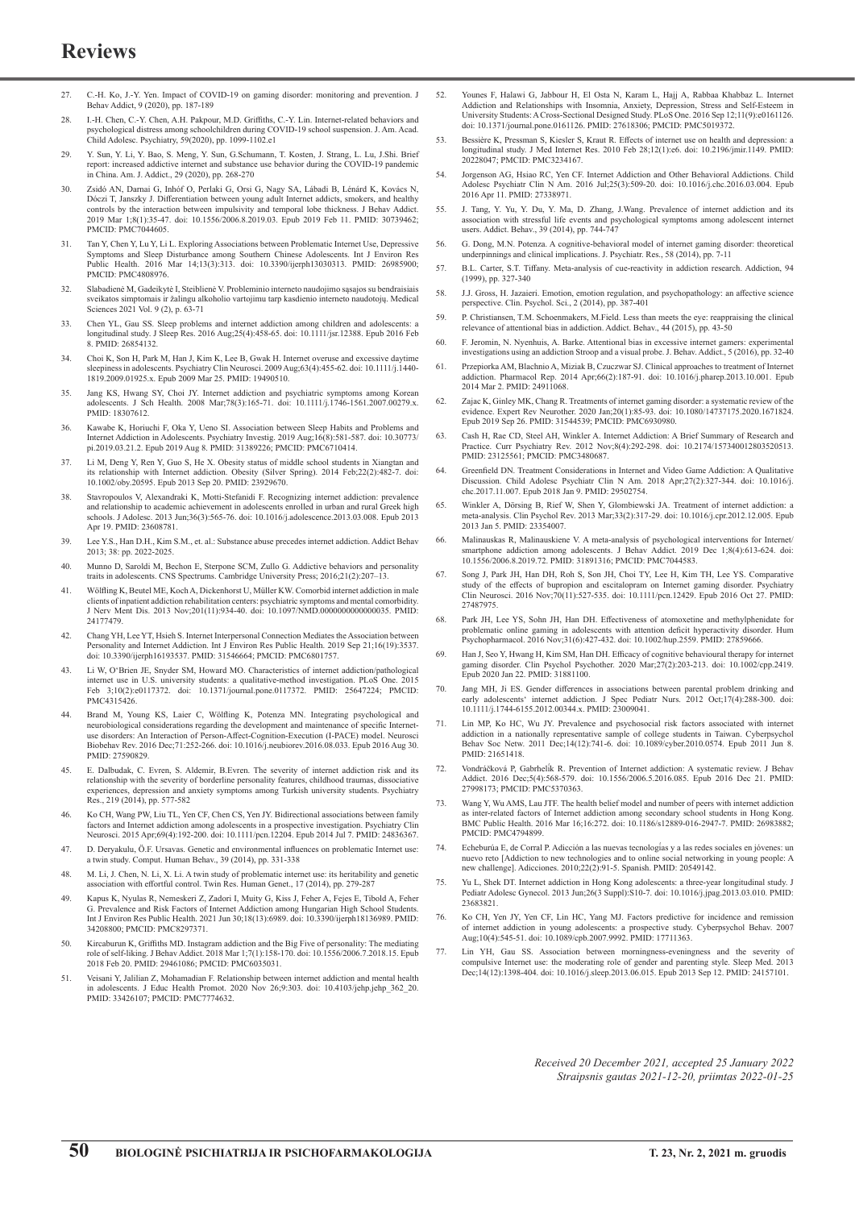27. C.-H. Ko, J.-Y. Yen. Impact of COVID-19 on gaming disorder: monitoring and prevention. J Behav Addict, 9 (2020), pp. 187-189
28. I.-H. Chen, C.-Y. Chen, A.H. Pakpour, M.D. Griffiths, C.-Y. Lin. Internet-related behaviors and psychological distress among schoolchildren during COVID-19 school suspension. J. Am. Acad. Child Adolesc. Psychiatry, 59(2020), pp. 1099-1102.e1
29. Y. Sun, Y. Li, Y. Bao, S. Meng, Y. Sun, G.Schumann, T. Kosten, J. Strang, L. Lu, J.Shi. Brief report: increased addictive internet and substance use behavior during the COVID-19 pandemic in China. Am. J. Addict., 29 (2020), pp. 268-270
30. Zsidó AN, Darnai G, Inhóf O, Perlaki G, Orsi G, Nagy SA, Lábadi B, Lénárd K, Kovács N, Dóczi T, Janszky J. Differentiation between young adult Internet addicts, smokers, and healthy controls by the interaction between impulsivity and temporal lobe thickness. J Behav Addict. 2019 Mar 1;8(1):35-47. doi: 10.1556/2006.8.2019.03. Epub 2019 Feb 11. PMID: 30739462; PMCID: PMC7044605.
31. Tan Y, Chen Y, Lu Y, Li L. Exploring Associations between Problematic Internet Use, Depressive Symptoms and Sleep Disturbance among Southern Chinese Adolescents. Int J Environ Res Public Health. 2016 Mar 14;13(3):313. doi: 10.3390/ijerph13030313. PMID: 26985900; PMCID: PMC4808976.
32. Slabadienė M, Gadeikytė I, Steiblienė V. Probleminio interneto naudojimo sąsajos su bendraisiais sveikatos simptomais ir žalingu alkoholio vartojimu tarp kasdienio interneto naudotojų. Medical Sciences 2021 Vol. 9 (2), p. 63-71
33. Chen YL, Gau SS. Sleep problems and internet addiction among children and adolescents: a longitudinal study. J Sleep Res. 2016 Aug;25(4):458-65. doi: 10.1111/jsr.12388. Epub 2016 Feb 8. PMID: 26854132.
34. Choi K, Son H, Park M, Han J, Kim K, Lee B, Gwak H. Internet overuse and excessive daytime sleepiness in adolescents. Psychiatry Clin Neurosci. 2009 Aug;63(4):455-62. doi: 10.1111/j.1440-1819.2009.01925.x. Epub 2009 Mar 25. PMID: 19490510.
35. Jang KS, Hwang SY, Choi JY. Internet addiction and psychiatric symptoms among Korean adolescents. J Sch Health. 2008 Mar;78(3):165-71. doi: 10.1111/j.1746-1561.2007.00279.x. PMID: 18307612.
36. Kawabe K, Horiuchi F, Oka Y, Ueno SI. Association between Sleep Habits and Problems and Internet Addiction in Adolescents. Psychiatry Investig. 2019 Aug;16(8):581-587. doi: 10.30773/pi.2019.03.21.2. Epub 2019 Aug 8. PMID: 31389226; PMCID: PMC6710414.
37. Li M, Deng Y, Ren Y, Guo S, He X. Obesity status of middle school students in Xiangtan and its relationship with Internet addiction. Obesity (Silver Spring). 2014 Feb;22(2):482-7. doi: 10.1002/oby.20595. Epub 2013 Sep 20. PMID: 23929670.
38. Stavropoulos V, Alexandraki K, Motti-Stefanidi F. Recognizing internet addiction: prevalence and relationship to academic achievement in adolescents enrolled in urban and rural Greek high schools. J Adolesc. 2013 Jun;36(3):565-76. doi: 10.1016/j.adolescence.2013.03.008. Epub 2013 Apr 19. PMID: 23608781.
39. Lee Y.S., Han D.H., Kim S.M., et. al.: Substance abuse precedes internet addiction. Addict Behav 2013; 38: pp. 2022-2025.
40. Munno D, Saroldi M, Bechon E, Sterpone SCM, Zullo G. Addictive behaviors and personality traits in adolescents. CNS Spectrums. Cambridge University Press; 2016;21(2):207–13.
41. Wölfling K, Beutel ME, Koch A, Dickenhorst U, Müller KW. Comorbid internet addiction in male clients of inpatient addiction rehabilitation centers: psychiatric symptoms and mental comorbidity. J Nerv Ment Dis. 2013 Nov;201(11):934-40. doi: 10.1097/NMD.0000000000000035. PMID: 24177479.
42. Chang YH, Lee YT, Hsieh S. Internet Interpersonal Connection Mediates the Association between Personality and Internet Addiction. Int J Environ Res Public Health. 2019 Sep 21;16(19):3537. doi: 10.3390/ijerph16193537. PMID: 31546664; PMCID: PMC6801757.
43. Li W, O'Brien JE, Snyder SM, Howard MO. Characteristics of internet addiction/pathological internet use in U.S. university students: a qualitative-method investigation. PLoS One. 2015 Feb 3;10(2):e0117372. doi: 10.1371/journal.pone.0117372. PMID: 25647224; PMCID: PMC4315426.
44. Brand M, Young KS, Laier C, Wölfling K, Potenza MN. Integrating psychological and neurobiological considerations regarding the development and maintenance of specific Internet-use disorders: An Interaction of Person-Affect-Cognition-Execution (I-PACE) model. Neurosci Biobehav Rev. 2016 Dec;71:252-266. doi: 10.1016/j.neubiorev.2016.08.033. Epub 2016 Aug 30. PMID: 27590829.
45. E. Dalbudak, C. Evren, S. Aldemir, B.Evren. The severity of internet addiction risk and its relationship with the severity of borderline personality features, childhood traumas, dissociative experiences, depression and anxiety symptoms among Turkish university students. Psychiatry Res., 219 (2014), pp. 577-582
46. Ko CH, Wang PW, Liu TL, Yen CF, Chen CS, Yen JY. Bidirectional associations between family factors and Internet addiction among adolescents in a prospective investigation. Psychiatry Clin Neurosci. 2015 Apr;69(4):192-200. doi: 10.1111/pcn.12204. Epub 2014 Jul 7. PMID: 24836367.
47. D. Deryakulu, Ö.F. Ursavas. Genetic and environmental influences on problematic Internet use: a twin study. Comput. Human Behav., 39 (2014), pp. 331-338
48. M. Li, J. Chen, N. Li, X. Li. A twin study of problematic internet use: its heritability and genetic association with effortful control. Twin Res. Human Genet., 17 (2014), pp. 279-287
49. Kapus K, Nyulas R, Nemeskeri Z, Zadori I, Muity G, Kiss J, Feher A, Fejes E, Tibold A, Feher G. Prevalence and Risk Factors of Internet Addiction among Hungarian High School Students. Int J Environ Res Public Health. 2021 Jun 30;18(13):6989. doi: 10.3390/ijerph18136989. PMID: 34208800; PMCID: PMC8297371.
50. Kircaburun K, Griffiths MD. Instagram addiction and the Big Five of personality: The mediating role of self-liking. J Behav Addict. 2018 Mar 1;7(1):158-170. doi: 10.1556/2006.7.2018.15. Epub 2018 Feb 20. PMID: 29461086; PMCID: PMC6035031.
51. Veisani Y, Jalilian Z, Mohamadian F. Relationship between internet addiction and mental health in adolescents. J Educ Health Promot. 2020 Nov 26;9:303. doi: 10.4103/jehp.jehp_362_20. PMID: 33426107; PMCID: PMC7774632.
52. Younes F, Halawi G, Jabbour H, El Osta N, Karam L, Hajj A, Rabbaa Khabbaz L. Internet Addiction and Relationships with Insomnia, Anxiety, Depression, Stress and Self-Esteem in University Students: A Cross-Sectional Designed Study. PLoS One. 2016 Sep 12;11(9):e0161126. doi: 10.1371/journal.pone.0161126. PMID: 27618306; PMCID: PMC5019372.
53. Bessière K, Pressman S, Kiesler S, Kraut R. Effects of internet use on health and depression: a longitudinal study. J Med Internet Res. 2010 Feb 28;12(1):e6. doi: 10.2196/jmir.1149. PMID: 20228047; PMCID: PMC3234167.
54. Jorgenson AG, Hsiao RC, Yen CF. Internet Addiction and Other Behavioral Addictions. Child Adolesc Psychiatr Clin N Am. 2016 Jul;25(3):509-20. doi: 10.1016/j.chc.2016.03.004. Epub 2016 Apr 11. PMID: 27338971.
55. J. Tang, Y. Yu, Y. Du, Y. Ma, D. Zhang, J.Wang. Prevalence of internet addiction and its association with stressful life events and psychological symptoms among adolescent internet users. Addict. Behav., 39 (2014), pp. 744-747
56. G. Dong, M.N. Potenza. A cognitive-behavioral model of internet gaming disorder: theoretical underpinnings and clinical implications. J. Psychiatr. Res., 58 (2014), pp. 7-11
57. B.L. Carter, S.T. Tiffany. Meta-analysis of cue-reactivity in addiction research. Addiction, 94 (1999), pp. 327-340
58. J.J. Gross, H. Jazaieri. Emotion, emotion regulation, and psychopathology: an affective science perspective. Clin. Psychol. Sci., 2 (2014), pp. 387-401
59. P. Christiansen, T.M. Schoenmakers, M.Field. Less than meets the eye: reappraising the clinical relevance of attentional bias in addiction. Addict. Behav., 44 (2015), pp. 43-50
60. F. Jeromin, N. Nyenhuis, A. Barke. Attentional bias in excessive internet gamers: experimental investigations using an addiction Stroop and a visual probe. J. Behav. Addict., 5 (2016), pp. 32-40
61. Przepiorka AM, Blachnio A, Miziak B, Czuczwar SJ. Clinical approaches to treatment of Internet addiction. Pharmacol Rep. 2014 Apr;66(2):187-91. doi: 10.1016/j.pharep.2013.10.001. Epub 2014 Mar 2. PMID: 24911068.
62. Zajac K, Ginley MK, Chang R. Treatments of internet gaming disorder: a systematic review of the evidence. Expert Rev Neurother. 2020 Jan;20(1):85-93. doi: 10.1080/14737175.2020.1671824. Epub 2019 Sep 26. PMID: 31544539; PMCID: PMC6930980.
63. Cash H, Rae CD, Steel AH, Winkler A. Internet Addiction: A Brief Summary of Research and Practice. Curr Psychiatry Rev. 2012 Nov;8(4):292-298. doi: 10.2174/157340012803520513. PMID: 23125561; PMCID: PMC3480687.
64. Greenfield DN. Treatment Considerations in Internet and Video Game Addiction: A Qualitative Discussion. Child Adolesc Psychiatr Clin N Am. 2018 Apr;27(2):327-344. doi: 10.1016/j.chc.2017.11.007. Epub 2018 Jan 9. PMID: 29502754.
65. Winkler A, Dörsing B, Rief W, Shen Y, Glombiewski JA. Treatment of internet addiction: a meta-analysis. Clin Psychol Rev. 2013 Mar;33(2):317-29. doi: 10.1016/j.cpr.2012.12.005. Epub 2013 Jan 5. PMID: 23354007.
66. Malinauskas R, Malinauskiene V. A meta-analysis of psychological interventions for Internet/smartphone addiction among adolescents. J Behav Addict. 2019 Dec 1;8(4):613-624. doi: 10.1556/2006.8.2019.72. PMID: 31891316; PMCID: PMC7044583.
67. Song J, Park JH, Han DH, Roh S, Son JH, Choi TY, Lee H, Kim TH, Lee YS. Comparative study of the effects of bupropion and escitalopram on Internet gaming disorder. Psychiatry Clin Neurosci. 2016 Nov;70(11):527-535. doi: 10.1111/pcn.12429. Epub 2016 Oct 27. PMID: 27487975.
68. Park JH, Lee YS, Sohn JH, Han DH. Effectiveness of atomoxetine and methylphenidate for problematic online gaming in adolescents with attention deficit hyperactivity disorder. Hum Psychopharmacol. 2016 Nov;31(6):427-432. doi: 10.1002/hup.2559. PMID: 27859666.
69. Han J, Seo Y, Hwang H, Kim SM, Han DH. Efficacy of cognitive behavioural therapy for internet gaming disorder. Clin Psychol Psychother. 2020 Mar;27(2):203-213. doi: 10.1002/cpp.2419. Epub 2020 Jan 22. PMID: 31881100.
70. Jang MH, Ji ES. Gender differences in associations between parental problem drinking and early adolescents' internet addiction. J Spec Pediatr Nurs. 2012 Oct;17(4):288-300. doi: 10.1111/j.1744-6155.2012.00344.x. PMID: 23009041.
71. Lin MP, Ko HC, Wu JY. Prevalence and psychosocial risk factors associated with internet addiction in a nationally representative sample of college students in Taiwan. Cyberpsychol Behav Soc Netw. 2011 Dec;14(12):741-6. doi: 10.1089/cyber.2010.0574. Epub 2011 Jun 8. PMID: 21651418.
72. Vondráčková P, Gabrhelík R. Prevention of Internet addiction: A systematic review. J Behav Addict. 2016 Dec;5(4):568-579. doi: 10.1556/2006.5.2016.085. Epub 2016 Dec 21. PMID: 27998173; PMCID: PMC5370363.
73. Wang Y, Wu AMS, Lau JTF. The health belief model and number of peers with internet addiction as inter-related factors of Internet addiction among secondary school students in Hong Kong. BMC Public Health. 2016 Mar 16;16:272. doi: 10.1186/s12889-016-2947-7. PMID: 26983882; PMCID: PMC4794899.
74. Echeburúa E, de Corral P. Adicción a las nuevas tecnologías y a las redes sociales en jóvenes: un nuevo reto [Addiction to new technologies and to online social networking in young people: A new challenge]. Adicciones. 2010;22(2):91-5. Spanish. PMID: 20549142.
75. Yu L, Shek DT. Internet addiction in Hong Kong adolescents: a three-year longitudinal study. J Pediatr Adolesc Gynecol. 2013 Jun;26(3 Suppl):S10-7. doi: 10.1016/j.jpag.2013.03.010. PMID: 23683821.
76. Ko CH, Yen JY, Yen CF, Lin HC, Yang MJ. Factors predictive for incidence and remission of internet addiction in young adolescents: a prospective study. Cyberpsychol Behav. 2007 Aug;10(4):545-51. doi: 10.1089/cpb.2007.9992. PMID: 17711363.
77. Lin YH, Gau SS. Association between morningness-eveningness and the severity of compulsive Internet use: the moderating role of gender and parenting style. Sleep Med. 2013 Dec;14(12):1398-404. doi: 10.1016/j.sleep.2013.06.015. Epub 2013 Sep 12. PMID: 24157101.

*Received 20 December 2021, accepted 25 January 2022*
*Straipsnis gautas 2021-12-20, priimtas 2022-01-25*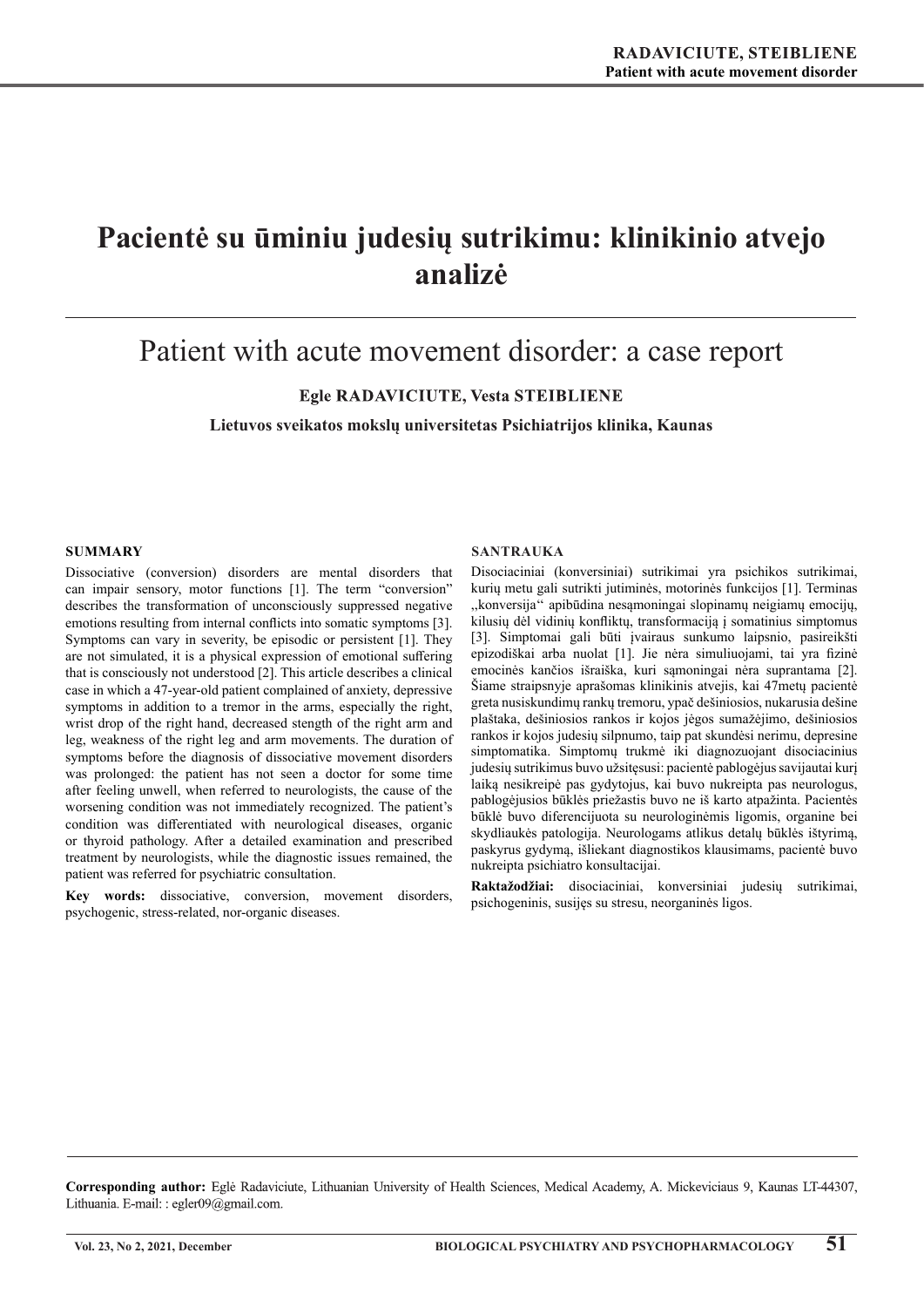# Pacientė su ūminiu judesių sutrikimu: klinikinio atvejo analizė

## Patient with acute movement disorder: a case report

**Egle RADAVICIUTE, Vesta STEIBLIENE**

**Lietuvos sveikatos mokslų universitetas Psichiatrijos klinika, Kaunas**

### SUMMARY

Dissociative (conversion) disorders are mental disorders that can impair sensory, motor functions [1]. The term "conversion" describes the transformation of unconsciously suppressed negative emotions resulting from internal conflicts into somatic symptoms [3]. Symptoms can vary in severity, be episodic or persistent [1]. They are not simulated, it is a physical expression of emotional suffering that is consciously not understood [2]. This article describes a clinical case in which a 47-year-old patient complained of anxiety, depressive symptoms in addition to a tremor in the arms, especially the right, wrist drop of the right hand, decreased stength of the right arm and leg, weakness of the right leg and arm movements. The duration of symptoms before the diagnosis of dissociative movement disorders was prolonged: the patient has not seen a doctor for some time after feeling unwell, when referred to neurologists, the cause of the worsening condition was not immediately recognized. The patient's condition was differentiated with neurological diseases, organic or thyroid pathology. After a detailed examination and prescribed treatment by neurologists, while the diagnostic issues remained, the patient was referred for psychiatric consultation.

**Key words:** dissociative, conversion, movement disorders, psychogenic, stress-related, nor-organic diseases.

### SANTRAUKA

Disociaciniai (konversiniai) sutrikimai yra psichikos sutrikimai, kurių metu gali sutrikti jutiminės, motorinės funkcijos [1]. Terminas „konversija" apibūdina nesąmoningai slopinamų neigiamų emocijų, kilusių dėl vidinių konfliktų, transformaciją į somatinius simptomus [3]. Simptomai gali būti įvairaus sunkumo laipsnio, pasireikšti epizodiškai arba nuolat [1]. Jie nėra simuliuojami, tai yra fizinė emocinės kančios išraiška, kuri sąmoningai nėra suprantama [2]. Šiame straipsnyje aprašomas klinikinis atvejis, kai 47metų pacientė greta nusiskundimų rankų tremoru, ypač dešiniosios, nukarusia dešine plaštaka, dešiniosios rankos ir kojos jėgos sumažėjimo, dešiniosios rankos ir kojos judesių silpnumo, taip pat skundėsi nerimu, depresine simptomatika. Simptomų trukmė iki diagnozuojant disociacinius judesių sutrikimus buvo užsitęsusi: pacientė pablogėjus savijautai kurį laiką nesikreipė pas gydytojus, kai buvo nukreipta pas neurologus, pablogėjusios būklės priežastis buvo ne iš karto atpažinta. Pacientės būklė buvo diferencijuota su neurologinėmis ligomis, organine bei skydliaukės patologija. Neurologams atlikus detalų būklės ištyrimą, paskyrus gydymą, išliekant diagnostikos klausimams, pacientė buvo nukreipta psichiatro konsultacijai.

**Raktažodžiai:** disociaciniai, konversiniai judesių sutrikimai, psichogeninis, susijęs su stresu, neorganinės ligos.

---

**Corresponding author:** Eglė Radaviciute, Lithuanian University of Health Sciences, Medical Academy, A. Mickeviciaus 9, Kaunas LT-44307, Lithuania. E-mail: : egler09@gmail.com.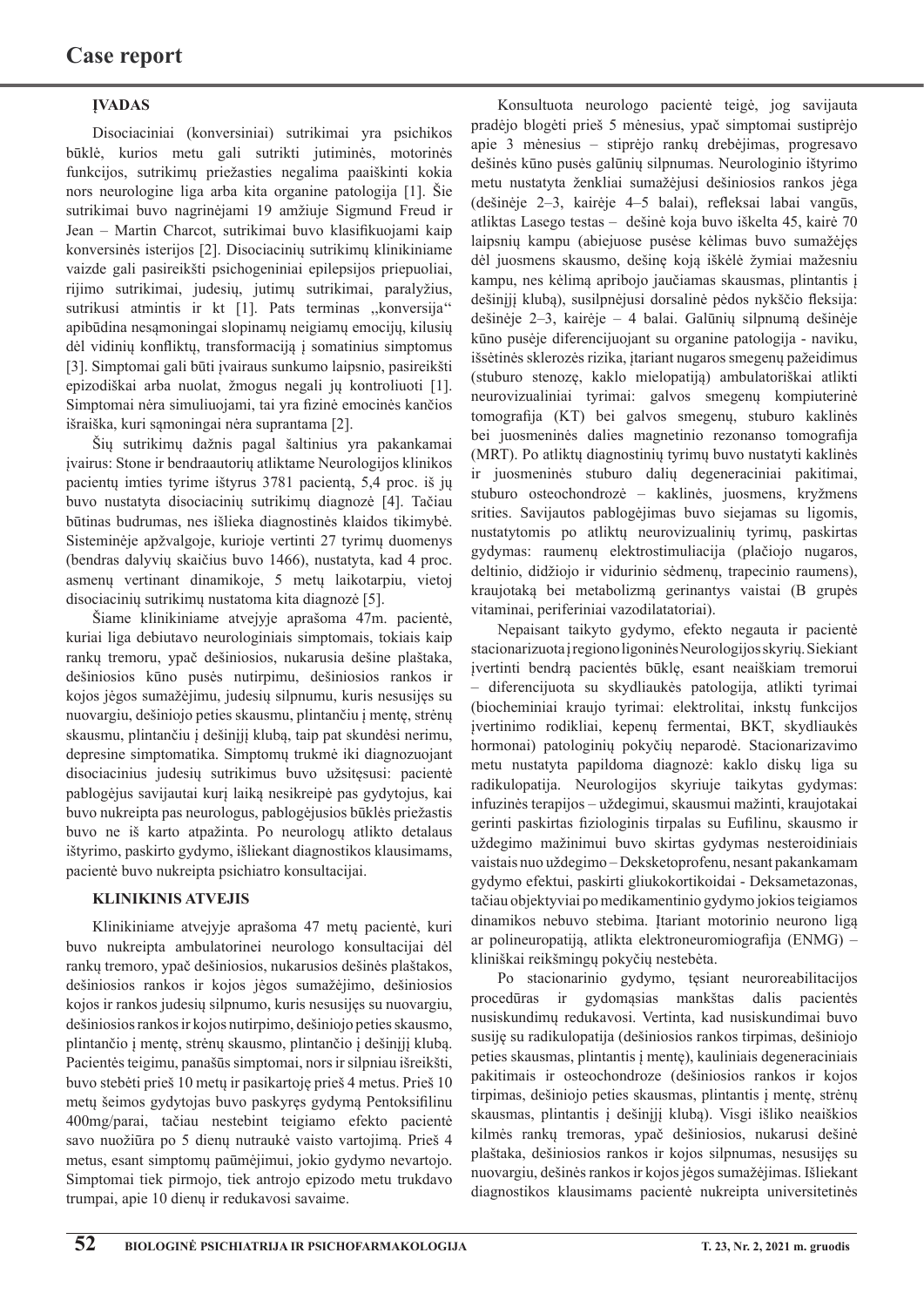## ĮVADAS

Disociaciniai (konversiniai) sutrikimai yra psichikos būklė, kurios metu gali sutrikti jutiminės, motorinės funkcijos, sutrikimų priežasties negalima paaiškinti kokia nors neurologine liga arba kita organine patologija [1]. Šie sutrikimai buvo nagrinėjami 19 amžiuje Sigmund Freud ir Jean – Martin Charcot, sutrikimai buvo klasifikuojami kaip konversinės isterijos [2]. Disociacinių sutrikimų klinikiniame vaizde gali pasireikšti psichogeniniai epilepsijos priepuoliai, rijimo sutrikimai, judesių, jutimų sutrikimai, paralyžius, sutrikusi atmintis ir kt [1]. Pats terminas ,,konversija" apibūdina nesąmoningai slopinamų neigiamų emocijų, kilusių dėl vidinių konfliktų, transformaciją į somatinius simptomus [3]. Simptomai gali būti įvairaus sunkumo laipsnio, pasireikšti epizodiškai arba nuolat, žmogus negali jų kontroliuoti [1]. Simptomai nėra simuliuojami, tai yra fizinė emocinės kančios išraiška, kuri sąmoningai nėra suprantama [2].

Šių sutrikimų dažnis pagal šaltinius yra pakankamai įvairus: Stone ir bendraautorių atliktame Neurologijos klinikos pacientų imties tyrime ištyrus 3781 pacientą, 5,4 proc. iš jų buvo nustatyta disociacinių sutrikimų diagnozė [4]. Tačiau būtinas budrumas, nes išlieka diagnostinės klaidos tikimybė. Sisteminėje apžvalgoje, kurioje vertinti 27 tyrimų duomenys (bendras dalyvių skaičius buvo 1466), nustatyta, kad 4 proc. asmenų vertinant dinamikoje, 5 metų laikotarpiu, vietoj disociacinių sutrikimų nustatoma kita diagnozė [5].

Šiame klinikiniame atvejyje aprašoma 47m. pacientė, kuriai liga debiutavo neurologiniais simptomais, tokiais kaip rankų tremoru, ypač dešiniosios, nukarusia dešine plaštaka, dešiniosios kūno pusės nutirpimu, dešiniosios rankos ir kojos jėgos sumažėjimu, judesių silpnumu, kuris nesusijęs su nuovargiu, dešiniojo peties skausmu, plintančiu į mentę, strėnų skausmu, plintančiu į dešinįjį klubą, taip pat skundėsi nerimu, depresine simptomatika. Simptomų trukmė iki diagnozuojant disociacinius judesių sutrikimus buvo užsitęsusi: pacientė pablogėjus savijautai kurį laiką nesikreipė pas gydytojus, kai buvo nukreipta pas neurologus, pablogėjusios būklės priežastis buvo ne iš karto atpažinta. Po neurologų atlikto detalaus ištyrimo, paskirto gydymo, išliekant diagnostikos klausimams, pacientė buvo nukreipta psichiatro konsultacijai.

## KLINIKINIS ATVEJIS

Klinikiniame atvejyje aprašoma 47 metų pacientė, kuri buvo nukreipta ambulatorinei neurologo konsultacijai dėl rankų tremoro, ypač dešiniosios, nukarusios dešinės plaštakos, dešiniosios rankos ir kojos jėgos sumažėjimo, dešiniosios kojos ir rankos judesių silpnumo, kuris nesusijęs su nuovargiu, dešiniosios rankos ir kojos nutirpimo, dešiniojo peties skausmo, plintančio į mentę, strėnų skausmo, plintančio į dešinįjį klubą. Pacientės teigimu, panašūs simptomai, nors ir silpniau išreikšti, buvo stebėti prieš 10 metų ir pasikartoję prieš 4 metus. Prieš 10 metų šeimos gydytojas buvo paskyręs gydymą Pentoksifilinu 400mg/parai, tačiau nestebint teigiamo efekto pacientė savo nuožiūra po 5 dienų nutraukė vaisto vartojimą. Prieš 4 metus, esant simptomų paūmėjimui, jokio gydymo nevartojo. Simptomai tiek pirmojo, tiek antrojo epizodo metu trukdavo trumpai, apie 10 dienų ir redukavosi savaime.

Konsultuota neurologo pacientė teigė, jog savijauta pradėjo blogėti prieš 5 mėnesius, ypač simptomai sustiprėjo apie 3 mėnesius – stiprėjo rankų drebėjimas, progresavo dešinės kūno pusės galūnių silpnumas. Neurologinio ištyrimo metu nustatyta ženkliai sumažėjusi dešiniosios rankos jėga (dešinėje 2–3, kairėje 4–5 balai), refleksai labai vangūs, atliktas Lasego testas – dešinė koja buvo iškelta 45, kairė 70 laipsnių kampu (abiejuose pusėse kėlimas buvo sumažėjęs dėl juosmens skausmo, dešinę koją iškėlė žymiai mažesniu kampu, nes kėlimą apribojo jaučiamas skausmas, plintantis į dešinįjį klubą), susilpnėjusi dorsalinė pėdos nykščio fleksija: dešinėje 2–3, kairėje – 4 balai. Galūnių silpnumą dešinėje kūno pusėje diferencijuojant su organine patologija - naviku, išsėtinės sklerozės rizika, įtariant nugaros smegenų pažeidimus (stuburo stenozę, kaklo mielopatiją) ambulatoriškai atlikti neurovizualiniai tyrimai: galvos smegenų kompiuterinė tomografija (KT) bei galvos smegenų, stuburo kaklinės bei juosmeninės dalies magnetinio rezonanso tomografija (MRT). Po atliktų diagnostinių tyrimų buvo nustatyti kaklinės ir juosmeninės stuburo dalių degeneraciniai pakitimai, stuburo osteochondrozė – kaklinės, juosmens, kryžmens srities. Savijautos pablogėjimas buvo siejamas su ligomis, nustatytomis po atliktų neurovizualinių tyrimų, paskirtas gydymas: raumenų elektrostimuliacija (plačiojo nugaros, deltinio, didžiojo ir vidurinio sėdmenų, trapecinio raumens), kraujotaką bei metabolizmą gerinantys vaistai (B grupės vitaminai, periferiniai vazodilatatoriai).

Nepaisant taikyto gydymo, efekto negauta ir pacientė stacionarizuota į regiono ligoninės Neurologijos skyrių. Siekiant įvertinti bendrą pacientės būklę, esant neaiškiam tremoriui – diferencijuota su skydliaukės patologija, atlikti tyrimai (biocheminiai kraujo tyrimai: elektrolitai, inkstų funkcijos įvertinimo rodikliai, kepenų fermentai, BKT, skydliaukės hormonai) patologinių pokyčių neparodė. Stacionarizavimo metu nustatyta papildoma diagnozė: kaklo diskų liga su radikulopatija. Neurologijos skyriuje taikytas gydymas: infuzinės terapijos – uždegimui, skausmui mažinti, kraujotakai gerinti paskirtas fiziologinis tirpalas su Eufilinu, skausmo ir uždegimo mažinimui buvo skirtas gydymas nesteroidiniais vaistais nuo uždegimo – Deksketoprofenu, nesant pakankamam gydymo efektui, paskirti gliukokortikoidai - Deksametazonas, tačiau objektyviai po medikamentinio gydymo jokios teigiamos dinamikos nebuvo stebima. Įtariant motorinio neurono ligą ar polineuropatiją, atlikta elektroneuromiografija (ENMG) – kliniškai reikšmingų pokyčių nestebėta.

Po stacionarinio gydymo, tęsiant neuroreabilitacijos procedūras ir gydomąsias mankštas dalis pacientės nusiskundimų redukavosi. Vertinta, kad nusiskundimai buvo susiję su radikulopatija (dešiniosios rankos tirpimas, dešiniojo peties skausmas, plintantis į mentę), kauliniais degeneraciniais pakitimais ir osteochondroze (dešiniosios rankos ir kojos tirpimas, dešiniojo peties skausmas, plintantis į mentę, strėnų skausmas, plintantis į dešinįjį klubą). Visgi išliko neaiškios kilmės rankų tremoras, ypač dešiniosios, nukarusi dešinė plaštaka, dešiniosios rankos ir kojos silpnumas, nesusijęs su nuovargiu, dešinės rankos ir kojos jėgos sumažėjimas. Išliekant diagnostikos klausimams pacientė nukreipta universitetinės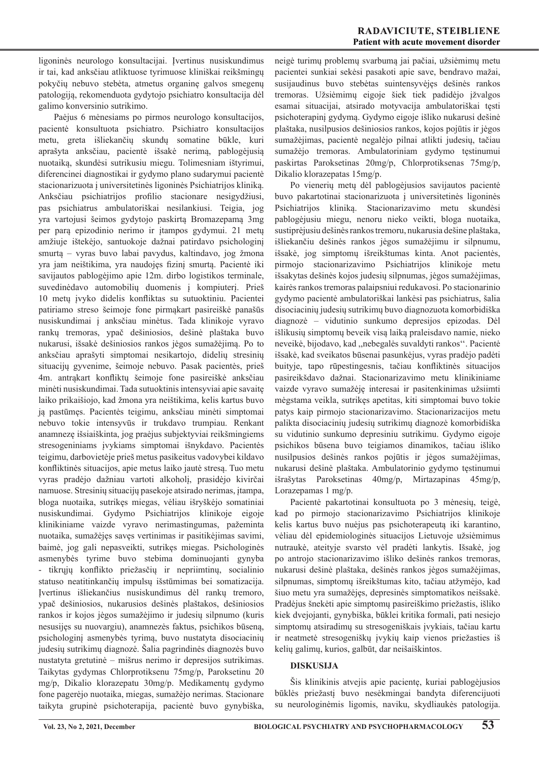ligoninės neurologo konsultacijai. Įvertinus nusiskundimus ir tai, kad anksčiau atliktuose tyrimuose kliniškai reikšmingų pokyčių nebuvo stebėta, atmetus organinę galvos smegenų patologiją, rekomenduota gydytojo psichiatro konsultacija dėl galimo konversinio sutrikimo.

Paėjus 6 mėnesiams po pirmos neurologo konsultacijos, pacientė konsultuota psichiatro. Psichiatro konsultacijos metu, greta išliekančių skundų somatine būkle, kuri aprašyta anksčiau, pacientė išsakė nerimą, pablogėjusią nuotaiką, skundėsi sutrikusiu miegu. Tolimesniam ištyrimui, diferencinei diagnostikai ir gydymo plano sudarymui pacientė stacionarizuota į universitetinės ligoninės Psichiatrijos kliniką. Anksčiau psichiatrijos profilio stacionare nesigydžiusi, pas psichiatrus ambulatoriškai nesilankiusi. Teigia, jog yra vartojusi šeimos gydytojo paskirtą Bromazepamą 3mg per parą epizodinio nerimo ir įtampos gydymui. 21 metų amžiuje ištekėjo, santuokoje dažnai patirdavo psichologinį smurtą – vyras buvo labai pavydus, kaltindavo, jog žmona yra jam neištikima, yra naudojęs fizinį smurtą. Pacientė iki savijautos pablogėjimo apie 12m. dirbo logistikos terminale, suvedinėdavo automobilių duomenis į kompiuterį. Prieš 10 metų įvyko didelis konfliktas su sutuoktiniu. Pacientei patiriamo streso šeimoje fone pirmąkart pasireiškė panašūs nusiskundimai į anksčiau minėtus. Tada klinikoje vyravo rankų tremoras, ypač dešiniosios, dešinė plaštaka buvo nukarusi, išsakė dešiniosios rankos jėgos sumažėjimą. Po to anksčiau aprašyti simptomai nesikartojo, didelių stresinių situacijų gyvenime, šeimoje nebuvo. Pasak pacientės, prieš 4m. antrąkart konfliktų šeimoje fone pasireiškė anksčiau minėti nusiskundimai. Tada sutuoktinis intensyviai apie savaitę laiko prikaišiojo, kad žmona yra neištikima, kelis kartus buvo ją pastūmęs. Pacientės teigimu, anksčiau minėti simptomai nebuvo tokie intensyvūs ir trukdavo trumpiau. Renkant anamnezę išsiaiškinta, jog praėjus subjektyviai reikšmingiems stresogeniniams įvykiams simptomai išnykdavo. Pacientės teigimu, darbovietėje prieš metus pasikeitus vadovybei kildavo konfliktinės situacijos, apie metus laiko jautė stresą. Tuo metu vyras pradėjo dažniau vartoti alkoholį, prasidėjo kivirčai namuose. Stresinių situacijų pasekoje atsirado nerimas, įtampa, bloga nuotaika, sutrikęs miegas, vėliau išryškėjo somatiniai nusiskundimai. Gydymo Psichiatrijos klinikoje eigoje klinikiniame vaizde vyravo nerimastingumas, pažeminta nuotaika, sumažėjęs savęs vertinimas ir pasitikėjimas savimi, baimė, jog gali nepasveikti, sutrikęs miegas. Psichologinės asmenybės tyrime buvo stebima dominuojanti gynyba - tikrųjų konflikto priežasčių ir nepriimtinų, socialinio statuso neatitinkančių impulsų išstūmimas bei somatizacija. Įvertinus išliekančius nusiskundimus dėl rankų tremoro, ypač dešiniosios, nukarusios dešinės plaštakos, dešiniosios rankos ir kojos jėgos sumažėjimo ir judesių silpnumo (kuris nesusijęs su nuovargiu), anamnezės faktus, psichikos būseną, psichologinį asmenybės tyrimą, buvo nustatyta disociacinių judesių sutrikimų diagnozė. Šalia pagrindinės diagnozės buvo nustatyta gretutinė – mišrus nerimo ir depresijos sutrikimas. Taikytas gydymas Chlorprotiksenu 75mg/p, Paroksetinu 20 mg/p, Dikalio klorazepatu 30mg/p. Medikamentų gydymo fone pagerėjo nuotaika, miegas, sumažėjo nerimas. Stacionare taikyta grupinė psichoterapija, pacientė buvo gynybiška, neigė turimų problemų svarbumą jai pačiai, užsiėmimų metu pacientei sunkiai sekėsi pasakoti apie save, bendravo mažai, susijaudinus buvo stebėtas suintensyvėjęs dešinės rankos tremoras. Užsiėmimų eigoje šiek tiek padidėjo įžvalgos esamai situacijai, atsirado motyvacija ambulatoriškai tęsti psichoterapinį gydymą. Gydymo eigoje išliko nukarusi dešinė plaštaka, nusilpusios dešiniosios rankos, kojos pojūtis ir jėgos sumažėjimas, pacientė negalėjo pilnai atlikti judesių, tačiau sumažėjo tremoras. Ambulatoriniam gydymo tęstinumui paskirtas Paroksetinas 20mg/p, Chlorprotiksenas 75mg/p, Dikalio klorazepatas 15mg/p.

Po vienerių metų dėl pablogėjusios savijautos pacientė buvo pakartotinai stacionarizuota į universitetinės ligoninės Psichiatrijos kliniką. Stacionarizavimo metu skundėsi pablogėjusiu miegu, nenoru nieko veikti, bloga nuotaika, sustiprėjusiu dešinės rankos tremoru, nukarusia dešine plaštaka, išliekančiu dešinės rankos jėgos sumažėjimu ir silpnumu, išsakė, jog simptomų išreikštumas kinta. Anot pacientės, pirmojo stacionarizavimo Psichiatrijos klinikoje metu išsakytas dešinės kojos judesių silpnumas, jėgos sumažėjimas, kairės rankos tremoras palaipsniui redukavosi. Po stacionarinio gydymo pacientė ambulatoriškai lankėsi pas psichiatrus, šalia disociacinių judesių sutrikimų buvo diagnozuota komorbidiška diagnozė – vidutinio sunkumo depresijos epizodas. Dėl išlikusių simptomų beveik visą laiką praleisdavo namie, nieko neveikė, bijodavo, kad „nebegalės suvaldyti rankos''. Pacientė išsakė, kad sveikatos būsenai pasunkėjus, vyras pradėjo padėti buityje, tapo rūpestingesnis, tačiau konfliktinės situacijos pasireikšdavo dažnai. Stacionarizavimo metu klinikiniame vaizde vyravo sumažėję interesai ir pasitenkinimas užsiimti mėgstama veikla, sutrikęs apetitas, kiti simptomai buvo tokie patys kaip pirmojo stacionarizavimo. Stacionarizacijos metu palikta disociacinių judesių sutrikimų diagnozė komorbidiška su vidutinio sunkumo depresiniu sutrikimu. Gydymo eigoje psichikos būsena buvo teigiamos dinamikos, tačiau išliko nusilpusios dešinės rankos pojūtis ir jėgos sumažėjimas, nukarusi dešinė plaštaka. Ambulatorinio gydymo tęstinumui išrašytas Paroksetinas 40mg/p, Mirtazapinas 45mg/p, Lorazepamas 1 mg/p.

Pacientė pakartotinai konsultuota po 3 mėnesių, teigė, kad po pirmojo stacionarizavimo Psichiatrijos klinikoje kelis kartus buvo nuėjus pas psichoterapeutą iki karantino, vėliau dėl epidemiologinės situacijos Lietuvoje užsiėmimus nutraukė, ateityje svarsto vėl pradėti lankytis. Išsakė, jog po antrojo stacionarizavimo išliko dešinės rankos tremoras, nukarusi dešinė plaštaka, dešinės rankos jėgos sumažėjimas, silpnumas, simptomų išreikštumas kito, tačiau atžymėjo, kad šiuo metu yra sumažėjęs, depresinės simptomatikos neišsakė. Pradėjus šnekėti apie simptomų pasireiškimo priežastis, išliko kiek dvejojanti, gynybiška, būklei kritika formali, pati nesiejo simptomų atsiradimų su stresogeniškais įvykiais, tačiau kartu ir neatmetė stresogeniškų įvykių kaip vienos priežasties iš kelių galimų, kurios, galbūt, dar neišaiškintos.

## DISKUSIJA

Šis klinikinis atvejis apie pacientę, kuriai pablogėjusios būklės priežastį buvo nesėkmingai bandyta diferencijuoti su neurologinėmis ligomis, naviku, skydliaukės patologija.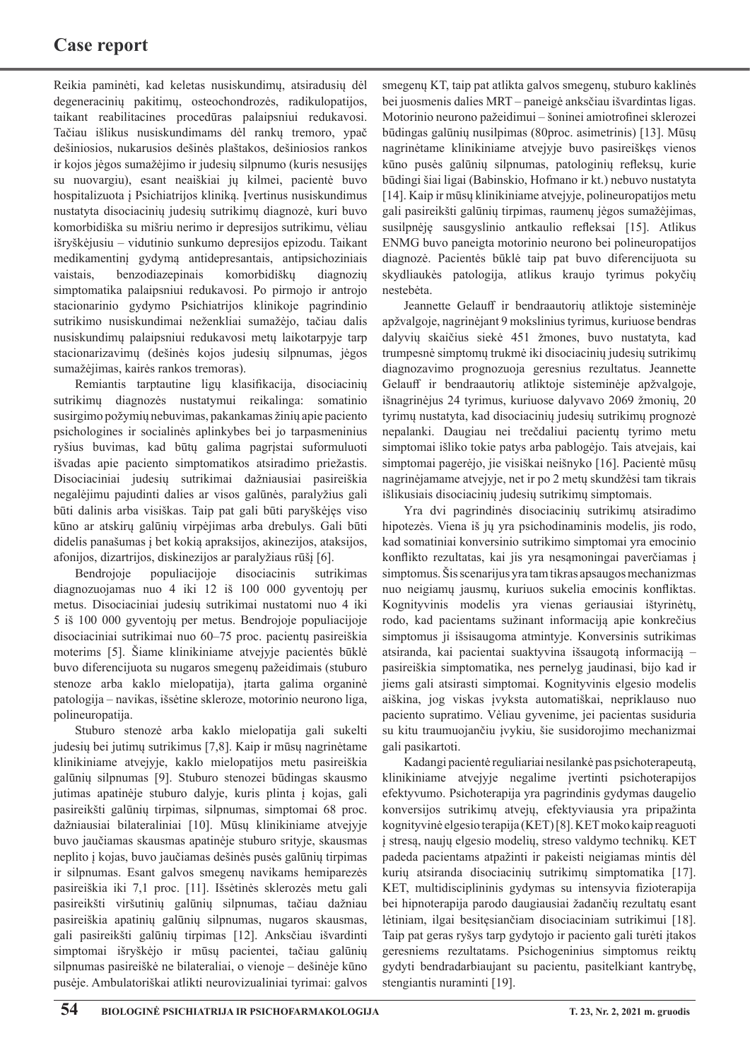Reikia paminėti, kad keletas nusiskundimų, atsiradusių dėl degeneracinių pakitimų, osteochondrozės, radikulopatijos, taikant reabilitacines procedūras palaipsniui redukavosi. Tačiau išlikus nusiskundimams dėl rankų tremoro, ypač dešiniosios, nukarusios dešinės plaštakos, dešiniosios rankos ir kojos jėgos sumažėjimo ir judesių silpnumo (kuris nesusijęs su nuovargiu), esant neaiškiai jų kilmei, pacientė buvo hospitalizuota į Psichiatrijos kliniką. Įvertinus nusiskundimus nustatyta disociacinių judesių sutrikimų diagnozė, kuri buvo komorbidiška su mišriu nerimo ir depresijos sutrikimu, vėliau išryškėjusiu – vidutinio sunkumo depresijos epizodu. Taikant medikamentinį gydymą antidepresantais, antipsichoziniais vaistais, benzodiazepinais komorbidiškų diagnozių simptomatika palaipsniui redukavosi. Po pirmojo ir antrojo stacionarinio gydymo Psichiatrijos klinikoje pagrindinio sutrikimo nusiskundimai neženkliai sumažėjo, tačiau dalis nusiskundimų palaipsniui redukavosi metų laikotarpyje tarp stacionarizavimų (dešinės kojos judesių silpnumas, jėgos sumažėjimas, kairės rankos tremoras).

Remiantis tarptautine ligų klasifikacija, disociacinių sutrikimų diagnozės nustatymui reikalinga: somatinio susirgimo požymių nebuvimas, pakankamas žinių apie paciento psichologines ir socialinės aplinkybes bei jo tarpasmeninius ryšius buvimas, kad būtų galima pagrįstai suformuluoti išvadas apie paciento simptomatikos atsiradimo priežastis. Disociaciniai judesių sutrikimai dažniausiai pasireiškia negalėjimu pajudinti dalies ar visos galūnės, paralyžius gali būti dalinis arba visiškas. Taip pat gali būti paryškėjęs viso kūno ar atskirų galūnių virpėjimas arba drebulys. Gali būti didelis panašumas į bet kokią apraksijos, akinezijos, ataksijos, afonijos, dizartrijos, diskinezijos ar paralyžiaus rūšį [6].

Bendrojoje populiacijoje disociacinis sutrikimas diagnozuojamas nuo 4 iki 12 iš 100 000 gyventojų per metus. Disociaciniai judesių sutrikimai nustatomi nuo 4 iki 5 iš 100 000 gyventojų per metus. Bendrojoje populiacijoje disociaciniai sutrikimai nuo 60–75 proc. pacientų pasireiškia moterims [5]. Šiame klinikiniame atvejyje pacientės būklė buvo diferencijuota su nugaros smegenų pažeidimais (stuburo stenoze arba kaklo mielopatija), įtarta galima organinė patologija – navikas, išsėtinė skleroze, motorinio neurono liga, polineuropatija.

Stuburo stenozė arba kaklo mielopatija gali sukelti judesių bei jutimų sutrikimus [7,8]. Kaip ir mūsų nagrinėtame klinikiniame atvejyje, kaklo mielopatijos metu pasireiškia galūnių silpnumas [9]. Stuburo stenozei būdingas skausmo jutimas apatinėje stuburo dalyje, kuris plinta į kojas, gali pasireikšti galūnių tirpimas, silpnumas, simptomai 68 proc. dažniausiai bilateraliniai [10]. Mūsų klinikiniame atvejyje buvo jaučiamas skausmas apatinėje stuburo srityje, skausmas neplito į kojas, buvo jaučiamas dešinės pusės galūnių tirpimas ir silpnumas. Esant galvos smegenų navikams hemiparezės pasireiškia iki 7,1 proc. [11]. Išsėtinės sklerozės metu gali pasireikšti viršutinių galūnių silpnumas, tačiau dažniau pasireiškia apatinių galūnių silpnumas, nugaros skausmas, gali pasireikšti galūnių tirpimas [12]. Anksčiau išvardinti simptomai išryškėjo ir mūsų pacientei, tačiau galūnių silpnumas pasireiškė ne bilateraliai, o vienoje – dešinėje kūno pusėje. Ambulatoriškai atlikti neurovizualiniai tyrimai: galvos smegenų KT, taip pat atlikta galvos smegenų, stuburo kaklinės bei juosmenis dalies MRT – paneigė anksčiau išvardintas ligas. Motorinio neurono pažeidimui – šoninei amiotrofinei sklerozei būdingas galūnių nusilpimas (80proc. asimetrinis) [13]. Mūsų nagrinėtame klinikiniame atvejyje buvo pasireiškęs vienos kūno pusės galūnių silpnumas, patologinių refleksų, kurie būdingi šiai ligai (Babinskio, Hofmano ir kt.) nebuvo nustatyta [14]. Kaip ir mūsų klinikiniame atvejyje, polineuropatijos metu gali pasireikšti galūnių tirpimas, raumenų jėgos sumažėjimas, susilpnėję sausgyslinio antkaulio refleksai [15]. Atlikus ENMG buvo paneigta motorinio neurono bei polineuropatijos diagnozė. Pacientės būklė taip pat buvo diferencijuota su skydliaukės patologija, atlikus kraujo tyrimus pokyčių nestebėta.

Jeannette Gelauff ir bendraautorių atliktoje sisteminėje apžvalgoje, nagrinėjant 9 mokslinius tyrimus, kuriuose bendras dalyvių skaičius siekė 451 žmones, buvo nustatyta, kad trumpesnė simptomų trukmė iki disociacinių judesių sutrikimų diagnozavimo prognozuoja geresnius rezultatus. Jeannette Gelauff ir bendraautorių atliktoje sisteminėje apžvalgoje, išnagrinėjus 24 tyrimus, kuriuose dalyvavo 2069 žmonių, 20 tyrimų nustatyta, kad disociacinių judesių sutrikimų prognozė nepalanki. Daugiau nei trečdaliui pacientų tyrimo metu simptomai išliko tokie patys arba pablogėjo. Tais atvejais, kai simptomai pagerėjo, jie visiškai neišnyko [16]. Pacientė mūsų nagrinėjamame atvejyje, net ir po 2 metų skundžėsi tam tikrais išlikusiais disociacinių judesių sutrikimų simptomais.

Yra dvi pagrindinės disociacinių sutrikimų atsiradimo hipotezės. Viena iš jų yra psichodinaminis modelis, jis rodo, kad somatiniai konversinio sutrikimo simptomai yra emocinio konflikto rezultatas, kai jis yra nesąmoningai paverčiamas į simptomus. Šis scenarijus yra tam tikras apsaugos mechanizmas nuo neigiamų jausmų, kuriuos sukelia emocinis konfliktas. Kognityvinis modelis yra vienas geriausiai ištyrinėtų, rodo, kad pacientams sužinant informaciją apie konkrečius simptomus ji išsisaugoma atmintyje. Konversinis sutrikimas atsiranda, kai pacientai suaktyvina išsaugotą informaciją – pasireiškia simptomatika, nes pernelyg jaudinasi, bijo kad ir jiems gali atsirasti simptomai. Kognityvinis elgesio modelis aiškina, jog viskas įvyksta automatiškai, nepriklauso nuo paciento supratimo. Vėliau gyvenime, jei pacientas susiduria su kitu traumuojančiu įvykiu, šie susidorojimo mechanizmai gali pasikartoti.

Kadangi pacientė reguliariai nesilankė pas psichoterapeutą, klinikiniame atvejyje negalime įvertinti psichoterapijos efektyvumo. Psichoterapija yra pagrindinis gydymas daugelio konversijos sutrikimų atvejų, efektyviausia yra pripažinta kognityvinė elgesio terapija (KET) [8]. KET moko kaip reaguoti į stresą, naujų elgesio modelių, streso valdymo technikų. KET padeda pacientams atpažinti ir pakeisti neigiamas mintis dėl kurių atsiranda disociacinių sutrikimų simptomatika [17]. KET, multidisciplininis gydymas su intensyvia fizioterapija bei hipnoterapija parodo daugiausiai žadančių rezultatų esant lėtiniam, ilgai besitęsiančiam disociaciniam sutrikimui [18]. Taip pat geras ryšys tarp gydytojo ir paciento gali turėti įtakos geresniems rezultatams. Psichogeninius simptomus reiktų gydyti bendradarbiaujant su pacientu, pasitelkiant kantrybę, stengiantis nuraminti [19].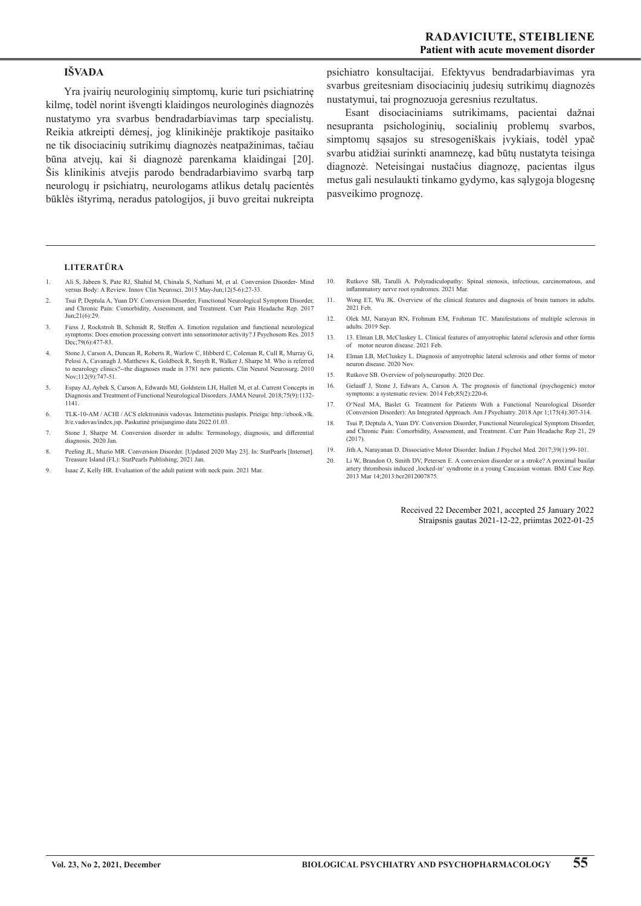## IŠVADA

Yra įvairių neurologinių simptomų, kurie turi psichiatrinę kilmę, todėl norint išvengti klaidingos neurologinės diagnozės nustatymo yra svarbus bendradarbiavimas tarp specialistų. Reikia atkreipti dėmesį, jog klinikinėje praktikoje pasitaiko ne tik disociacinių sutrikimų diagnozės neatpažinimas, tačiau būna atvejų, kai ši diagnozė parenkama klaidingai [20]. Šis klinikinis atvejis parodo bendradarbiavimo svarbą tarp neurologų ir psichiatrų, neurologams atlikus detalų pacientės būklės ištyrimą, neradus patologijos, ji buvo greitai nukreipta psichiatro konsultacijai. Efektyvus bendradarbiavimas yra svarbus greitesniam disociacinių judesių sutrikimų diagnozės nustatymui, tai prognozuoja geresnius rezultatus.

Esant disociaciniams sutrikimams, pacientai dažnai nesupranta psichologinių, socialinių problemų svarbos, simptomų sąsajos su stresogeniškais įvykiais, todėl ypač svarbu atidžiai surinkti anamnezę, kad būtų nustatyta teisinga diagnozė. Neteisingai nustačius diagnozę, pacientas ilgus metus gali nesulaukti tinkamo gydymo, kas sąlygoja blogesnę pasveikimo prognozę.

### LITERATŪRA

1. Ali S, Jabeen S, Pate RJ, Shahid M, Chinala S, Nathani M, et al. Conversion Disorder- Mind versus Body: A Review. Innov Clin Neurosci. 2015 May-Jun;12(5-6):27-33.
2. Tsui P, Deptula A, Yuan DY. Conversion Disorder, Functional Neurological Symptom Disorder, and Chronic Pain: Comorbidity, Assessment, and Treatment. Curr Pain Headache Rep. 2017 Jun;21(6):29.
3. Fiess J, Rockstroh B, Schmidt R, Steffen A. Emotion regulation and functional neurological symptoms: Does emotion processing convert into sensorimotor activity? J Psychosom Res. 2015 Dec;79(6):477-83.
4. Stone J, Carson A, Duncan R, Roberts R, Warlow C, Hibberd C, Coleman R, Cull R, Murray G, Pelosi A, Cavanagh J, Matthews K, Goldbeck R, Smyth R, Walker J, Sharpe M. Who is referred to neurology clinics?--the diagnoses made in 3781 new patients. Clin Neurol Neurosurg. 2010 Nov;112(9):747-51.
5. Espay AJ, Aybek S, Carson A, Edwards MJ, Goldstein LH, Hallett M, et al. Current Concepts in Diagnosis and Treatment of Functional Neurological Disorders. JAMA Neurol. 2018;75(9):1132-1141.
6. TLK-10-AM / ACHI / ACS elektroninis vadovas. Internetinis puslapis. Prieiga: http://ebook.vlk.lt/e.vadovas/index.jsp. Paskutinė prisijungimo data 2022.01.03.
7. Stone J, Sharpe M. Conversion disorder in adults: Terminology, diagnosis, and differential diagnosis. 2020 Jan.
8. Peeling JL, Muzio MR. Conversion Disorder. [Updated 2020 May 23]. In: StatPearls [Internet]. Treasure Island (FL): StatPearls Publishing; 2021 Jan.
9. Isaac Z, Kelly HR. Evaluation of the adult patient with neck pain. 2021 Mar.
10. Rutkove SB, Tarulli A. Polyradiculopathy: Spinal stenosis, infectious, carcinomatous, and inflammatory nerve root syndromes. 2021 Mar.
11. Wong ET, Wu JK. Overview of the clinical features and diagnosis of brain tumors in adults. 2021 Feb.
12. Olek MJ, Narayan RN, Frohman EM, Frohman TC. Manifestations of multiple sclerosis in adults. 2019 Sep.
13. 13. Elman LB, McCluskey L. Clinical features of amyotrophic lateral sclerosis and other forms of motor neuron disease. 2021 Feb.
14. Elman LB, McCluskey L. Diagnosis of amyotrophic lateral sclerosis and other forms of motor neuron disease. 2020 Nov.
15. Rutkove SB. Overview of polyneuropathy. 2020 Dec.
16. Gelauff J, Stone J, Edwars A, Carson A. The prognosis of functional (psychogenic) motor symptoms: a systematic review. 2014 Feb;85(2):220-6.
17. O'Neal MA, Baslet G. Treatment for Patients With a Functional Neurological Disorder (Conversion Disorder): An Integrated Approach. Am J Psychiatry. 2018 Apr 1;175(4):307-314.
18. Tsui P, Deptula A, Yuan DY. Conversion Disorder, Functional Neurological Symptom Disorder, and Chronic Pain: Comorbidity, Assessment, and Treatment. Curr Pain Headache Rep 21, 29 (2017).
19. Jith A, Narayanan D. Dissociative Motor Disorder. Indian J Psychol Med. 2017;39(1):99-101.
20. Li W, Brandon O, Smith DV, Petersen E. A conversion disorder or a stroke? A proximal basilar artery thrombosis induced ‚locked-in' syndrome in a young Caucasian woman. BMJ Case Rep. 2013 Mar 14;2013:bcr2012007875.

Received 22 December 2021, accepted 25 January 2022
Straipsnis gautas 2021-12-22, priimtas 2022-01-25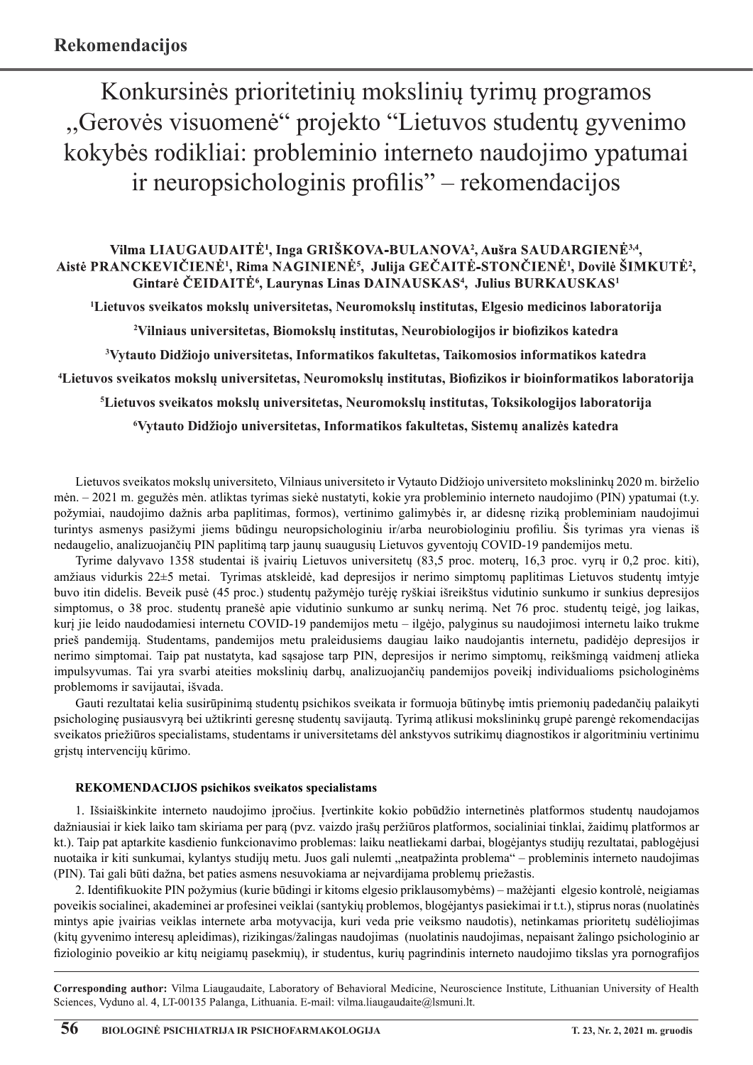## Rekomendacijos

# Konkursinės prioritetinių mokslinių tyrimų programos „Gerovės visuomenė“ projekto “Lietuvos studentų gyvenimo kokybės rodikliai: probleminio interneto naudojimo ypatumai ir neuropsichologinis profilis” – rekomendacijos

**Vilma LIAUGAUDAITĖ[1], Inga GRIŠKOVA-BULANOVA[2], Aušra SAUDARGIENĖ[3,4], Aistė PRANCKEVIČIENĖ[1], Rima NAGINIENĖ[5], Julija GEČAITĖ-STONČIENĖ[1], Dovilė ŠIMKUTĖ[2], Gintarė ČEIDAITĖ[6], Laurynas Linas DAINAUSKAS[4], Julius BURKAUSKAS[1]**

**[1]Lietuvos sveikatos mokslų universitetas, Neuromokslų institutas, Elgesio medicinos laboratorija**

**[2]Vilniaus universitetas, Biomokslų institutas, Neurobiologijos ir biofizikos katedra**

**[3]Vytauto Didžiojo universitetas, Informatikos fakultetas, Taikomosios informatikos katedra**

**[4]Lietuvos sveikatos mokslų universitetas, Neuromokslų institutas, Biofizikos ir bioinformatikos laboratorija**

**[5]Lietuvos sveikatos mokslų universitetas, Neuromokslų institutas, Toksikologijos laboratorija**

**[6]Vytauto Didžiojo universitetas, Informatikos fakultetas, Sistemų analizės katedra**

Lietuvos sveikatos mokslų universiteto, Vilniaus universiteto ir Vytauto Didžiojo universiteto mokslininkų 2020 m. birželio mėn. – 2021 m. gegužės mėn. atliktas tyrimas siekė nustatyti, kokie yra probleminio interneto naudojimo (PIN) ypatumai (t.y. požymiai, naudojimo dažnis arba paplitimas, formos), vertinimo galimybės ir, ar didesnę riziką probleminiam naudojimui turintys asmenys pasižymi jiems būdingu neuropsichologiniu ir/arba neurobiologiniu profiliu. Šis tyrimas yra vienas iš nedaugelio, analizuojančių PIN paplitimą tarp jaunų suaugusių Lietuvos gyventojų COVID-19 pandemijos metu.

Tyrime dalyvavo 1358 studentai iš įvairių Lietuvos universitetų (83,5 proc. moterų, 16,3 proc. vyrų ir 0,2 proc. kiti), amžiaus vidurkis 22±5 metai. Tyrimas atskleidė, kad depresijos ir nerimo simptomų paplitimas Lietuvos studentų imtyje buvo itin didelis. Beveik pusė (45 proc.) studentų pažymėjo turėję ryškiai išreikštus vidutinio sunkumo ir sunkius depresijos simptomus, o 38 proc. studentų pranešė apie vidutinio sunkumo ar sunkų nerimą. Net 76 proc. studentų teigė, jog laikas, kurį jie leido naudodamiesi internetu COVID-19 pandemijos metu – ilgėjo, palyginus su naudojimosi internetu laiko trukme prieš pandemiją. Studentams, pandemijos metu praleidusiems daugiau laiko naudojantis internetu, padidėjo depresijos ir nerimo simptomai. Taip pat nustatyta, kad sąsajose tarp PIN, depresijos ir nerimo simptomų, reikšmingą vaidmenį atlieka impulsyvumas. Tai yra svarbi ateities mokslinių darbų, analizuojančių pandemijos poveikį individualioms psichologinėms problemoms ir savijautai, išvada.

Gauti rezultatai kelia susirūpinimą studentų psichikos sveikata ir formuoja būtinybę imtis priemonių padedančių palaikyti psichologinę pusiausvyrą bei užtikrinti geresnę studentų savijautą. Tyrimą atlikusi mokslininkų grupė parengė rekomendacijas sveikatos priežiūros specialistams, studentams ir universitetams dėl ankstyvos sutrikimų diagnostikos ir algoritminiu vertinimu grįstų intervencijų kūrimo.

**REKOMENDACIJOS psichikos sveikatos specialistams**

1. Išsiaiškinkite interneto naudojimo įpročius. Įvertinkite kokio pobūdžio internetinės platformos studentų naudojamos dažniausiai ir kiek laiko tam skiriama per parą (pvz. vaizdo įrašų peržiūros platformos, socialiniai tinklai, žaidimų platformos ar kt.). Taip pat aptarkite kasdienio funkcionavimo problemas: laiku neatliekami darbai, blogėjantys studijų rezultatai, pablogėjusi nuotaika ir kiti sunkumai, kylantys studijų metu. Juos gali nulemti „neatpažinta problema“ – probleminis interneto naudojimas (PIN). Tai gali būti dažna, bet paties asmens nesuvokiama ar neįvardijama problemų priežastis.

2. Identifikuokite PIN požymius (kurie būdingi ir kitoms elgesio priklausomybėms) – mažėjanti elgesio kontrolė, neigiamas poveikis socialinei, akademinei ar profesinei veiklai (santykių problemos, blogėjantys pasiekimai ir t.t.), stiprus noras (nuolatinės mintys apie įvairias veiklas internete arba motyvacija, kuri veda prie veiksmo naudotis), netinkamas prioritetų sudėliojimas (kitų gyvenimo interesų apleidimas), rizikingas/žalingas naudojimas (nuolatinis naudojimas, nepaisant žalingo psichologinio ar fiziologinio poveikio ar kitų neigiamų pasekmių), ir studentus, kurių pagrindinis interneto naudojimo tikslas yra pornografijos

**Corresponding author:** Vilma Liaugaudaite, Laboratory of Behavioral Medicine, Neuroscience Institute, Lithuanian University of Health Sciences, Vyduno al. 4, LT-00135 Palanga, Lithuania. E-mail: vilma.liaugaudaite@lsmuni.lt.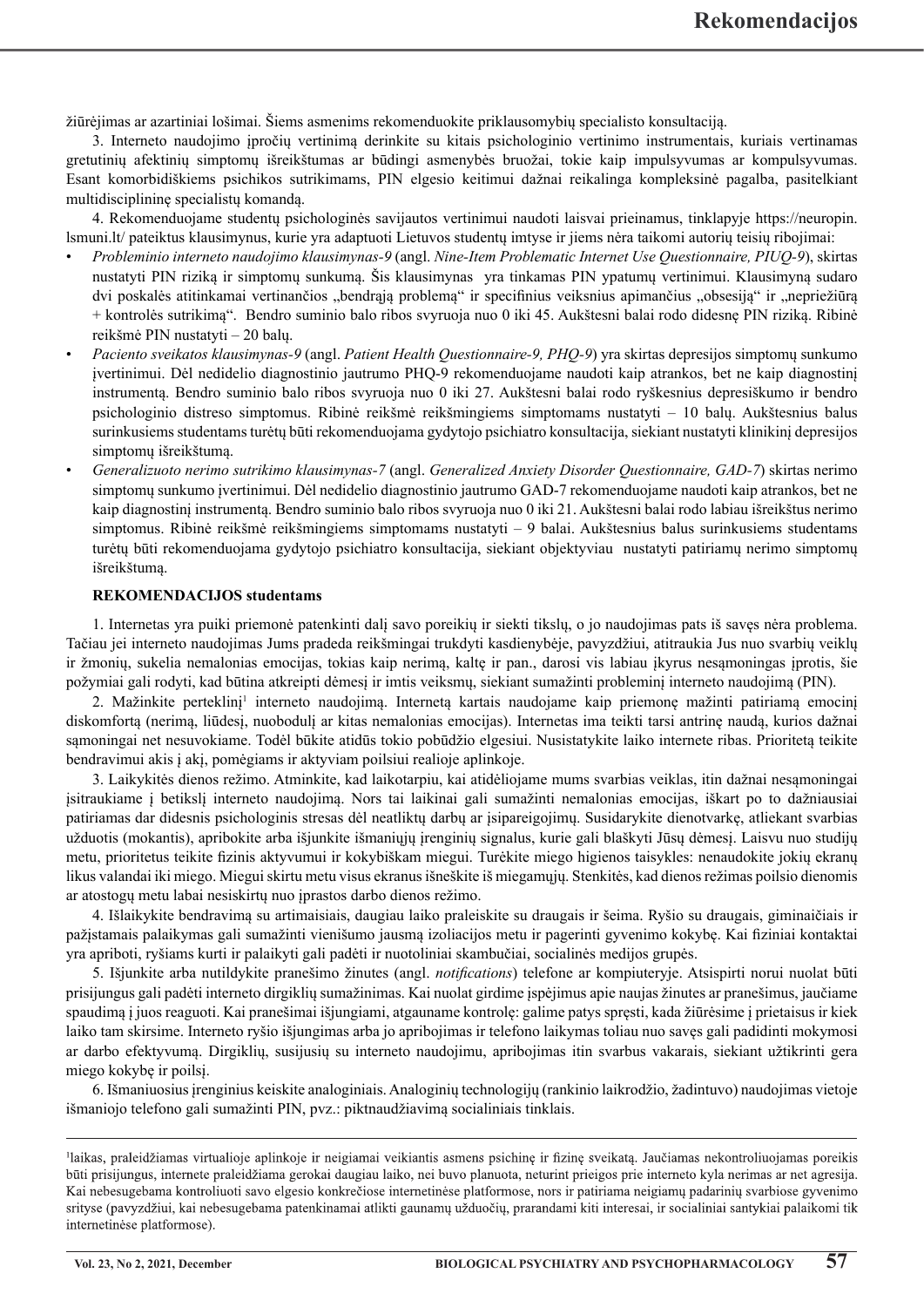žiūrėjimas ar azartiniai lošimai. Šiems asmenims rekomenduokite priklausomybių specialisto konsultaciją.

3. Interneto naudojimo įpročių vertinimą derinkite su kitais psichologinio vertinimo instrumentais, kuriais vertinamas gretutinių afektinių simptomų išreikštumas ar būdingi asmenybės bruožai, tokie kaip impulsyvumas ar kompulsyvumas. Esant komorbidiškiems psichikos sutrikimams, PIN elgesio keitimui dažnai reikalinga kompleksinė pagalba, pasitelkiant multidisciplininę specialistų komandą.

4. Rekomenduojame studentų psichologinės savijautos vertinimui naudoti laisvai prieinamus, tinklapyje https://neuropin.lsmuni.lt/ pateiktus klausimynus, kurie yra adaptuoti Lietuvos studentų imtyse ir jiems nėra taikomi autorių teisių ribojimai:

- *Probleminio interneto naudojimo klausimynas-9* (angl. *Nine-Item Problematic Internet Use Questionnaire, PIUQ-9*), skirtas nustatyti PIN riziką ir simptomų sunkumą. Šis klausimynas yra tinkamas PIN ypatumų vertinimui. Klausimyną sudaro dvi poskalės atitinkamai vertinančios „bendrąją problemą“ ir specifinius veiksnius apimančius „obsesiją“ ir „nepriežiūrą + kontrolės sutrikimą“. Bendro suminio balo ribos svyruoja nuo 0 iki 45. Aukštesni balai rodo didesnę PIN riziką. Ribinė reikšmė PIN nustatyti – 20 balų.
- *Paciento sveikatos klausimynas-9* (angl. *Patient Health Questionnaire-9, PHQ-9*) yra skirtas depresijos simptomų sunkumo įvertinimui. Dėl nedidelio diagnostinio jautrumo PHQ-9 rekomenduojame naudoti kaip atrankos, bet ne kaip diagnostinį instrumentą. Bendro suminio balo ribos svyruoja nuo 0 iki 27. Aukštesni balai rodo ryškesnius depresiškumo ir bendro psichologinio distreso simptomus. Ribinė reikšmė reikšmingiems simptomams nustatyti – 10 balų. Aukštesnius balus surinkusiems studentams turėtų būti rekomenduojama gydytojo psichiatro konsultacija, siekiant nustatyti klinikinį depresijos simptomų išreikštumą.
- *Generalizuoto nerimo sutrikimo klausimynas-7* (angl. *Generalized Anxiety Disorder Questionnaire, GAD-7*) skirtas nerimo simptomų sunkumo įvertinimui. Dėl nedidelio diagnostinio jautrumo GAD-7 rekomenduojame naudoti kaip atrankos, bet ne kaip diagnostinį instrumentą. Bendro suminio balo ribos svyruoja nuo 0 iki 21. Aukštesni balai rodo labiau išreikštus nerimo simptomus. Ribinė reikšmė reikšmingiems simptomams nustatyti – 9 balai. Aukštesnius balus surinkusiems studentams turėtų būti rekomenduojama gydytojo psichiatro konsultacija, siekiant objektyviau nustatyti patiriamų nerimo simptomų išreikštumą.

**REKOMENDACIJOS studentams**

1. Internetas yra puiki priemonė patenkinti dalį savo poreikių ir siekti tikslų, o jo naudojimas pats iš savęs nėra problema. Tačiau jei interneto naudojimas Jums pradeda reikšmingai trukdyti kasdienybėje, pavyzdžiui, atitraukia Jus nuo svarbių veiklų ir žmonių, sukelia nemalonias emocijas, tokias kaip nerimą, kaltę ir pan., darosi vis labiau įkyrus nesąmoningas įprotis, šie požymiai gali rodyti, kad būtina atkreipti dėmesį ir imtis veiksmų, siekiant sumažinti probleminį interneto naudojimą (PIN).

2. Mažinkite perteklinį[1] interneto naudojimą. Internetą kartais naudojame kaip priemonę mažinti patiriamą emocinį diskomfortą (nerimą, liūdesį, nuobodulį ar kitas nemalonias emocijas). Internetas ima teikti tarsi antrinę naudą, kurios dažnai sąmoningai net nesuvokiame. Todėl būkite atidūs tokio pobūdžio elgesiui. Nusistatykite laiko internete ribas. Prioritetą teikite bendravimui akis į akį, pomėgiams ir aktyviam poilsiui realioje aplinkoje.

3. Laikykitės dienos režimo. Atminkite, kad laikotarpiu, kai atidėliojame mums svarbias veiklas, itin dažnai nesąmoningai įsitraukiame į betikslį interneto naudojimą. Nors tai laikinai gali sumažinti nemalonias emocijas, iškart po to dažniausiai patiriamas dar didesnis psichologinis stresas dėl neatliktų darbų ar įsipareigojimų. Susidarykite dienotvarkę, atliekant svarbias užduotis (mokantis), apribokite arba išjunkite išmaniųjų įrenginių signalus, kurie gali blaškyti Jūsų dėmesį. Laisvu nuo studijų metu, prioritetus teikite fizinis aktyvumui ir kokybiškam miegui. Turėkite miego higienos taisykles: nenaudokite jokių ekranų likus valandai iki miego. Miegui skirtu metu visus ekranus išneškite iš miegamųjų. Stenkitės, kad dienos režimas poilsio dienomis ar atostogų metu labai nesiskirtų nuo įprastos darbo dienos režimo.

4. Išlaikykite bendravimą su artimaisiais, daugiau laiko praleiskite su draugais ir šeima. Ryšio su draugais, giminaičiais ir pažįstamais palaikymas gali sumažinti vienišumo jausmą izoliacijos metu ir pagerinti gyvenimo kokybę. Kai fiziniai kontaktai yra apriboti, ryšiams kurti ir palaikyti gali padėti ir nuotoliniai skambučiai, socialinės medijos grupės.

5. Išjunkite arba nutildykite pranešimo žinutes (angl. *notifications*) telefone ar kompiuteryje. Atsispirti norui nuolat būti prisijungus gali padėti interneto dirgiklių sumažinimas. Kai nuolat girdime įspėjimus apie naujas žinutes ar pranešimus, jaučiame spaudimą į juos reaguoti. Kai pranešimai išjungiami, atgauname kontrolę: galime patys spręsti, kada žiūrėsime į prietaisus ir kiek laiko tam skirsime. Interneto ryšio išjungimas arba jo apribojimas ir telefono laikymas toliau nuo savęs gali padidinti mokymosi ar darbo efektyvumą. Dirgiklių, susijusių su interneto naudojimu, apribojimas itin svarbus vakarais, siekiant užtikrinti gera miego kokybę ir poilsį.

6. Išmaniuosius įrenginius keiskite analoginiais. Analoginių technologijų (rankinio laikrodžio, žadintuvo) naudojimas vietoje išmaniojo telefono gali sumažinti PIN, pvz.: piktnaudžiavimą socialiniais tinklais.

---

[1]laikas, praleidžiamas virtualioje aplinkoje ir neigiamai veikiantis asmens psichinę ir fizinę sveikatą. Jaučiamas nekontroliuojamas poreikis būti prisijungus, internete praleidžiama gerokai daugiau laiko, nei buvo planuota, neturint prieigos prie interneto kyla nerimas ar net agresija. Kai nebesugebama kontroliuoti savo elgesio konkrečiose internetinėse platformose, nors ir patiriama neigiamų padarinių svarbiose gyvenimo srityse (pavyzdžiui, kai nebesugebama patenkinamai atlikti gaunamų užduočių, prarandami kiti interesai, ir socialiniai santykiai palaikomi tik internetinėse platformose).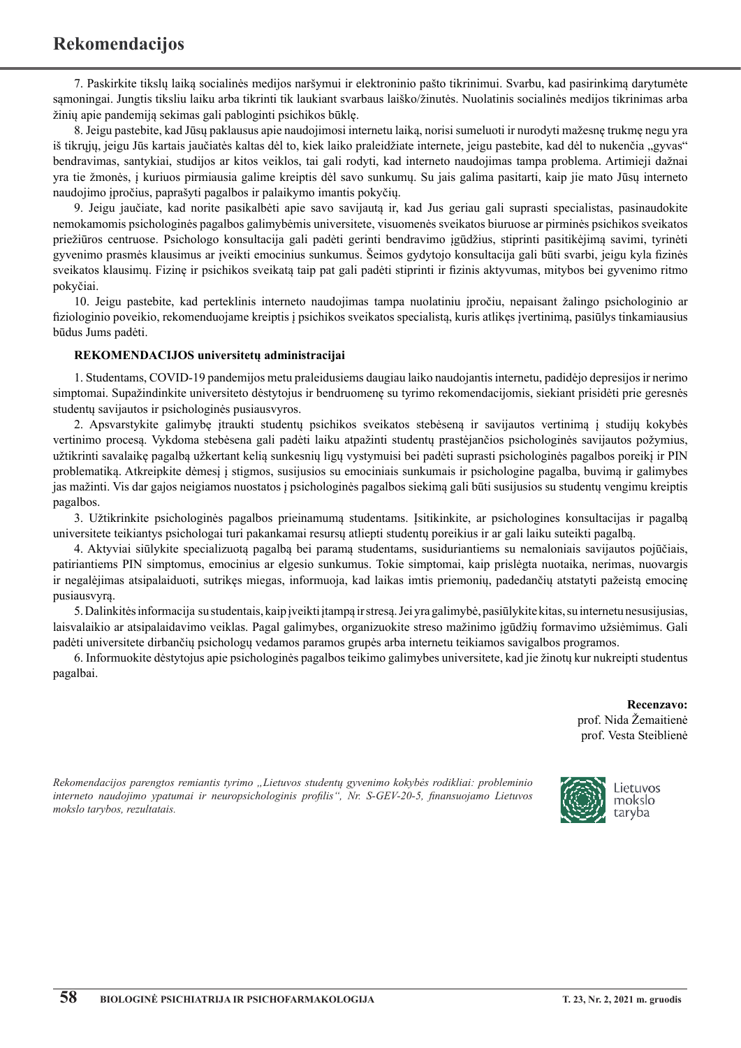# Rekomendacijos

7. Paskirkite tikslų laiką socialinės medijos naršymui ir elektroninio pašto tikrinimui. Svarbu, kad pasirinkimą darytumėte sąmoningai. Jungtis tiksliu laiku arba tikrinti tik laukiant svarbaus laiško/žinutės. Nuolatinis socialinės medijos tikrinimas arba žinių apie pandemiją sekimas gali pabloginti psichikos būklę.

8. Jeigu pastebite, kad Jūsų paklausus apie naudojimosi internetu laiką, norisi sumeluoti ir nurodyti mažesnę trukmę negu yra iš tikrųjų, jeigu Jūs kartais jaučiatės kaltas dėl to, kiek laiko praleidžiate internete, jeigu pastebite, kad dėl to nukenčia „gyvas" bendravimas, santykiai, studijos ar kitos veiklos, tai gali rodyti, kad interneto naudojimas tampa problema. Artimieji dažnai yra tie žmonės, į kuriuos pirmiausia galime kreiptis dėl savo sunkumų. Su jais galima pasitarti, kaip jie mato Jūsų interneto naudojimo įpročius, paprašyti pagalbos ir palaikymo imantis pokyčių.

9. Jeigu jaučiate, kad norite pasikalbėti apie savo savijautą ir, kad Jus geriau gali suprasti specialistas, pasinaudokite nemokamomis psichologinės pagalbos galimybėmis universitete, visuomenės sveikatos biuruose ar pirminės psichikos sveikatos priežiūros centruose. Psichologo konsultacija gali padėti gerinti bendravimo įgūdžius, stiprinti pasitikėjimą savimi, tyrinėti gyvenimo prasmės klausimus ar įveikti emocinius sunkumus. Šeimos gydytojo konsultacija gali būti svarbi, jeigu kyla fizinės sveikatos klausimų. Fizinę ir psichikos sveikatą taip pat gali padėti stiprinti ir fizinis aktyvumas, mitybos bei gyvenimo ritmo pokyčiai.

10. Jeigu pastebite, kad perteklinis interneto naudojimas tampa nuolatiniu įpročiu, nepaisant žalingo psichologinio ar fiziologinio poveikio, rekomenduojame kreiptis į psichikos sveikatos specialistą, kuris atlikęs įvertinimą, pasiūlys tinkamiausius būdus Jums padėti.

**REKOMENDACIJOS universitetų administracijai**

1. Studentams, COVID-19 pandemijos metu praleidusiems daugiau laiko naudojantis internetu, padidėjo depresijos ir nerimo simptomai. Supažindinkite universiteto dėstytojus ir bendruomenę su tyrimo rekomendacijomis, siekiant prisidėti prie geresnės studentų savijautos ir psichologinės pusiausvyros.

2. Apsvarstykite galimybę įtraukti studentų psichikos sveikatos stebėseną ir savijautos vertinimą į studijų kokybės vertinimo procesą. Vykdoma stebėsena gali padėti laiku atpažinti studentų prastėjančios psichologinės savijautos požymius, užtikrinti savalaikę pagalbą užkertant kelią sunkesnių ligų vystymuisi bei padėti suprasti psichologinės pagalbos poreikį ir PIN problematiką. Atkreipkite dėmesį į stigmos, susijusios su emociniais sunkumais ir psichologine pagalba, buvimą ir galimybes jas mažinti. Vis dar gajos neigiamos nuostatos į psichologinės pagalbos siekimą gali būti susijusios su studentų vengimu kreiptis pagalbos.

3. Užtikrinkite psichologinės pagalbos prieinamumą studentams. Įsitikinkite, ar psichologines konsultacijas ir pagalbą universitete teikiantys psichologai turi pakankamai resursų atliepti studentų poreikius ir ar gali laiku suteikti pagalbą.

4. Aktyviai siūlykite specializuotą pagalbą bei paramą studentams, susiduriantiems su nemaloniais savijautos pojūčiais, patiriantiems PIN simptomus, emocinius ar elgesio sunkumus. Tokie simptomai, kaip prislėgta nuotaika, nerimas, nuovargis ir negalėjimas atsipalaiduoti, sutrikęs miegas, informuoja, kad laikas imtis priemonių, padedančių atstatyti pažeistą emocinę pusiausvyrą.

5. Dalinkitės informacija su studentais, kaip įveikti įtampą ir stresą. Jei yra galimybė, pasiūlykite kitas, su internetu nesusijusias, laisvalaikio ar atsipalaidavimo veiklas. Pagal galimybes, organizuokite streso mažinimo įgūdžių formavimo užsiėmimus. Gali padėti universitete dirbančių psichologų vedamos paramos grupės arba internetu teikiamos savigalbos programos.

6. Informuokite dėstytojus apie psichologinės pagalbos teikimo galimybes universitete, kad jie žinotų kur nukreipti studentus pagalbai.

**Recenzavo:**
prof. Nida Žemaitienė
prof. Vesta Steiblienė

*Rekomendacijos parengtos remiantis tyrimo „Lietuvos studentų gyvenimo kokybės rodikliai: probleminio interneto naudojimo ypatumai ir neuropsichologinis profilis", Nr. S-GEV-20-5, finansuojamo Lietuvos mokslo tarybos, rezultatais.*

Lietuvos mokslo taryba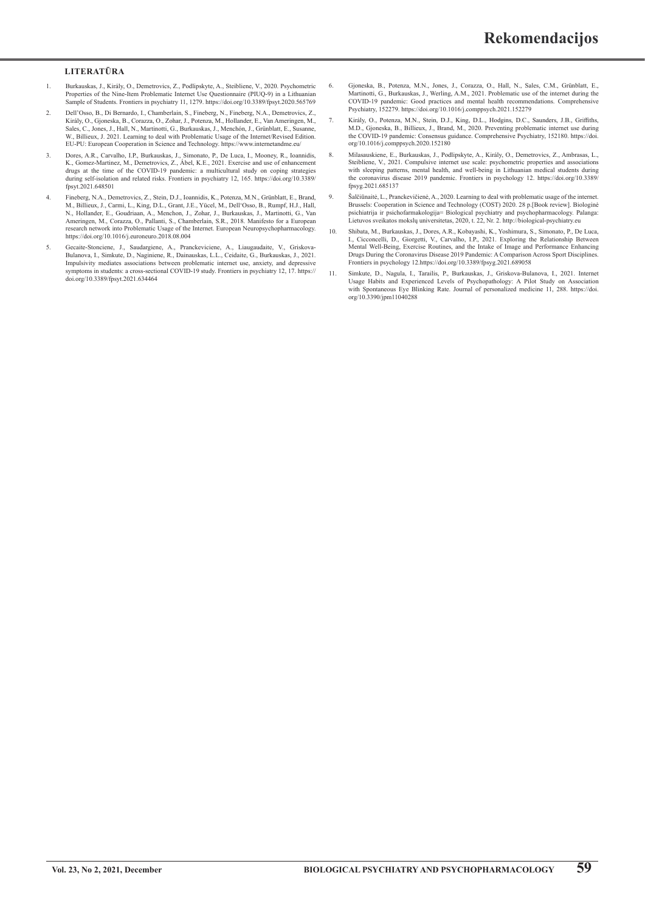## LITERATŪRA

1. Burkauskas, J., Király, O., Demetrovics, Z., Podlipskyte, A., Steibliene, V., 2020. Psychometric Properties of the Nine-Item Problematic Internet Use Questionnaire (PIUQ-9) in a Lithuanian Sample of Students. Frontiers in psychiatry 11, 1279. https://doi.org/10.3389/fpsyt.2020.565769
2. Dell'Osso, B., Di Bernardo, I., Chamberlain, S., Fineberg, N., Fineberg, N.A., Demetrovics, Z., Király, O., Gjoneska, B., Corazza, O., Zohar, J., Potenza, M., Hollander, E., Van Ameringen, M., Sales, C., Jones, J., Hall, N., Martinotti, G., Burkauskas, J., Menchón, J., Grünblatt, E., Susanne, W., Billieux, J. 2021. Learning to deal with Problematic Usage of the Internet/Revised Edition. EU-PU: European Cooperation in Science and Technology. https://www.internetandme.eu/
3. Dores, A.R., Carvalho, I.P., Burkauskas, J., Simonato, P., De Luca, I., Mooney, R., Ioannidis, K., Gomez-Martinez, M., Demetrovics, Z., Ábel, K.E., 2021. Exercise and use of enhancement drugs at the time of the COVID-19 pandemic: a multicultural study on coping strategies during self-isolation and related risks. Frontiers in psychiatry 12, 165. https://doi.org/10.3389/fpsyt.2021.648501
4. Fineberg, N.A., Demetrovics, Z., Stein, D.J., Ioannidis, K., Potenza, M.N., Grünblatt, E., Brand, M., Billieux, J., Carmi, L., King, D.L., Grant, J.E., Yücel, M., Dell'Osso, B., Rumpf, H.J., Hall, N., Hollander, E., Goudriaan, A., Menchon, J., Zohar, J., Burkauskas, J., Martinotti, G., Van Ameringen, M., Corazza, O., Pallanti, S., Chamberlain, S.R., 2018. Manifesto for a European research network into Problematic Usage of the Internet. European Neuropsychopharmacology. https://doi.org/10.1016/j.euroneuro.2018.08.004
5. Gecaite-Stonciene, J., Saudargiene, A., Pranckeviciene, A., Liaugaudaite, V., Griskova-Bulanova, I., Simkute, D., Naginiene, R., Dainauskas, L.L., Ceidaite, G., Burkauskas, J., 2021. Impulsivity mediates associations between problematic internet use, anxiety, and depressive symptoms in students: a cross-sectional COVID-19 study. Frontiers in psychiatry 12, 17. https://doi.org/10.3389/fpsyt.2021.634464
6. Gjoneska, B., Potenza, M.N., Jones, J., Corazza, O., Hall, N., Sales, C.M., Grünblatt, E., Martinotti, G., Burkauskas, J., Werling, A.M., 2021. Problematic use of the internet during the COVID-19 pandemic: Good practices and mental health recommendations. Comprehensive Psychiatry, 152279. https://doi.org/10.1016/j.comppsych.2021.152279
7. Király, O., Potenza, M.N., Stein, D.J., King, D.L., Hodgins, D.C., Saunders, J.B., Griffiths, M.D., Gjoneska, B., Billieux, J., Brand, M., 2020. Preventing problematic internet use during the COVID-19 pandemic: Consensus guidance. Comprehensive Psychiatry, 152180. https://doi.org/10.1016/j.comppsych.2020.152180
8. Milasauskiene, E., Burkauskas, J., Podlipskyte, A., Király, O., Demetrovics, Z., Ambrasas, L., Steibliene, V., 2021. Compulsive internet use scale: psychometric properties and associations with sleeping patterns, mental health, and well-being in Lithuanian medical students during the coronavirus disease 2019 pandemic. Frontiers in psychology 12. https://doi.org/10.3389/fpsyg.2021.685137
9. Šalčiūnaitė, L., Pranckevičienė, A., 2020. Learning to deal with problematic usage of the internet. Brussels: Cooperation in Science and Technology (COST) 2020. 28 p.[Book review]. Biologinė psichiatrija ir psichofarmakologija= Biological psychiatry and psychopharmacology. Palanga: Lietuvos sveikatos mokslų universitetas, 2020, t. 22, Nr. 2. http://biological-psychiatry.eu
10. Shibata, M., Burkauskas, J., Dores, A.R., Kobayashi, K., Yoshimura, S., Simonato, P., De Luca, I., Cicconcelli, D., Giorgetti, V., Carvalho, I.P., 2021. Exploring the Relationship Between Mental Well-Being, Exercise Routines, and the Intake of Image and Performance Enhancing Drugs During the Coronavirus Disease 2019 Pandemic: A Comparison Across Sport Disciplines. Frontiers in psychology 12.https://doi.org/10.3389/fpsyg.2021.689058
11. Simkute, D., Nagula, I., Tarailis, P., Burkauskas, J., Griskova-Bulanova, I., 2021. Internet Usage Habits and Experienced Levels of Psychopathology: A Pilot Study on Association with Spontaneous Eye Blinking Rate. Journal of personalized medicine 11, 288. https://doi.org/10.3390/jpm11040288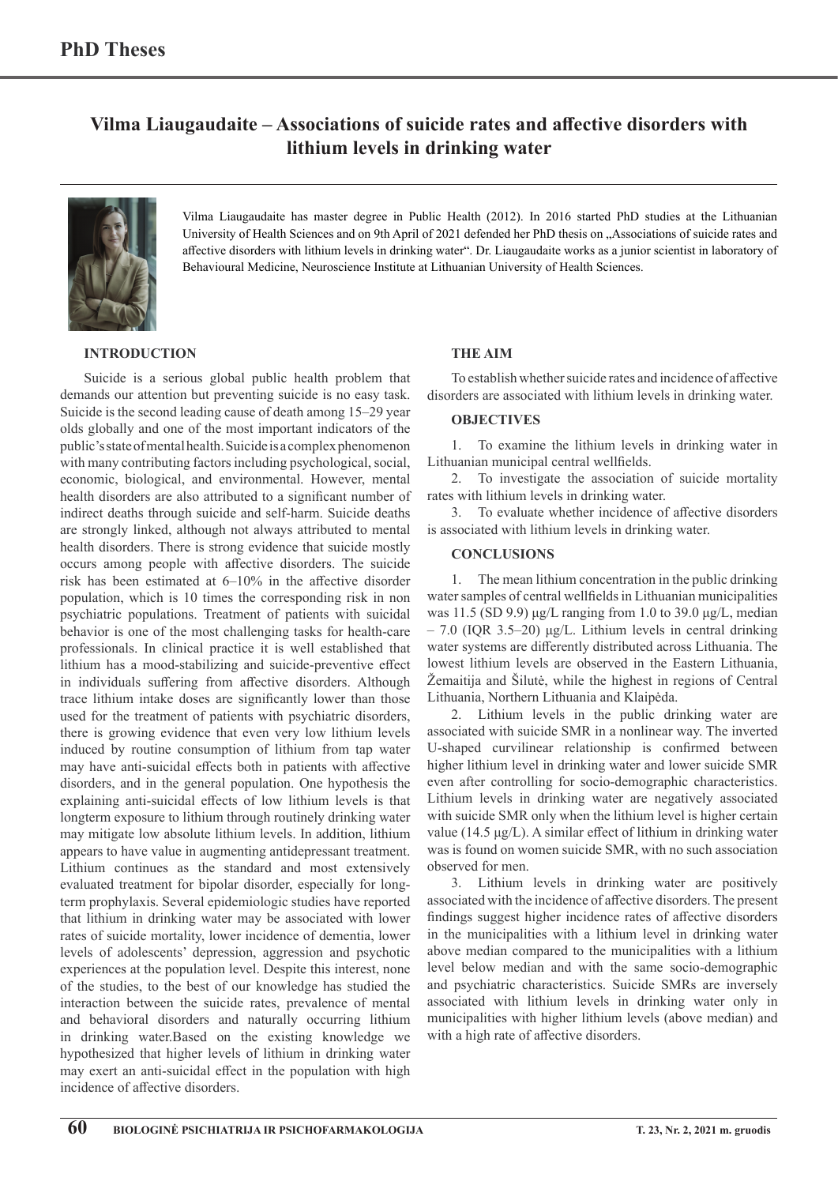# PhD Theses

## Vilma Liaugaudaite – Associations of suicide rates and affective disorders with lithium levels in drinking water

Vilma Liaugaudaite has master degree in Public Health (2012). In 2016 started PhD studies at the Lithuanian University of Health Sciences and on 9th April of 2021 defended her PhD thesis on „Associations of suicide rates and affective disorders with lithium levels in drinking water". Dr. Liaugaudaite works as a junior scientist in laboratory of Behavioural Medicine, Neuroscience Institute at Lithuanian University of Health Sciences.

### INTRODUCTION

Suicide is a serious global public health problem that demands our attention but preventing suicide is no easy task. Suicide is the second leading cause of death among 15–29 year olds globally and one of the most important indicators of the public's state of mental health. Suicide is a complex phenomenon with many contributing factors including psychological, social, economic, biological, and environmental. However, mental health disorders are also attributed to a significant number of indirect deaths through suicide and self-harm. Suicide deaths are strongly linked, although not always attributed to mental health disorders. There is strong evidence that suicide mostly occurs among people with affective disorders. The suicide risk has been estimated at 6–10% in the affective disorder population, which is 10 times the corresponding risk in non psychiatric populations. Treatment of patients with suicidal behavior is one of the most challenging tasks for health-care professionals. In clinical practice it is well established that lithium has a mood-stabilizing and suicide-preventive effect in individuals suffering from affective disorders. Although trace lithium intake doses are significantly lower than those used for the treatment of patients with psychiatric disorders, there is growing evidence that even very low lithium levels induced by routine consumption of lithium from tap water may have anti-suicidal effects both in patients with affective disorders, and in the general population. One hypothesis the explaining anti-suicidal effects of low lithium levels is that longterm exposure to lithium through routinely drinking water may mitigate low absolute lithium levels. In addition, lithium appears to have value in augmenting antidepressant treatment. Lithium continues as the standard and most extensively evaluated treatment for bipolar disorder, especially for long-term prophylaxis. Several epidemiologic studies have reported that lithium in drinking water may be associated with lower rates of suicide mortality, lower incidence of dementia, lower levels of adolescents' depression, aggression and psychotic experiences at the population level. Despite this interest, none of the studies, to the best of our knowledge has studied the interaction between the suicide rates, prevalence of mental and behavioral disorders and naturally occurring lithium in drinking water.Based on the existing knowledge we hypothesized that higher levels of lithium in drinking water may exert an anti-suicidal effect in the population with high incidence of affective disorders.

### THE AIM

To establish whether suicide rates and incidence of affective disorders are associated with lithium levels in drinking water.

### OBJECTIVES

1. To examine the lithium levels in drinking water in Lithuanian municipal central wellfields.
2. To investigate the association of suicide mortality rates with lithium levels in drinking water.
3. To evaluate whether incidence of affective disorders is associated with lithium levels in drinking water.

### CONCLUSIONS

1. The mean lithium concentration in the public drinking water samples of central wellfields in Lithuanian municipalities was 11.5 (SD 9.9) μg/L ranging from 1.0 to 39.0 μg/L, median – 7.0 (IQR 3.5–20) μg/L. Lithium levels in central drinking water systems are differently distributed across Lithuania. The lowest lithium levels are observed in the Eastern Lithuania, Žemaitija and Šilutė, while the highest in regions of Central Lithuania, Northern Lithuania and Klaipėda.
2. Lithium levels in the public drinking water are associated with suicide SMR in a nonlinear way. The inverted U-shaped curvilinear relationship is confirmed between higher lithium level in drinking water and lower suicide SMR even after controlling for socio-demographic characteristics. Lithium levels in drinking water are negatively associated with suicide SMR only when the lithium level is higher certain value (14.5 μg/L). A similar effect of lithium in drinking water was is found on women suicide SMR, with no such association observed for men.
3. Lithium levels in drinking water are positively associated with the incidence of affective disorders. The present findings suggest higher incidence rates of affective disorders in the municipalities with a lithium level in drinking water above median compared to the municipalities with a lithium level below median and with the same socio-demographic and psychiatric characteristics. Suicide SMRs are inversely associated with lithium levels in drinking water only in municipalities with higher lithium levels (above median) and with a high rate of affective disorders.